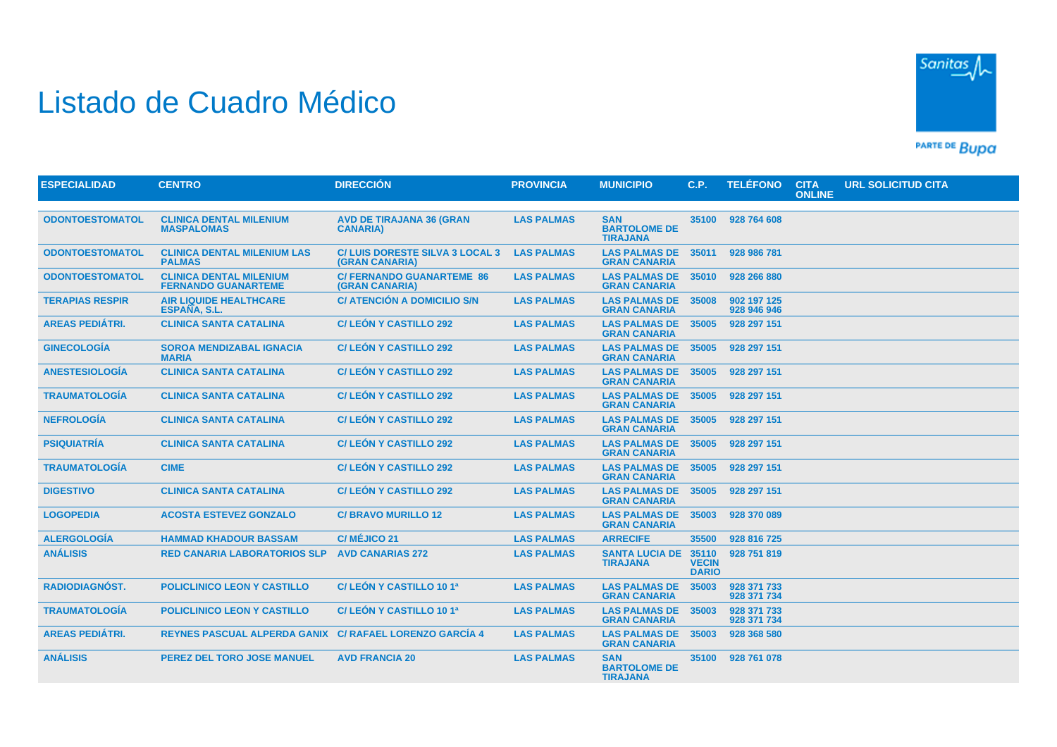# Listado de Cuadro Médico

| ESPECIALIDAD | CENTRO | DIRECCIÓN | PROVINCIA | MUNICIPIO | C.P. | TELÉFONO | CITA ONLINE | URL SOLICITUD CITA |
|---|---|---|---|---|---|---|---|---|
| ODONTOESTOMATOL | CLINICA DENTAL MILENIUM MASPALOMAS | AVD DE TIRAJANA 36 (GRAN CANARIA) | LAS PALMAS | SAN BARTOLOME DE TIRAJANA | 35100 | 928 764 608 | | |
| ODONTOESTOMATOL | CLINICA DENTAL MILENIUM LAS PALMAS | C/ LUIS DORESTE SILVA 3 LOCAL 3 (GRAN CANARIA) | LAS PALMAS | LAS PALMAS DE GRAN CANARIA | 35011 | 928 986 781 | | |
| ODONTOESTOMATOL | CLINICA DENTAL MILENIUM FERNANDO GUANARTEME | C/ FERNANDO GUANARTEME 86 (GRAN CANARIA) | LAS PALMAS | LAS PALMAS DE GRAN CANARIA | 35010 | 928 266 880 | | |
| TERAPIAS RESPIR | AIR LIQUIDE HEALTHCARE ESPAÑA, S.L. | C/ ATENCIÓN A DOMICILIO S/N | LAS PALMAS | LAS PALMAS DE GRAN CANARIA | 35008 | 902 197 125 928 946 946 | | |
| AREAS PEDIÁTRI. | CLINICA SANTA CATALINA | C/ LEÓN Y CASTILLO 292 | LAS PALMAS | LAS PALMAS DE GRAN CANARIA | 35005 | 928 297 151 | | |
| GINECOLOGÍA | SOROA MENDIZABAL IGNACIA MARIA | C/ LEÓN Y CASTILLO 292 | LAS PALMAS | LAS PALMAS DE GRAN CANARIA | 35005 | 928 297 151 | | |
| ANESTESIOLOGÍA | CLINICA SANTA CATALINA | C/ LEÓN Y CASTILLO 292 | LAS PALMAS | LAS PALMAS DE GRAN CANARIA | 35005 | 928 297 151 | | |
| TRAUMATOLOGÍA | CLINICA SANTA CATALINA | C/ LEÓN Y CASTILLO 292 | LAS PALMAS | LAS PALMAS DE GRAN CANARIA | 35005 | 928 297 151 | | |
| NEFROLOGÍA | CLINICA SANTA CATALINA | C/ LEÓN Y CASTILLO 292 | LAS PALMAS | LAS PALMAS DE GRAN CANARIA | 35005 | 928 297 151 | | |
| PSIQUIATRÍA | CLINICA SANTA CATALINA | C/ LEÓN Y CASTILLO 292 | LAS PALMAS | LAS PALMAS DE GRAN CANARIA | 35005 | 928 297 151 | | |
| TRAUMATOLOGÍA | CIME | C/ LEÓN Y CASTILLO 292 | LAS PALMAS | LAS PALMAS DE GRAN CANARIA | 35005 | 928 297 151 | | |
| DIGESTIVO | CLINICA SANTA CATALINA | C/ LEÓN Y CASTILLO 292 | LAS PALMAS | LAS PALMAS DE GRAN CANARIA | 35005 | 928 297 151 | | |
| LOGOPEDIA | ACOSTA ESTEVEZ GONZALO | C/ BRAVO MURILLO 12 | LAS PALMAS | LAS PALMAS DE GRAN CANARIA | 35003 | 928 370 089 | | |
| ALERGOLOGÍA | HAMMAD KHADOUR BASSAM | C/ MÉJICO 21 | LAS PALMAS | ARRECIFE | 35500 | 928 816 725 | | |
| ANÁLISIS | RED CANARIA LABORATORIOS SLP | AVD CANARIAS 272 | LAS PALMAS | SANTA LUCIA DE TIRAJANA | 35110 VECIN DARIO | 928 751 819 | | |
| RADIODIAGNÓST. | POLICLINICO LEON Y CASTILLO | C/ LEÓN Y CASTILLO 10 1ª | LAS PALMAS | LAS PALMAS DE GRAN CANARIA | 35003 | 928 371 733 928 371 734 | | |
| TRAUMATOLOGÍA | POLICLINICO LEON Y CASTILLO | C/ LEÓN Y CASTILLO 10 1ª | LAS PALMAS | LAS PALMAS DE GRAN CANARIA | 35003 | 928 371 733 928 371 734 | | |
| AREAS PEDIÁTRI. | REYNES PASCUAL ALPERDA GANIX | C/ RAFAEL LORENZO GARCÍA 4 | LAS PALMAS | LAS PALMAS DE GRAN CANARIA | 35003 | 928 368 580 | | |
| ANÁLISIS | PEREZ DEL TORO JOSE MANUEL | AVD FRANCIA 20 | LAS PALMAS | SAN BARTOLOME DE TIRAJANA | 35100 | 928 761 078 | | |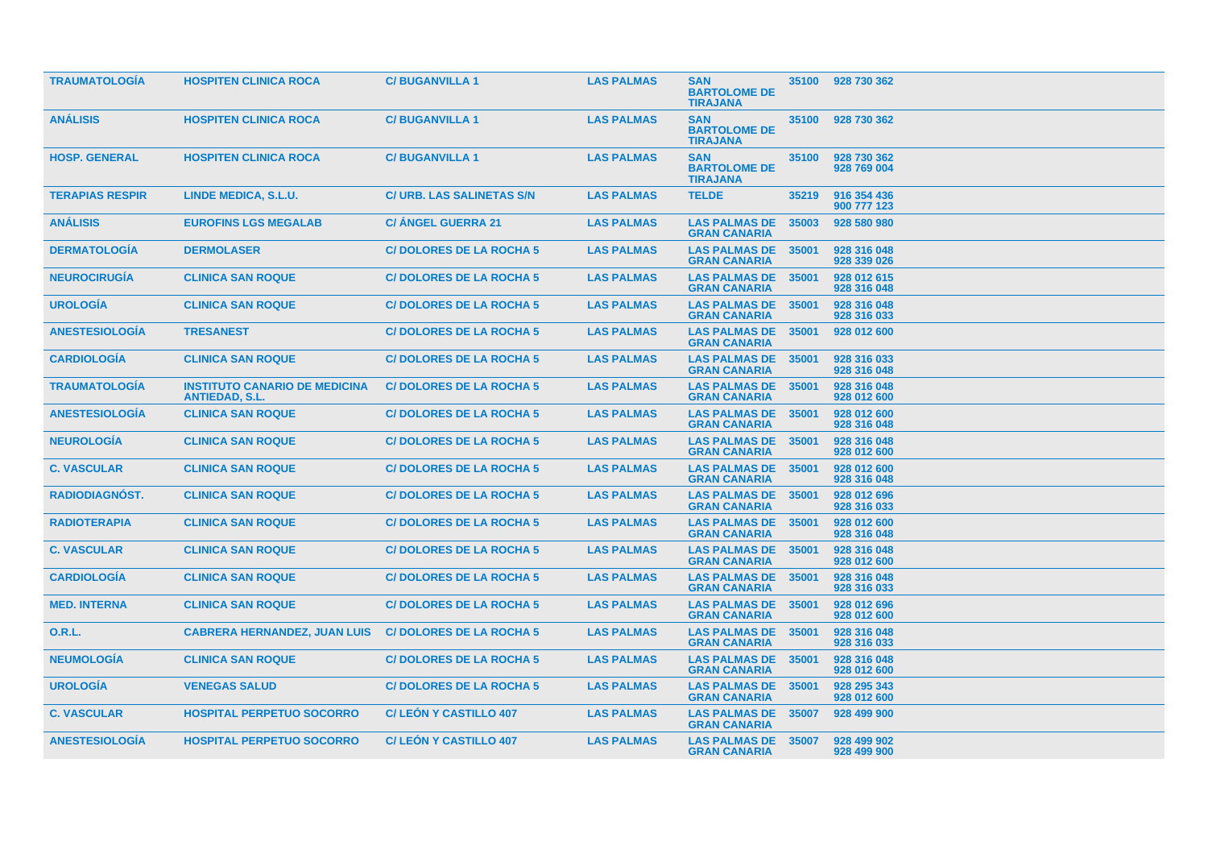| | | | | | | |
|---|---|---|---|---|---|---|
| TRAUMATOLOGÍA | HOSPITEN CLINICA ROCA | C/ BUGANVILLA 1 | LAS PALMAS | SAN BARTOLOME DE TIRAJANA | 35100 | 928 730 362 |
| ANÁLISIS | HOSPITEN CLINICA ROCA | C/ BUGANVILLA 1 | LAS PALMAS | SAN BARTOLOME DE TIRAJANA | 35100 | 928 730 362 |
| HOSP. GENERAL | HOSPITEN CLINICA ROCA | C/ BUGANVILLA 1 | LAS PALMAS | SAN BARTOLOME DE TIRAJANA | 35100 | 928 730 362<br>928 769 004 |
| TERAPIAS RESPIR | LINDE MEDICA, S.L.U. | C/ URB. LAS SALINETAS S/N | LAS PALMAS | TELDE | 35219 | 916 354 436<br>900 777 123 |
| ANÁLISIS | EUROFINS LGS MEGALAB | C/ ÁNGEL GUERRA 21 | LAS PALMAS | LAS PALMAS DE GRAN CANARIA | 35003 | 928 580 980 |
| DERMATOLOGÍA | DERMOLASER | C/ DOLORES DE LA ROCHA 5 | LAS PALMAS | LAS PALMAS DE GRAN CANARIA | 35001 | 928 316 048<br>928 339 026 |
| NEUROCIRUGÍA | CLINICA SAN ROQUE | C/ DOLORES DE LA ROCHA 5 | LAS PALMAS | LAS PALMAS DE GRAN CANARIA | 35001 | 928 012 615<br>928 316 048 |
| UROLOGÍA | CLINICA SAN ROQUE | C/ DOLORES DE LA ROCHA 5 | LAS PALMAS | LAS PALMAS DE GRAN CANARIA | 35001 | 928 316 048<br>928 316 033 |
| ANESTESIOLOGÍA | TRESANEST | C/ DOLORES DE LA ROCHA 5 | LAS PALMAS | LAS PALMAS DE GRAN CANARIA | 35001 | 928 012 600 |
| CARDIOLOGÍA | CLINICA SAN ROQUE | C/ DOLORES DE LA ROCHA 5 | LAS PALMAS | LAS PALMAS DE GRAN CANARIA | 35001 | 928 316 033<br>928 316 048 |
| TRAUMATOLOGÍA | INSTITUTO CANARIO DE MEDICINA ANTIEDAD, S.L. | C/ DOLORES DE LA ROCHA 5 | LAS PALMAS | LAS PALMAS DE GRAN CANARIA | 35001 | 928 316 048<br>928 012 600 |
| ANESTESIOLOGÍA | CLINICA SAN ROQUE | C/ DOLORES DE LA ROCHA 5 | LAS PALMAS | LAS PALMAS DE GRAN CANARIA | 35001 | 928 012 600<br>928 316 048 |
| NEUROLOGÍA | CLINICA SAN ROQUE | C/ DOLORES DE LA ROCHA 5 | LAS PALMAS | LAS PALMAS DE GRAN CANARIA | 35001 | 928 316 048<br>928 012 600 |
| C. VASCULAR | CLINICA SAN ROQUE | C/ DOLORES DE LA ROCHA 5 | LAS PALMAS | LAS PALMAS DE GRAN CANARIA | 35001 | 928 012 600<br>928 316 048 |
| RADIODIAGNÓST. | CLINICA SAN ROQUE | C/ DOLORES DE LA ROCHA 5 | LAS PALMAS | LAS PALMAS DE GRAN CANARIA | 35001 | 928 012 696<br>928 316 033 |
| RADIOTERAPIA | CLINICA SAN ROQUE | C/ DOLORES DE LA ROCHA 5 | LAS PALMAS | LAS PALMAS DE GRAN CANARIA | 35001 | 928 012 600<br>928 316 048 |
| C. VASCULAR | CLINICA SAN ROQUE | C/ DOLORES DE LA ROCHA 5 | LAS PALMAS | LAS PALMAS DE GRAN CANARIA | 35001 | 928 316 048<br>928 012 600 |
| CARDIOLOGÍA | CLINICA SAN ROQUE | C/ DOLORES DE LA ROCHA 5 | LAS PALMAS | LAS PALMAS DE GRAN CANARIA | 35001 | 928 316 048<br>928 316 033 |
| MED. INTERNA | CLINICA SAN ROQUE | C/ DOLORES DE LA ROCHA 5 | LAS PALMAS | LAS PALMAS DE GRAN CANARIA | 35001 | 928 012 696<br>928 012 600 |
| O.R.L. | CABRERA HERNANDEZ, JUAN LUIS | C/ DOLORES DE LA ROCHA 5 | LAS PALMAS | LAS PALMAS DE GRAN CANARIA | 35001 | 928 316 048<br>928 316 033 |
| NEUMOLOGÍA | CLINICA SAN ROQUE | C/ DOLORES DE LA ROCHA 5 | LAS PALMAS | LAS PALMAS DE GRAN CANARIA | 35001 | 928 316 048<br>928 012 600 |
| UROLOGÍA | VENEGAS SALUD | C/ DOLORES DE LA ROCHA 5 | LAS PALMAS | LAS PALMAS DE GRAN CANARIA | 35001 | 928 295 343<br>928 012 600 |
| C. VASCULAR | HOSPITAL PERPETUO SOCORRO | C/ LEÓN Y CASTILLO 407 | LAS PALMAS | LAS PALMAS DE GRAN CANARIA | 35007 | 928 499 900 |
| ANESTESIOLOGÍA | HOSPITAL PERPETUO SOCORRO | C/ LEÓN Y CASTILLO 407 | LAS PALMAS | LAS PALMAS DE GRAN CANARIA | 35007 | 928 499 902<br>928 499 900 |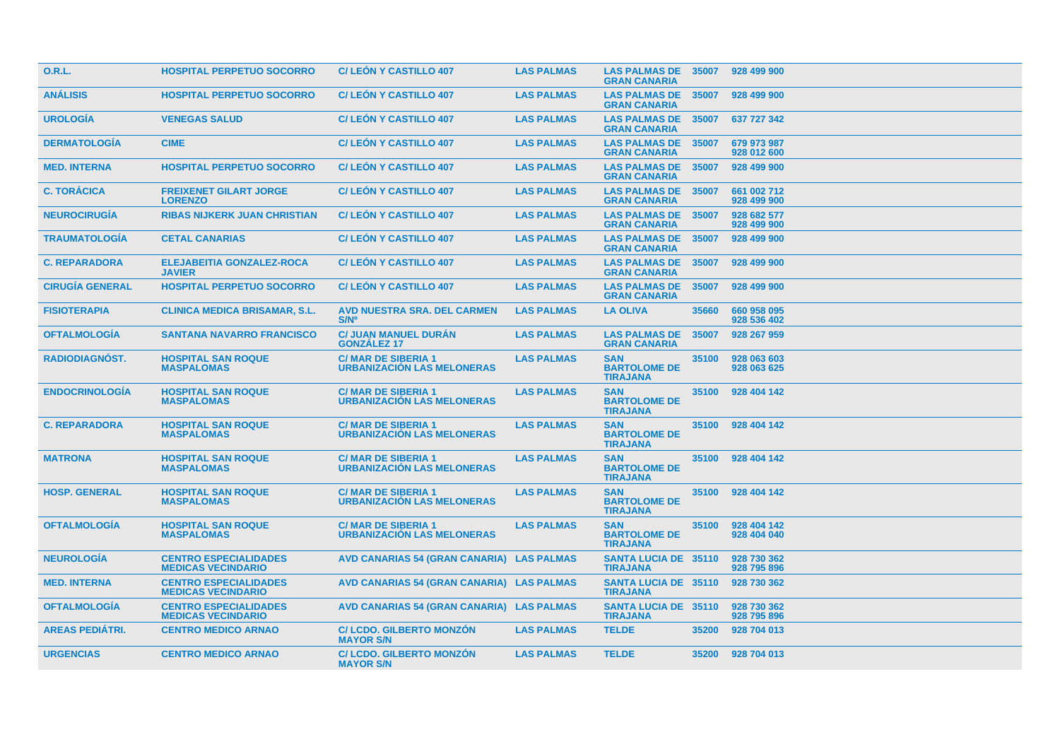| O.R.L. | HOSPITAL PERPETUO SOCORRO | C/ LEÓN Y CASTILLO 407 | LAS PALMAS | LAS PALMAS DE GRAN CANARIA | 35007 | 928 499 900 |
|---|---|---|---|---|---|---|
| ANÁLISIS | HOSPITAL PERPETUO SOCORRO | C/ LEÓN Y CASTILLO 407 | LAS PALMAS | LAS PALMAS DE GRAN CANARIA | 35007 | 928 499 900 |
| UROLOGÍA | VENEGAS SALUD | C/ LEÓN Y CASTILLO 407 | LAS PALMAS | LAS PALMAS DE GRAN CANARIA | 35007 | 637 727 342 |
| DERMATOLOGÍA | CIME | C/ LEÓN Y CASTILLO 407 | LAS PALMAS | LAS PALMAS DE GRAN CANARIA | 35007 | 679 973 987 928 012 600 |
| MED. INTERNA | HOSPITAL PERPETUO SOCORRO | C/ LEÓN Y CASTILLO 407 | LAS PALMAS | LAS PALMAS DE GRAN CANARIA | 35007 | 928 499 900 |
| C. TORÁCICA | FREIXENET GILART JORGE LORENZO | C/ LEÓN Y CASTILLO 407 | LAS PALMAS | LAS PALMAS DE GRAN CANARIA | 35007 | 661 002 712 928 499 900 |
| NEUROCIRUGÍA | RIBAS NIJKERK JUAN CHRISTIAN | C/ LEÓN Y CASTILLO 407 | LAS PALMAS | LAS PALMAS DE GRAN CANARIA | 35007 | 928 682 577 928 499 900 |
| TRAUMATOLOGÍA | CETAL CANARIAS | C/ LEÓN Y CASTILLO 407 | LAS PALMAS | LAS PALMAS DE GRAN CANARIA | 35007 | 928 499 900 |
| C. REPARADORA | ELEJABEITIA GONZALEZ-ROCA JAVIER | C/ LEÓN Y CASTILLO 407 | LAS PALMAS | LAS PALMAS DE GRAN CANARIA | 35007 | 928 499 900 |
| CIRUGÍA GENERAL | HOSPITAL PERPETUO SOCORRO | C/ LEÓN Y CASTILLO 407 | LAS PALMAS | LAS PALMAS DE GRAN CANARIA | 35007 | 928 499 900 |
| FISIOTERAPIA | CLINICA MEDICA BRISAMAR, S.L. | AVD NUESTRA SRA. DEL CARMEN S/Nº | LAS PALMAS | LA OLIVA | 35660 | 660 958 095 928 536 402 |
| OFTALMOLOGÍA | SANTANA NAVARRO FRANCISCO | C/ JUAN MANUEL DURÁN GONZÁLEZ 17 | LAS PALMAS | LAS PALMAS DE GRAN CANARIA | 35007 | 928 267 959 |
| RADIODIAGNÓST. | HOSPITAL SAN ROQUE MASPALOMAS | C/ MAR DE SIBERIA 1 URBANIZACIÓN LAS MELONERAS | LAS PALMAS | SAN BARTOLOME DE TIRAJANA | 35100 | 928 063 603 928 063 625 |
| ENDOCRINOLOGÍA | HOSPITAL SAN ROQUE MASPALOMAS | C/ MAR DE SIBERIA 1 URBANIZACIÓN LAS MELONERAS | LAS PALMAS | SAN BARTOLOME DE TIRAJANA | 35100 | 928 404 142 |
| C. REPARADORA | HOSPITAL SAN ROQUE MASPALOMAS | C/ MAR DE SIBERIA 1 URBANIZACIÓN LAS MELONERAS | LAS PALMAS | SAN BARTOLOME DE TIRAJANA | 35100 | 928 404 142 |
| MATRONA | HOSPITAL SAN ROQUE MASPALOMAS | C/ MAR DE SIBERIA 1 URBANIZACIÓN LAS MELONERAS | LAS PALMAS | SAN BARTOLOME DE TIRAJANA | 35100 | 928 404 142 |
| HOSP. GENERAL | HOSPITAL SAN ROQUE MASPALOMAS | C/ MAR DE SIBERIA 1 URBANIZACIÓN LAS MELONERAS | LAS PALMAS | SAN BARTOLOME DE TIRAJANA | 35100 | 928 404 142 |
| OFTALMOLOGÍA | HOSPITAL SAN ROQUE MASPALOMAS | C/ MAR DE SIBERIA 1 URBANIZACIÓN LAS MELONERAS | LAS PALMAS | SAN BARTOLOME DE TIRAJANA | 35100 | 928 404 142 928 404 040 |
| NEUROLOGÍA | CENTRO ESPECIALIDADES MEDICAS VECINDARIO | AVD CANARIAS 54 (GRAN CANARIA) | LAS PALMAS | SANTA LUCIA DE TIRAJANA | 35110 | 928 730 362 928 795 896 |
| MED. INTERNA | CENTRO ESPECIALIDADES MEDICAS VECINDARIO | AVD CANARIAS 54 (GRAN CANARIA) | LAS PALMAS | SANTA LUCIA DE TIRAJANA | 35110 | 928 730 362 |
| OFTALMOLOGÍA | CENTRO ESPECIALIDADES MEDICAS VECINDARIO | AVD CANARIAS 54 (GRAN CANARIA) | LAS PALMAS | SANTA LUCIA DE TIRAJANA | 35110 | 928 730 362 928 795 896 |
| AREAS PEDIÁTRI. | CENTRO MEDICO ARNAO | C/ LCDO. GILBERTO MONZÓN MAYOR S/N | LAS PALMAS | TELDE | 35200 | 928 704 013 |
| URGENCIAS | CENTRO MEDICO ARNAO | C/ LCDO. GILBERTO MONZÓN MAYOR S/N | LAS PALMAS | TELDE | 35200 | 928 704 013 |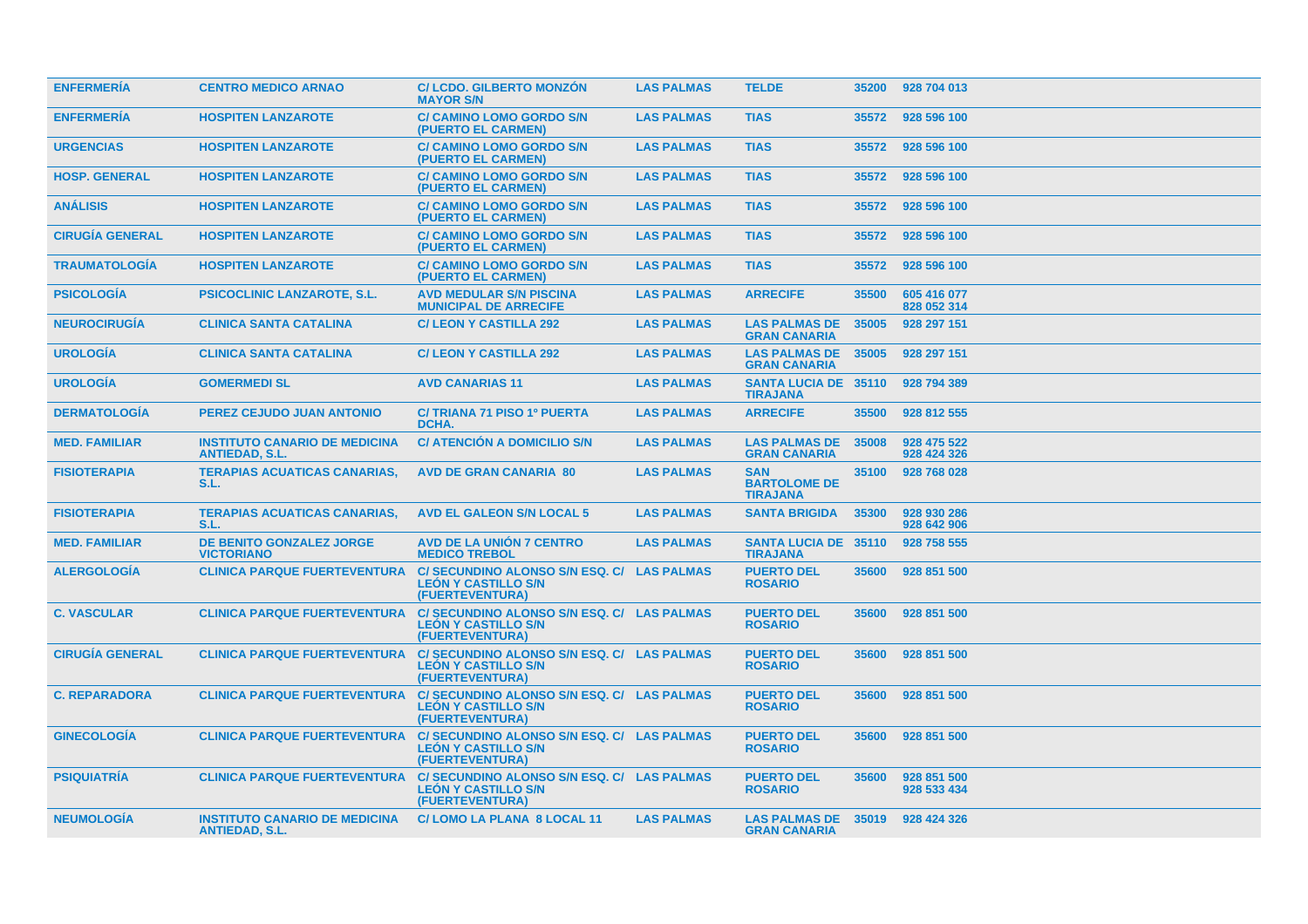| | | | | | | |
|---|---|---|---|---|---|---|
| ENFERMERÍA | CENTRO MEDICO ARNAO | C/ LCDO. GILBERTO MONZÓN MAYOR S/N | LAS PALMAS | TELDE | 35200 | 928 704 013 |
| ENFERMERÍA | HOSPITEN LANZAROTE | C/ CAMINO LOMO GORDO S/N (PUERTO EL CARMEN) | LAS PALMAS | TIAS | 35572 | 928 596 100 |
| URGENCIAS | HOSPITEN LANZAROTE | C/ CAMINO LOMO GORDO S/N (PUERTO EL CARMEN) | LAS PALMAS | TIAS | 35572 | 928 596 100 |
| HOSP. GENERAL | HOSPITEN LANZAROTE | C/ CAMINO LOMO GORDO S/N (PUERTO EL CARMEN) | LAS PALMAS | TIAS | 35572 | 928 596 100 |
| ANÁLISIS | HOSPITEN LANZAROTE | C/ CAMINO LOMO GORDO S/N (PUERTO EL CARMEN) | LAS PALMAS | TIAS | 35572 | 928 596 100 |
| CIRUGÍA GENERAL | HOSPITEN LANZAROTE | C/ CAMINO LOMO GORDO S/N (PUERTO EL CARMEN) | LAS PALMAS | TIAS | 35572 | 928 596 100 |
| TRAUMATOLOGÍA | HOSPITEN LANZAROTE | C/ CAMINO LOMO GORDO S/N (PUERTO EL CARMEN) | LAS PALMAS | TIAS | 35572 | 928 596 100 |
| PSICOLOGÍA | PSICOCLINIC LANZAROTE, S.L. | AVD MEDULAR S/N PISCINA MUNICIPAL DE ARRECIFE | LAS PALMAS | ARRECIFE | 35500 | 605 416 077 828 052 314 |
| NEUROCIRUGÍA | CLINICA SANTA CATALINA | C/ LEON Y CASTILLA 292 | LAS PALMAS | LAS PALMAS DE GRAN CANARIA | 35005 | 928 297 151 |
| UROLOGÍA | CLINICA SANTA CATALINA | C/ LEON Y CASTILLA 292 | LAS PALMAS | LAS PALMAS DE GRAN CANARIA | 35005 | 928 297 151 |
| UROLOGÍA | GOMERMEDI SL | AVD CANARIAS 11 | LAS PALMAS | SANTA LUCIA DE TIRAJANA | 35110 | 928 794 389 |
| DERMATOLOGÍA | PEREZ CEJUDO JUAN ANTONIO | C/ TRIANA 71 PISO 1º PUERTA DCHA. | LAS PALMAS | ARRECIFE | 35500 | 928 812 555 |
| MED. FAMILIAR | INSTITUTO CANARIO DE MEDICINA ANTIEDAD, S.L. | C/ ATENCIÓN A DOMICILIO S/N | LAS PALMAS | LAS PALMAS DE GRAN CANARIA | 35008 | 928 475 522 928 424 326 |
| FISIOTERAPIA | TERAPIAS ACUATICAS CANARIAS, S.L. | AVD DE GRAN CANARIA 80 | LAS PALMAS | SAN BARTOLOME DE TIRAJANA | 35100 | 928 768 028 |
| FISIOTERAPIA | TERAPIAS ACUATICAS CANARIAS, S.L. | AVD EL GALEON S/N LOCAL 5 | LAS PALMAS | SANTA BRIGIDA | 35300 | 928 930 286 928 642 906 |
| MED. FAMILIAR | DE BENITO GONZALEZ JORGE VICTORIANO | AVD DE LA UNIÓN 7 CENTRO MEDICO TREBOL | LAS PALMAS | SANTA LUCIA DE TIRAJANA | 35110 | 928 758 555 |
| ALERGOLOGÍA | CLINICA PARQUE FUERTEVENTURA | C/ SECUNDINO ALONSO S/N ESQ. C/ LEÓN Y CASTILLO S/N (FUERTEVENTURA) | LAS PALMAS | PUERTO DEL ROSARIO | 35600 | 928 851 500 |
| C. VASCULAR | CLINICA PARQUE FUERTEVENTURA | C/ SECUNDINO ALONSO S/N ESQ. C/ LEÓN Y CASTILLO S/N (FUERTEVENTURA) | LAS PALMAS | PUERTO DEL ROSARIO | 35600 | 928 851 500 |
| CIRUGÍA GENERAL | CLINICA PARQUE FUERTEVENTURA | C/ SECUNDINO ALONSO S/N ESQ. C/ LEÓN Y CASTILLO S/N (FUERTEVENTURA) | LAS PALMAS | PUERTO DEL ROSARIO | 35600 | 928 851 500 |
| C. REPARADORA | CLINICA PARQUE FUERTEVENTURA | C/ SECUNDINO ALONSO S/N ESQ. C/ LEÓN Y CASTILLO S/N (FUERTEVENTURA) | LAS PALMAS | PUERTO DEL ROSARIO | 35600 | 928 851 500 |
| GINECOLOGÍA | CLINICA PARQUE FUERTEVENTURA | C/ SECUNDINO ALONSO S/N ESQ. C/ LEÓN Y CASTILLO S/N (FUERTEVENTURA) | LAS PALMAS | PUERTO DEL ROSARIO | 35600 | 928 851 500 |
| PSIQUIATRÍA | CLINICA PARQUE FUERTEVENTURA | C/ SECUNDINO ALONSO S/N ESQ. C/ LEÓN Y CASTILLO S/N (FUERTEVENTURA) | LAS PALMAS | PUERTO DEL ROSARIO | 35600 | 928 851 500 928 533 434 |
| NEUMOLOGÍA | INSTITUTO CANARIO DE MEDICINA ANTIEDAD, S.L. | C/ LOMO LA PLANA 8 LOCAL 11 | LAS PALMAS | LAS PALMAS DE GRAN CANARIA | 35019 | 928 424 326 |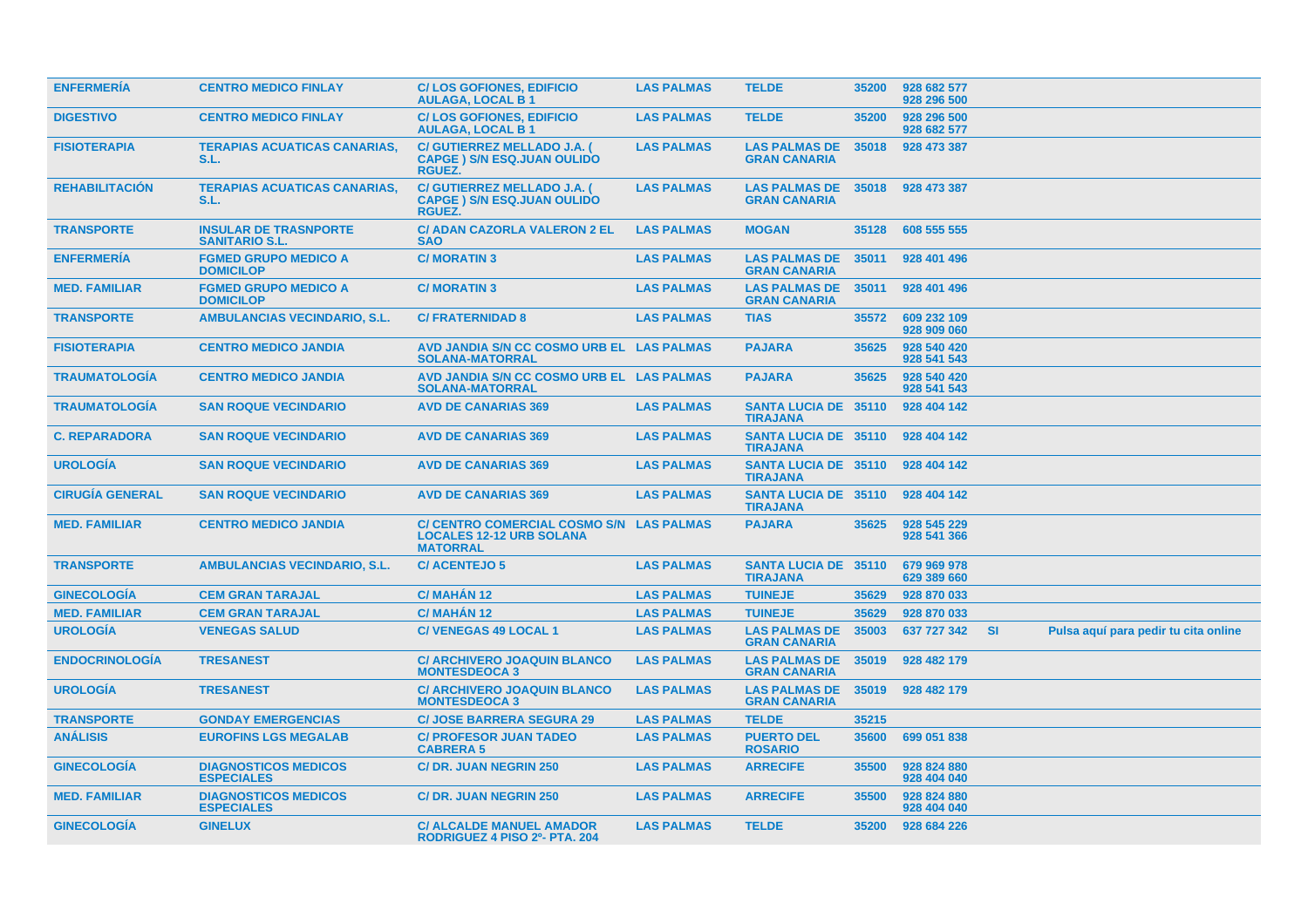| | | | | | | | | |
|---|---|---|---|---|---|---|---|---|
| ENFERMERÍA | CENTRO MEDICO FINLAY | C/ LOS GOFIONES, EDIFICIO AULAGA, LOCAL B 1 | LAS PALMAS | TELDE | 35200 | 928 682 577 928 296 500 | | |
| DIGESTIVO | CENTRO MEDICO FINLAY | C/ LOS GOFIONES, EDIFICIO AULAGA, LOCAL B 1 | LAS PALMAS | TELDE | 35200 | 928 296 500 928 682 577 | | |
| FISIOTERAPIA | TERAPIAS ACUATICAS CANARIAS, S.L. | C/ GUTIERREZ MELLADO J.A. ( CAPGE ) S/N ESQ.JUAN OULIDO RGUEZ. | LAS PALMAS | LAS PALMAS DE GRAN CANARIA | 35018 | 928 473 387 | | |
| REHABILITACIÓN | TERAPIAS ACUATICAS CANARIAS, S.L. | C/ GUTIERREZ MELLADO J.A. ( CAPGE ) S/N ESQ.JUAN OULIDO RGUEZ. | LAS PALMAS | LAS PALMAS DE GRAN CANARIA | 35018 | 928 473 387 | | |
| TRANSPORTE | INSULAR DE TRASNPORTE SANITARIO S.L. | C/ ADAN CAZORLA VALERON 2 EL SAO | LAS PALMAS | MOGAN | 35128 | 608 555 555 | | |
| ENFERMERÍA | FGMED GRUPO MEDICO A DOMICILOP | C/ MORATIN 3 | LAS PALMAS | LAS PALMAS DE GRAN CANARIA | 35011 | 928 401 496 | | |
| MED. FAMILIAR | FGMED GRUPO MEDICO A DOMICILOP | C/ MORATIN 3 | LAS PALMAS | LAS PALMAS DE GRAN CANARIA | 35011 | 928 401 496 | | |
| TRANSPORTE | AMBULANCIAS VECINDARIO, S.L. | C/ FRATERNIDAD 8 | LAS PALMAS | TIAS | 35572 | 609 232 109 928 909 060 | | |
| FISIOTERAPIA | CENTRO MEDICO JANDIA | AVD JANDIA S/N CC COSMO URB EL SOLANA-MATORRAL | LAS PALMAS | PAJARA | 35625 | 928 540 420 928 541 543 | | |
| TRAUMATOLOGÍA | CENTRO MEDICO JANDIA | AVD JANDIA S/N CC COSMO URB EL SOLANA-MATORRAL | LAS PALMAS | PAJARA | 35625 | 928 540 420 928 541 543 | | |
| TRAUMATOLOGÍA | SAN ROQUE VECINDARIO | AVD DE CANARIAS 369 | LAS PALMAS | SANTA LUCIA DE TIRAJANA | 35110 | 928 404 142 | | |
| C. REPARADORA | SAN ROQUE VECINDARIO | AVD DE CANARIAS 369 | LAS PALMAS | SANTA LUCIA DE TIRAJANA | 35110 | 928 404 142 | | |
| UROLOGÍA | SAN ROQUE VECINDARIO | AVD DE CANARIAS 369 | LAS PALMAS | SANTA LUCIA DE TIRAJANA | 35110 | 928 404 142 | | |
| CIRUGÍA GENERAL | SAN ROQUE VECINDARIO | AVD DE CANARIAS 369 | LAS PALMAS | SANTA LUCIA DE TIRAJANA | 35110 | 928 404 142 | | |
| MED. FAMILIAR | CENTRO MEDICO JANDIA | C/ CENTRO COMERCIAL COSMO S/N LOCALES 12-12 URB SOLANA MATORRAL | LAS PALMAS | PAJARA | 35625 | 928 545 229 928 541 366 | | |
| TRANSPORTE | AMBULANCIAS VECINDARIO, S.L. | C/ ACENTEJO 5 | LAS PALMAS | SANTA LUCIA DE TIRAJANA | 35110 | 679 969 978 629 389 660 | | |
| GINECOLOGÍA | CEM GRAN TARAJAL | C/ MAHÁN 12 | LAS PALMAS | TUINEJE | 35629 | 928 870 033 | | |
| MED. FAMILIAR | CEM GRAN TARAJAL | C/ MAHÁN 12 | LAS PALMAS | TUINEJE | 35629 | 928 870 033 | | |
| UROLOGÍA | VENEGAS SALUD | C/ VENEGAS 49 LOCAL 1 | LAS PALMAS | LAS PALMAS DE GRAN CANARIA | 35003 | 637 727 342 | SI | Pulsa aquí para pedir tu cita online |
| ENDOCRINOLOGÍA | TRESANEST | C/ ARCHIVERO JOAQUIN BLANCO MONTESDEOCA 3 | LAS PALMAS | LAS PALMAS DE GRAN CANARIA | 35019 | 928 482 179 | | |
| UROLOGÍA | TRESANEST | C/ ARCHIVERO JOAQUIN BLANCO MONTESDEOCA 3 | LAS PALMAS | LAS PALMAS DE GRAN CANARIA | 35019 | 928 482 179 | | |
| TRANSPORTE | GONDAY EMERGENCIAS | C/ JOSE BARRERA SEGURA 29 | LAS PALMAS | TELDE | 35215 | | | |
| ANÁLISIS | EUROFINS LGS MEGALAB | C/ PROFESOR JUAN TADEO CABRERA 5 | LAS PALMAS | PUERTO DEL ROSARIO | 35600 | 699 051 838 | | |
| GINECOLOGÍA | DIAGNOSTICOS MEDICOS ESPECIALES | C/ DR. JUAN NEGRIN 250 | LAS PALMAS | ARRECIFE | 35500 | 928 824 880 928 404 040 | | |
| MED. FAMILIAR | DIAGNOSTICOS MEDICOS ESPECIALES | C/ DR. JUAN NEGRIN 250 | LAS PALMAS | ARRECIFE | 35500 | 928 824 880 928 404 040 | | |
| GINECOLOGÍA | GINELUX | C/ ALCALDE MANUEL AMADOR RODRIGUEZ 4 PISO 2º- PTA. 204 | LAS PALMAS | TELDE | 35200 | 928 684 226 | | |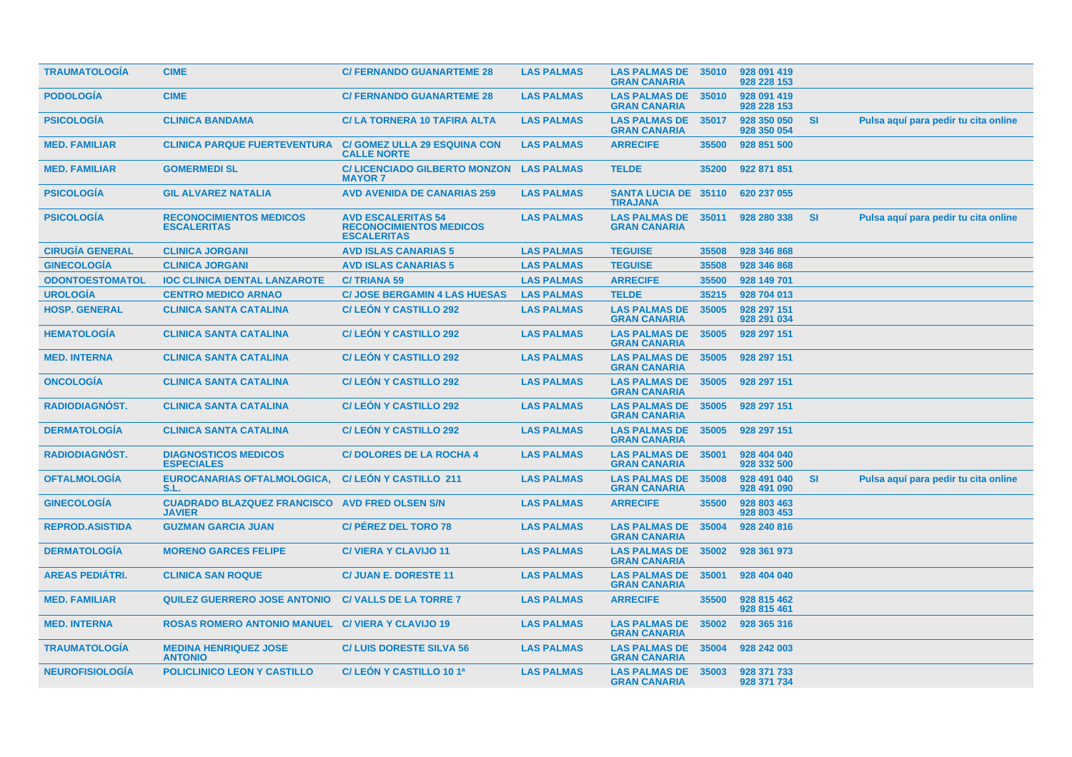| TRAUMATOLOGÍA | CIME | C/ FERNANDO GUANARTEME 28 | LAS PALMAS | LAS PALMAS DE GRAN CANARIA | 35010 | 928 091 419 928 228 153 | | |
|---|---|---|---|---|---|---|---|---|
| PODOLOGÍA | CIME | C/ FERNANDO GUANARTEME 28 | LAS PALMAS | LAS PALMAS DE GRAN CANARIA | 35010 | 928 091 419 928 228 153 | | |
| PSICOLOGÍA | CLINICA BANDAMA | C/ LA TORNERA 10 TAFIRA ALTA | LAS PALMAS | LAS PALMAS DE GRAN CANARIA | 35017 | 928 350 050 928 350 054 | SI | Pulsa aquí para pedir tu cita online |
| MED. FAMILIAR | CLINICA PARQUE FUERTEVENTURA | C/ GOMEZ ULLA 29 ESQUINA CON CALLE NORTE | LAS PALMAS | ARRECIFE | 35500 | 928 851 500 | | |
| MED. FAMILIAR | GOMERMEDI SL | C/ LICENCIADO GILBERTO MONZON MAYOR 7 | LAS PALMAS | TELDE | 35200 | 922 871 851 | | |
| PSICOLOGÍA | GIL ALVAREZ NATALIA | AVD AVENIDA DE CANARIAS 259 | LAS PALMAS | SANTA LUCIA DE TIRAJANA | 35110 | 620 237 055 | | |
| PSICOLOGÍA | RECONOCIMIENTOS MEDICOS ESCALERITAS | AVD ESCALERITAS 54 RECONOCIMIENTOS MEDICOS ESCALERITAS | LAS PALMAS | LAS PALMAS DE GRAN CANARIA | 35011 | 928 280 338 | SI | Pulsa aquí para pedir tu cita online |
| CIRUGÍA GENERAL | CLINICA JORGANI | AVD ISLAS CANARIAS 5 | LAS PALMAS | TEGUISE | 35508 | 928 346 868 | | |
| GINECOLOGÍA | CLINICA JORGANI | AVD ISLAS CANARIAS 5 | LAS PALMAS | TEGUISE | 35508 | 928 346 868 | | |
| ODONTOESTOMATOL | IOC CLINICA DENTAL LANZAROTE | C/ TRIANA 59 | LAS PALMAS | ARRECIFE | 35500 | 928 149 701 | | |
| UROLOGÍA | CENTRO MEDICO ARNAO | C/ JOSE BERGAMIN 4 LAS HUESAS | LAS PALMAS | TELDE | 35215 | 928 704 013 | | |
| HOSP. GENERAL | CLINICA SANTA CATALINA | C/ LEÓN Y CASTILLO 292 | LAS PALMAS | LAS PALMAS DE GRAN CANARIA | 35005 | 928 297 151 928 291 034 | | |
| HEMATOLOGÍA | CLINICA SANTA CATALINA | C/ LEÓN Y CASTILLO 292 | LAS PALMAS | LAS PALMAS DE GRAN CANARIA | 35005 | 928 297 151 | | |
| MED. INTERNA | CLINICA SANTA CATALINA | C/ LEÓN Y CASTILLO 292 | LAS PALMAS | LAS PALMAS DE GRAN CANARIA | 35005 | 928 297 151 | | |
| ONCOLOGÍA | CLINICA SANTA CATALINA | C/ LEÓN Y CASTILLO 292 | LAS PALMAS | LAS PALMAS DE GRAN CANARIA | 35005 | 928 297 151 | | |
| RADIODIAGNÓST. | CLINICA SANTA CATALINA | C/ LEÓN Y CASTILLO 292 | LAS PALMAS | LAS PALMAS DE GRAN CANARIA | 35005 | 928 297 151 | | |
| DERMATOLOGÍA | CLINICA SANTA CATALINA | C/ LEÓN Y CASTILLO 292 | LAS PALMAS | LAS PALMAS DE GRAN CANARIA | 35005 | 928 297 151 | | |
| RADIODIAGNÓST. | DIAGNOSTICOS MEDICOS ESPECIALES | C/ DOLORES DE LA ROCHA 4 | LAS PALMAS | LAS PALMAS DE GRAN CANARIA | 35001 | 928 404 040 928 332 500 | | |
| OFTALMOLOGÍA | EUROCANARIAS OFTALMOLOGICA, S.L. | C/ LEÓN Y CASTILLO 211 | LAS PALMAS | LAS PALMAS DE GRAN CANARIA | 35008 | 928 491 040 928 491 090 | SI | Pulsa aquí para pedir tu cita online |
| GINECOLOGÍA | CUADRADO BLAZQUEZ FRANCISCO JAVIER | AVD FRED OLSEN S/N | LAS PALMAS | ARRECIFE | 35500 | 928 803 463 928 803 453 | | |
| REPROD.ASISTIDA | GUZMAN GARCIA JUAN | C/ PÉREZ DEL TORO 78 | LAS PALMAS | LAS PALMAS DE GRAN CANARIA | 35004 | 928 240 816 | | |
| DERMATOLOGÍA | MORENO GARCES FELIPE | C/ VIERA Y CLAVIJO 11 | LAS PALMAS | LAS PALMAS DE GRAN CANARIA | 35002 | 928 361 973 | | |
| AREAS PEDIÁTRI. | CLINICA SAN ROQUE | C/ JUAN E. DORESTE 11 | LAS PALMAS | LAS PALMAS DE GRAN CANARIA | 35001 | 928 404 040 | | |
| MED. FAMILIAR | QUILEZ GUERRERO JOSE ANTONIO | C/ VALLS DE LA TORRE 7 | LAS PALMAS | ARRECIFE | 35500 | 928 815 462 928 815 461 | | |
| MED. INTERNA | ROSAS ROMERO ANTONIO MANUEL | C/ VIERA Y CLAVIJO 19 | LAS PALMAS | LAS PALMAS DE GRAN CANARIA | 35002 | 928 365 316 | | |
| TRAUMATOLOGÍA | MEDINA HENRIQUEZ JOSE ANTONIO | C/ LUIS DORESTE SILVA 56 | LAS PALMAS | LAS PALMAS DE GRAN CANARIA | 35004 | 928 242 003 | | |
| NEUROFISIOLOGÍA | POLICLINICO LEON Y CASTILLO | C/ LEÓN Y CASTILLO 10 1ª | LAS PALMAS | LAS PALMAS DE GRAN CANARIA | 35003 | 928 371 733 928 371 734 | | |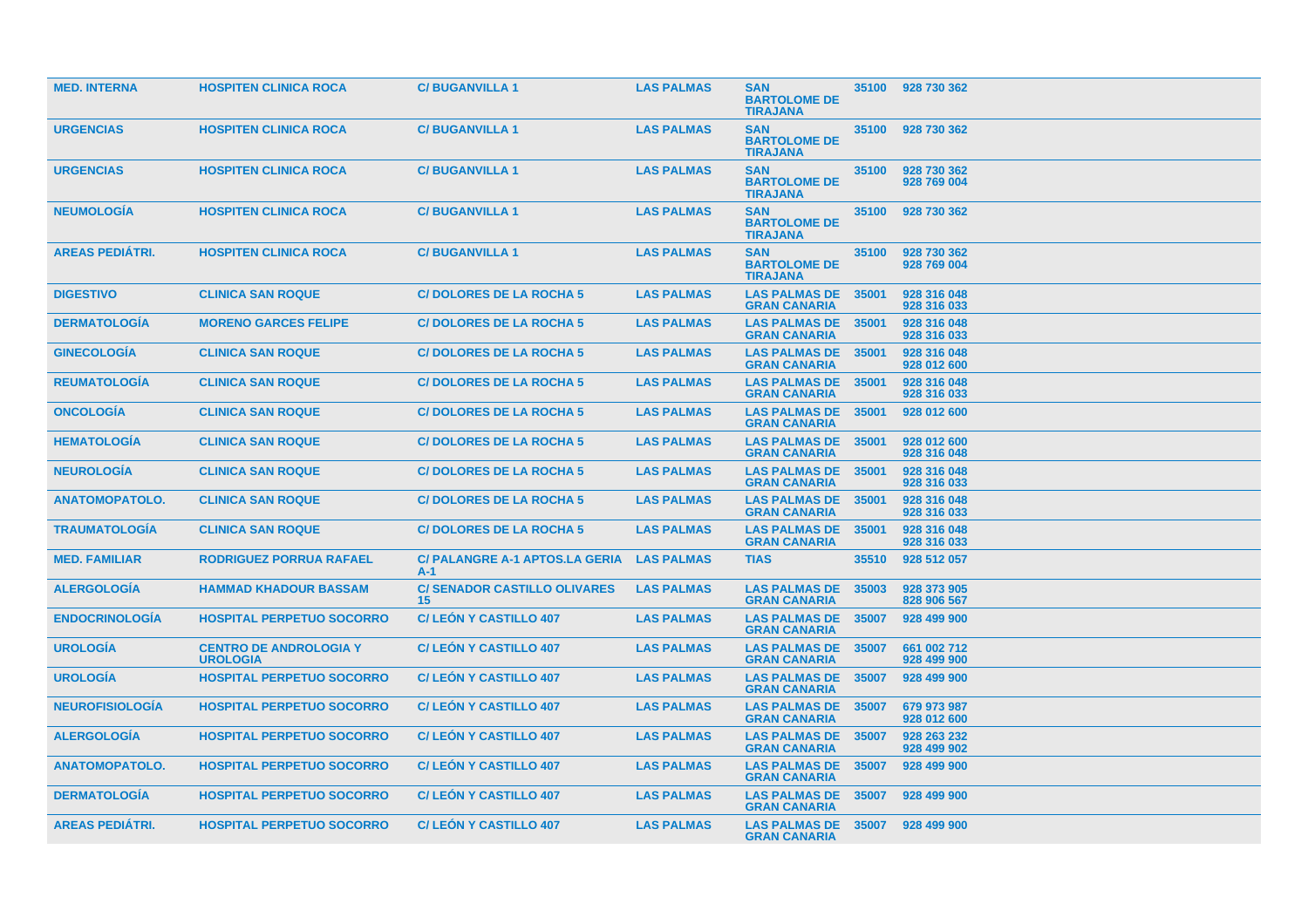| MED. INTERNA | HOSPITEN CLINICA ROCA | C/ BUGANVILLA 1 | LAS PALMAS | SAN BARTOLOME DE TIRAJANA | 35100 | 928 730 362 |
|---|---|---|---|---|---|---|
| URGENCIAS | HOSPITEN CLINICA ROCA | C/ BUGANVILLA 1 | LAS PALMAS | SAN BARTOLOME DE TIRAJANA | 35100 | 928 730 362 |
| URGENCIAS | HOSPITEN CLINICA ROCA | C/ BUGANVILLA 1 | LAS PALMAS | SAN BARTOLOME DE TIRAJANA | 35100 | 928 730 362 928 769 004 |
| NEUMOLOGÍA | HOSPITEN CLINICA ROCA | C/ BUGANVILLA 1 | LAS PALMAS | SAN BARTOLOME DE TIRAJANA | 35100 | 928 730 362 |
| AREAS PEDIÁTRI. | HOSPITEN CLINICA ROCA | C/ BUGANVILLA 1 | LAS PALMAS | SAN BARTOLOME DE TIRAJANA | 35100 | 928 730 362 928 769 004 |
| DIGESTIVO | CLINICA SAN ROQUE | C/ DOLORES DE LA ROCHA 5 | LAS PALMAS | LAS PALMAS DE GRAN CANARIA | 35001 | 928 316 048 928 316 033 |
| DERMATOLOGÍA | MORENO GARCES FELIPE | C/ DOLORES DE LA ROCHA 5 | LAS PALMAS | LAS PALMAS DE GRAN CANARIA | 35001 | 928 316 048 928 316 033 |
| GINECOLOGÍA | CLINICA SAN ROQUE | C/ DOLORES DE LA ROCHA 5 | LAS PALMAS | LAS PALMAS DE GRAN CANARIA | 35001 | 928 316 048 928 012 600 |
| REUMATOLOGÍA | CLINICA SAN ROQUE | C/ DOLORES DE LA ROCHA 5 | LAS PALMAS | LAS PALMAS DE GRAN CANARIA | 35001 | 928 316 048 928 316 033 |
| ONCOLOGÍA | CLINICA SAN ROQUE | C/ DOLORES DE LA ROCHA 5 | LAS PALMAS | LAS PALMAS DE GRAN CANARIA | 35001 | 928 012 600 |
| HEMATOLOGÍA | CLINICA SAN ROQUE | C/ DOLORES DE LA ROCHA 5 | LAS PALMAS | LAS PALMAS DE GRAN CANARIA | 35001 | 928 012 600 928 316 048 |
| NEUROLOGÍA | CLINICA SAN ROQUE | C/ DOLORES DE LA ROCHA 5 | LAS PALMAS | LAS PALMAS DE GRAN CANARIA | 35001 | 928 316 048 928 316 033 |
| ANATOMOPATOLO. | CLINICA SAN ROQUE | C/ DOLORES DE LA ROCHA 5 | LAS PALMAS | LAS PALMAS DE GRAN CANARIA | 35001 | 928 316 048 928 316 033 |
| TRAUMATOLOGÍA | CLINICA SAN ROQUE | C/ DOLORES DE LA ROCHA 5 | LAS PALMAS | LAS PALMAS DE GRAN CANARIA | 35001 | 928 316 048 928 316 033 |
| MED. FAMILIAR | RODRIGUEZ PORRUA RAFAEL | C/ PALANGRE A-1 APTOS.LA GERIA A-1 | LAS PALMAS | TIAS | 35510 | 928 512 057 |
| ALERGOLOGÍA | HAMMAD KHADOUR BASSAM | C/ SENADOR CASTILLO OLIVARES 15 | LAS PALMAS | LAS PALMAS DE GRAN CANARIA | 35003 | 928 373 905 828 906 567 |
| ENDOCRINOLOGÍA | HOSPITAL PERPETUO SOCORRO | C/ LEÓN Y CASTILLO 407 | LAS PALMAS | LAS PALMAS DE GRAN CANARIA | 35007 | 928 499 900 |
| UROLOGÍA | CENTRO DE ANDROLOGIA Y UROLOGIA | C/ LEÓN Y CASTILLO 407 | LAS PALMAS | LAS PALMAS DE GRAN CANARIA | 35007 | 661 002 712 928 499 900 |
| UROLOGÍA | HOSPITAL PERPETUO SOCORRO | C/ LEÓN Y CASTILLO 407 | LAS PALMAS | LAS PALMAS DE GRAN CANARIA | 35007 | 928 499 900 |
| NEUROFISIOLOGÍA | HOSPITAL PERPETUO SOCORRO | C/ LEÓN Y CASTILLO 407 | LAS PALMAS | LAS PALMAS DE GRAN CANARIA | 35007 | 679 973 987 928 012 600 |
| ALERGOLOGÍA | HOSPITAL PERPETUO SOCORRO | C/ LEÓN Y CASTILLO 407 | LAS PALMAS | LAS PALMAS DE GRAN CANARIA | 35007 | 928 263 232 928 499 902 |
| ANATOMOPATOLO. | HOSPITAL PERPETUO SOCORRO | C/ LEÓN Y CASTILLO 407 | LAS PALMAS | LAS PALMAS DE GRAN CANARIA | 35007 | 928 499 900 |
| DERMATOLOGÍA | HOSPITAL PERPETUO SOCORRO | C/ LEÓN Y CASTILLO 407 | LAS PALMAS | LAS PALMAS DE GRAN CANARIA | 35007 | 928 499 900 |
| AREAS PEDIÁTRI. | HOSPITAL PERPETUO SOCORRO | C/ LEÓN Y CASTILLO 407 | LAS PALMAS | LAS PALMAS DE GRAN CANARIA | 35007 | 928 499 900 |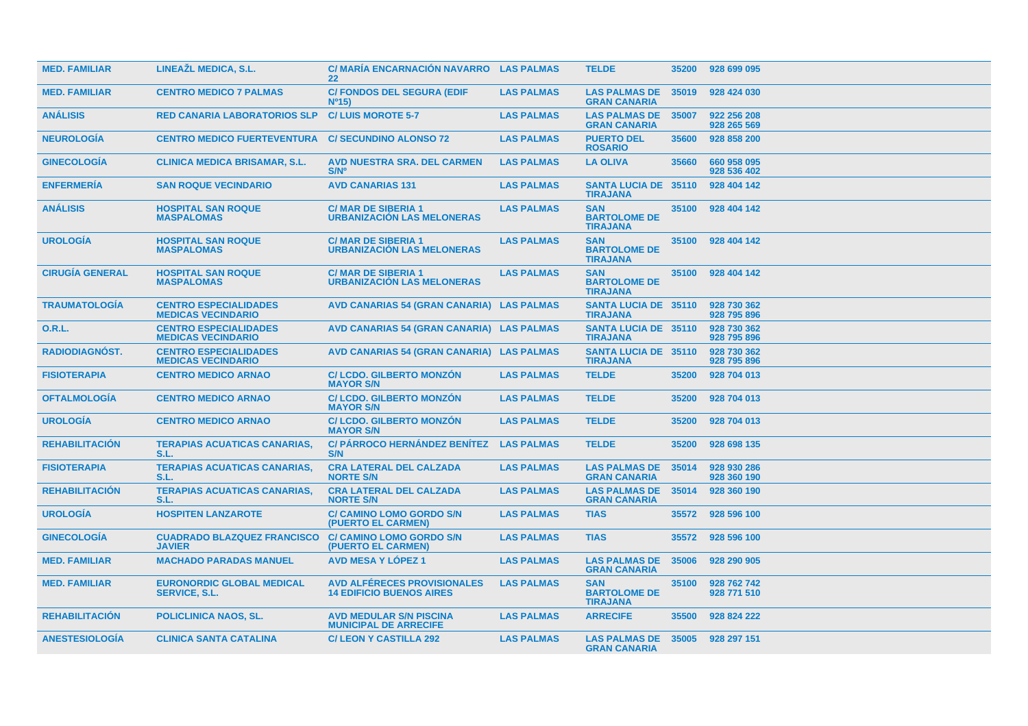| | | | | | | |
|---|---|---|---|---|---|---|
| MED. FAMILIAR | LINEAŽL MEDICA, S.L. | C/ MARÍA ENCARNACIÓN NAVARRO 22 | LAS PALMAS | TELDE | 35200 | 928 699 095 |
| MED. FAMILIAR | CENTRO MEDICO 7 PALMAS | C/ FONDOS DEL SEGURA (EDIF Nº15) | LAS PALMAS | LAS PALMAS DE GRAN CANARIA | 35019 | 928 424 030 |
| ANÁLISIS | RED CANARIA LABORATORIOS SLP | C/ LUIS MOROTE 5-7 | LAS PALMAS | LAS PALMAS DE GRAN CANARIA | 35007 | 922 256 208<br>928 265 569 |
| NEUROLOGÍA | CENTRO MEDICO FUERTEVENTURA | C/ SECUNDINO ALONSO 72 | LAS PALMAS | PUERTO DEL ROSARIO | 35600 | 928 858 200 |
| GINECOLOGÍA | CLINICA MEDICA BRISAMAR, S.L. | AVD NUESTRA SRA. DEL CARMEN S/Nº | LAS PALMAS | LA OLIVA | 35660 | 660 958 095<br>928 536 402 |
| ENFERMERÍA | SAN ROQUE VECINDARIO | AVD CANARIAS 131 | LAS PALMAS | SANTA LUCIA DE TIRAJANA | 35110 | 928 404 142 |
| ANÁLISIS | HOSPITAL SAN ROQUE MASPALOMAS | C/ MAR DE SIBERIA 1 URBANIZACIÓN LAS MELONERAS | LAS PALMAS | SAN BARTOLOME DE TIRAJANA | 35100 | 928 404 142 |
| UROLOGÍA | HOSPITAL SAN ROQUE MASPALOMAS | C/ MAR DE SIBERIA 1 URBANIZACIÓN LAS MELONERAS | LAS PALMAS | SAN BARTOLOME DE TIRAJANA | 35100 | 928 404 142 |
| CIRUGÍA GENERAL | HOSPITAL SAN ROQUE MASPALOMAS | C/ MAR DE SIBERIA 1 URBANIZACIÓN LAS MELONERAS | LAS PALMAS | SAN BARTOLOME DE TIRAJANA | 35100 | 928 404 142 |
| TRAUMATOLOGÍA | CENTRO ESPECIALIDADES MEDICAS VECINDARIO | AVD CANARIAS 54 (GRAN CANARIA) | LAS PALMAS | SANTA LUCIA DE TIRAJANA | 35110 | 928 730 362<br>928 795 896 |
| O.R.L. | CENTRO ESPECIALIDADES MEDICAS VECINDARIO | AVD CANARIAS 54 (GRAN CANARIA) | LAS PALMAS | SANTA LUCIA DE TIRAJANA | 35110 | 928 730 362<br>928 795 896 |
| RADIODIAGNÓST. | CENTRO ESPECIALIDADES MEDICAS VECINDARIO | AVD CANARIAS 54 (GRAN CANARIA) | LAS PALMAS | SANTA LUCIA DE TIRAJANA | 35110 | 928 730 362<br>928 795 896 |
| FISIOTERAPIA | CENTRO MEDICO ARNAO | C/ LCDO. GILBERTO MONZÓN MAYOR S/N | LAS PALMAS | TELDE | 35200 | 928 704 013 |
| OFTALMOLOGÍA | CENTRO MEDICO ARNAO | C/ LCDO. GILBERTO MONZÓN MAYOR S/N | LAS PALMAS | TELDE | 35200 | 928 704 013 |
| UROLOGÍA | CENTRO MEDICO ARNAO | C/ LCDO. GILBERTO MONZÓN MAYOR S/N | LAS PALMAS | TELDE | 35200 | 928 704 013 |
| REHABILITACIÓN | TERAPIAS ACUATICAS CANARIAS, S.L. | C/ PÁRROCO HERNÁNDEZ BENÍTEZ S/N | LAS PALMAS | TELDE | 35200 | 928 698 135 |
| FISIOTERAPIA | TERAPIAS ACUATICAS CANARIAS, S.L. | CRA LATERAL DEL CALZADA NORTE S/N | LAS PALMAS | LAS PALMAS DE GRAN CANARIA | 35014 | 928 930 286<br>928 360 190 |
| REHABILITACIÓN | TERAPIAS ACUATICAS CANARIAS, S.L. | CRA LATERAL DEL CALZADA NORTE S/N | LAS PALMAS | LAS PALMAS DE GRAN CANARIA | 35014 | 928 360 190 |
| UROLOGÍA | HOSPITEN LANZAROTE | C/ CAMINO LOMO GORDO S/N (PUERTO EL CARMEN) | LAS PALMAS | TIAS | 35572 | 928 596 100 |
| GINECOLOGÍA | CUADRADO BLAZQUEZ FRANCISCO JAVIER | C/ CAMINO LOMO GORDO S/N (PUERTO EL CARMEN) | LAS PALMAS | TIAS | 35572 | 928 596 100 |
| MED. FAMILIAR | MACHADO PARADAS MANUEL | AVD MESA Y LÓPEZ 1 | LAS PALMAS | LAS PALMAS DE GRAN CANARIA | 35006 | 928 290 905 |
| MED. FAMILIAR | EURONORDIC GLOBAL MEDICAL SERVICE, S.L. | AVD ALFÉRECES PROVISIONALES 14 EDIFICIO BUENOS AIRES | LAS PALMAS | SAN BARTOLOME DE TIRAJANA | 35100 | 928 762 742<br>928 771 510 |
| REHABILITACIÓN | POLICLINICA NAOS, SL. | AVD MEDULAR S/N PISCINA MUNICIPAL DE ARRECIFE | LAS PALMAS | ARRECIFE | 35500 | 928 824 222 |
| ANESTESIOLOGÍA | CLINICA SANTA CATALINA | C/ LEON Y CASTILLA 292 | LAS PALMAS | LAS PALMAS DE GRAN CANARIA | 35005 | 928 297 151 |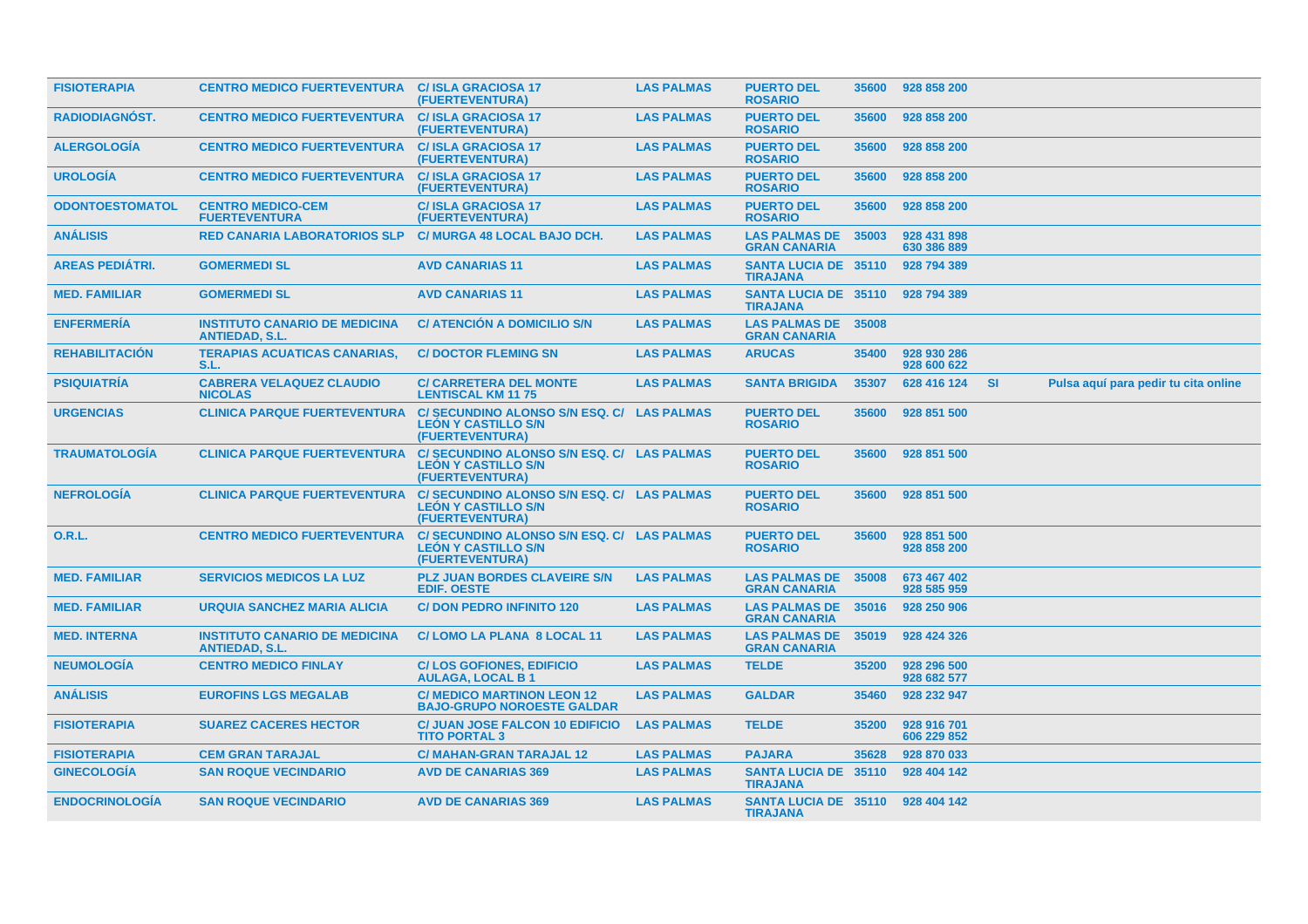| | | | | | | | | |
|---|---|---|---|---|---|---|---|---|
| FISIOTERAPIA | CENTRO MEDICO FUERTEVENTURA | C/ ISLA GRACIOSA 17 (FUERTEVENTURA) | LAS PALMAS | PUERTO DEL ROSARIO | 35600 | 928 858 200 | | |
| RADIODIAGNÓST. | CENTRO MEDICO FUERTEVENTURA | C/ ISLA GRACIOSA 17 (FUERTEVENTURA) | LAS PALMAS | PUERTO DEL ROSARIO | 35600 | 928 858 200 | | |
| ALERGOLOGÍA | CENTRO MEDICO FUERTEVENTURA | C/ ISLA GRACIOSA 17 (FUERTEVENTURA) | LAS PALMAS | PUERTO DEL ROSARIO | 35600 | 928 858 200 | | |
| UROLOGÍA | CENTRO MEDICO FUERTEVENTURA | C/ ISLA GRACIOSA 17 (FUERTEVENTURA) | LAS PALMAS | PUERTO DEL ROSARIO | 35600 | 928 858 200 | | |
| ODONTOESTOMATOL | CENTRO MEDICO-CEM FUERTEVENTURA | C/ ISLA GRACIOSA 17 (FUERTEVENTURA) | LAS PALMAS | PUERTO DEL ROSARIO | 35600 | 928 858 200 | | |
| ANÁLISIS | RED CANARIA LABORATORIOS SLP | C/ MURGA 48 LOCAL BAJO DCH. | LAS PALMAS | LAS PALMAS DE GRAN CANARIA | 35003 | 928 431 898 630 386 889 | | |
| AREAS PEDIÁTRI. | GOMERMEDI SL | AVD CANARIAS 11 | LAS PALMAS | SANTA LUCIA DE TIRAJANA | 35110 | 928 794 389 | | |
| MED. FAMILIAR | GOMERMEDI SL | AVD CANARIAS 11 | LAS PALMAS | SANTA LUCIA DE TIRAJANA | 35110 | 928 794 389 | | |
| ENFERMERÍA | INSTITUTO CANARIO DE MEDICINA ANTIEDAD, S.L. | C/ ATENCIÓN A DOMICILIO S/N | LAS PALMAS | LAS PALMAS DE GRAN CANARIA | 35008 | | | |
| REHABILITACIÓN | TERAPIAS ACUATICAS CANARIAS, S.L. | C/ DOCTOR FLEMING SN | LAS PALMAS | ARUCAS | 35400 | 928 930 286 928 600 622 | | |
| PSIQUIATRÍA | CABRERA VELAQUEZ CLAUDIO NICOLAS | C/ CARRETERA DEL MONTE LENTISCAL KM 11 75 | LAS PALMAS | SANTA BRIGIDA | 35307 | 628 416 124 | SI | Pulsa aquí para pedir tu cita online |
| URGENCIAS | CLINICA PARQUE FUERTEVENTURA | C/ SECUNDINO ALONSO S/N ESQ. C/ LEÓN Y CASTILLO S/N (FUERTEVENTURA) | LAS PALMAS | PUERTO DEL ROSARIO | 35600 | 928 851 500 | | |
| TRAUMATOLOGÍA | CLINICA PARQUE FUERTEVENTURA | C/ SECUNDINO ALONSO S/N ESQ. C/ LEÓN Y CASTILLO S/N (FUERTEVENTURA) | LAS PALMAS | PUERTO DEL ROSARIO | 35600 | 928 851 500 | | |
| NEFROLOGÍA | CLINICA PARQUE FUERTEVENTURA | C/ SECUNDINO ALONSO S/N ESQ. C/ LEÓN Y CASTILLO S/N (FUERTEVENTURA) | LAS PALMAS | PUERTO DEL ROSARIO | 35600 | 928 851 500 | | |
| O.R.L. | CENTRO MEDICO FUERTEVENTURA | C/ SECUNDINO ALONSO S/N ESQ. C/ LEÓN Y CASTILLO S/N (FUERTEVENTURA) | LAS PALMAS | PUERTO DEL ROSARIO | 35600 | 928 851 500 928 858 200 | | |
| MED. FAMILIAR | SERVICIOS MEDICOS LA LUZ | PLZ JUAN BORDES CLAVEIRE S/N EDIF. OESTE | LAS PALMAS | LAS PALMAS DE GRAN CANARIA | 35008 | 673 467 402 928 585 959 | | |
| MED. FAMILIAR | URQUIA SANCHEZ MARIA ALICIA | C/ DON PEDRO INFINITO 120 | LAS PALMAS | LAS PALMAS DE GRAN CANARIA | 35016 | 928 250 906 | | |
| MED. INTERNA | INSTITUTO CANARIO DE MEDICINA ANTIEDAD, S.L. | C/ LOMO LA PLANA 8 LOCAL 11 | LAS PALMAS | LAS PALMAS DE GRAN CANARIA | 35019 | 928 424 326 | | |
| NEUMOLOGÍA | CENTRO MEDICO FINLAY | C/ LOS GOFIONES, EDIFICIO AULAGA, LOCAL B 1 | LAS PALMAS | TELDE | 35200 | 928 296 500 928 682 577 | | |
| ANÁLISIS | EUROFINS LGS MEGALAB | C/ MEDICO MARTINON LEON 12 BAJO-GRUPO NOROESTE GALDAR | LAS PALMAS | GALDAR | 35460 | 928 232 947 | | |
| FISIOTERAPIA | SUAREZ CACERES HECTOR | C/ JUAN JOSE FALCON 10 EDIFICIO TITO PORTAL 3 | LAS PALMAS | TELDE | 35200 | 928 916 701 606 229 852 | | |
| FISIOTERAPIA | CEM GRAN TARAJAL | C/ MAHAN-GRAN TARAJAL 12 | LAS PALMAS | PAJARA | 35628 | 928 870 033 | | |
| GINECOLOGÍA | SAN ROQUE VECINDARIO | AVD DE CANARIAS 369 | LAS PALMAS | SANTA LUCIA DE TIRAJANA | 35110 | 928 404 142 | | |
| ENDOCRINOLOGÍA | SAN ROQUE VECINDARIO | AVD DE CANARIAS 369 | LAS PALMAS | SANTA LUCIA DE TIRAJANA | 35110 | 928 404 142 | | |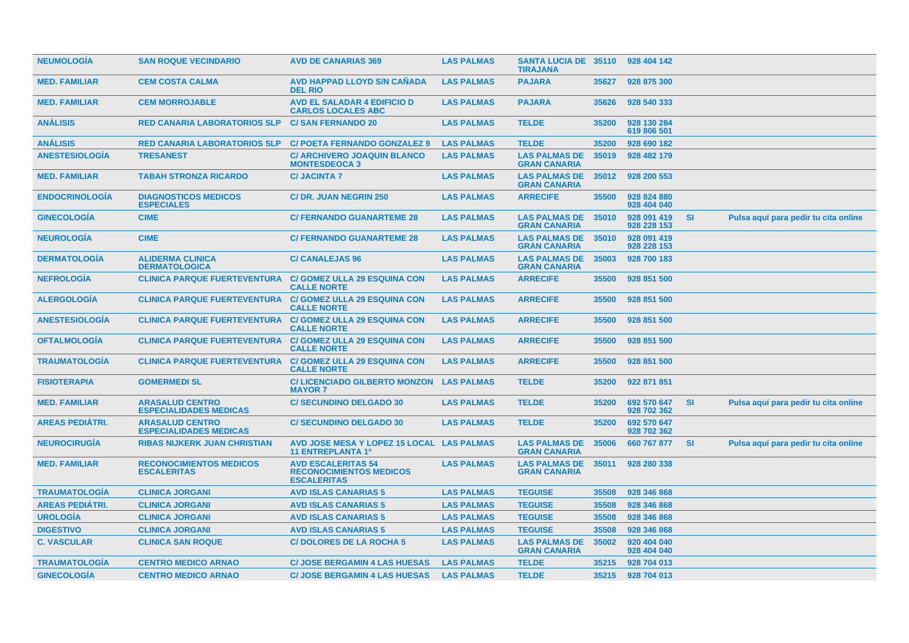| | | | | | | | | |
|---|---|---|---|---|---|---|---|---|
| **NEUMOLOGÍA** | **SAN ROQUE VECINDARIO** | **AVD DE CANARIAS 369** | **LAS PALMAS** | **SANTA LUCIA DE TIRAJANA** | **35110** | **928 404 142** | | |
| **MED. FAMILIAR** | **CEM COSTA CALMA** | **AVD HAPPAD LLOYD S/N CAÑADA DEL RIO** | **LAS PALMAS** | **PAJARA** | **35627** | **928 875 300** | | |
| **MED. FAMILIAR** | **CEM MORROJABLE** | **AVD EL SALADAR 4 EDIFICIO D CARLOS LOCALES ABC** | **LAS PALMAS** | **PAJARA** | **35626** | **928 540 333** | | |
| **ANÁLISIS** | **RED CANARIA LABORATORIOS SLP** | **C/ SAN FERNANDO 20** | **LAS PALMAS** | **TELDE** | **35200** | **928 130 284 619 806 501** | | |
| **ANÁLISIS** | **RED CANARIA LABORATORIOS SLP** | **C/ POETA FERNANDO GONZALEZ 9** | **LAS PALMAS** | **TELDE** | **35200** | **928 690 182** | | |
| **ANESTESIOLOGÍA** | **TRESANEST** | **C/ ARCHIVERO JOAQUIN BLANCO MONTESDEOCA 3** | **LAS PALMAS** | **LAS PALMAS DE GRAN CANARIA** | **35019** | **928 482 179** | | |
| **MED. FAMILIAR** | **TABAH STRONZA RICARDO** | **C/ JACINTA 7** | **LAS PALMAS** | **LAS PALMAS DE GRAN CANARIA** | **35012** | **928 200 553** | | |
| **ENDOCRINOLOGÍA** | **DIAGNOSTICOS MEDICOS ESPECIALES** | **C/ DR. JUAN NEGRIN 250** | **LAS PALMAS** | **ARRECIFE** | **35500** | **928 824 880 928 404 040** | | |
| **GINECOLOGÍA** | **CIME** | **C/ FERNANDO GUANARTEME 28** | **LAS PALMAS** | **LAS PALMAS DE GRAN CANARIA** | **35010** | **928 091 419 928 228 153** | **SI** | **Pulsa aquí para pedir tu cita online** |
| **NEUROLOGÍA** | **CIME** | **C/ FERNANDO GUANARTEME 28** | **LAS PALMAS** | **LAS PALMAS DE GRAN CANARIA** | **35010** | **928 091 419 928 228 153** | | |
| **DERMATOLOGÍA** | **ALIDERMA CLINICA DERMATOLOGICA** | **C/ CANALEJAS 96** | **LAS PALMAS** | **LAS PALMAS DE GRAN CANARIA** | **35003** | **928 700 183** | | |
| **NEFROLOGÍA** | **CLINICA PARQUE FUERTEVENTURA** | **C/ GOMEZ ULLA 29 ESQUINA CON CALLE NORTE** | **LAS PALMAS** | **ARRECIFE** | **35500** | **928 851 500** | | |
| **ALERGOLOGÍA** | **CLINICA PARQUE FUERTEVENTURA** | **C/ GOMEZ ULLA 29 ESQUINA CON CALLE NORTE** | **LAS PALMAS** | **ARRECIFE** | **35500** | **928 851 500** | | |
| **ANESTESIOLOGÍA** | **CLINICA PARQUE FUERTEVENTURA** | **C/ GOMEZ ULLA 29 ESQUINA CON CALLE NORTE** | **LAS PALMAS** | **ARRECIFE** | **35500** | **928 851 500** | | |
| **OFTALMOLOGÍA** | **CLINICA PARQUE FUERTEVENTURA** | **C/ GOMEZ ULLA 29 ESQUINA CON CALLE NORTE** | **LAS PALMAS** | **ARRECIFE** | **35500** | **928 851 500** | | |
| **TRAUMATOLOGÍA** | **CLINICA PARQUE FUERTEVENTURA** | **C/ GOMEZ ULLA 29 ESQUINA CON CALLE NORTE** | **LAS PALMAS** | **ARRECIFE** | **35500** | **928 851 500** | | |
| **FISIOTERAPIA** | **GOMERMEDI SL** | **C/ LICENCIADO GILBERTO MONZON MAYOR 7** | **LAS PALMAS** | **TELDE** | **35200** | **922 871 851** | | |
| **MED. FAMILIAR** | **ARASALUD CENTRO ESPECIALIDADES MEDICAS** | **C/ SECUNDINO DELGADO 30** | **LAS PALMAS** | **TELDE** | **35200** | **692 570 647 928 702 362** | **SI** | **Pulsa aquí para pedir tu cita online** |
| **AREAS PEDIÁTRI.** | **ARASALUD CENTRO ESPECIALIDADES MEDICAS** | **C/ SECUNDINO DELGADO 30** | **LAS PALMAS** | **TELDE** | **35200** | **692 570 647 928 702 362** | | |
| **NEUROCIRUGÍA** | **RIBAS NIJKERK JUAN CHRISTIAN** | **AVD JOSE MESA Y LOPEZ 15 LOCAL 11 ENTREPLANTA 1º** | **LAS PALMAS** | **LAS PALMAS DE GRAN CANARIA** | **35006** | **660 767 877** | **SI** | **Pulsa aquí para pedir tu cita online** |
| **MED. FAMILIAR** | **RECONOCIMIENTOS MEDICOS ESCALERITAS** | **AVD ESCALERITAS 54 RECONOCIMIENTOS MEDICOS ESCALERITAS** | **LAS PALMAS** | **LAS PALMAS DE GRAN CANARIA** | **35011** | **928 280 338** | | |
| **TRAUMATOLOGÍA** | **CLINICA JORGANI** | **AVD ISLAS CANARIAS 5** | **LAS PALMAS** | **TEGUISE** | **35508** | **928 346 868** | | |
| **AREAS PEDIÁTRI.** | **CLINICA JORGANI** | **AVD ISLAS CANARIAS 5** | **LAS PALMAS** | **TEGUISE** | **35508** | **928 346 868** | | |
| **UROLOGÍA** | **CLINICA JORGANI** | **AVD ISLAS CANARIAS 5** | **LAS PALMAS** | **TEGUISE** | **35508** | **928 346 868** | | |
| **DIGESTIVO** | **CLINICA JORGANI** | **AVD ISLAS CANARIAS 5** | **LAS PALMAS** | **TEGUISE** | **35508** | **928 346 868** | | |
| **C. VASCULAR** | **CLINICA SAN ROQUE** | **C/ DOLORES DE LA ROCHA 5** | **LAS PALMAS** | **LAS PALMAS DE GRAN CANARIA** | **35002** | **920 404 040 928 404 040** | | |
| **TRAUMATOLOGÍA** | **CENTRO MEDICO ARNAO** | **C/ JOSE BERGAMIN 4 LAS HUESAS** | **LAS PALMAS** | **TELDE** | **35215** | **928 704 013** | | |
| **GINECOLOGÍA** | **CENTRO MEDICO ARNAO** | **C/ JOSE BERGAMIN 4 LAS HUESAS** | **LAS PALMAS** | **TELDE** | **35215** | **928 704 013** | | |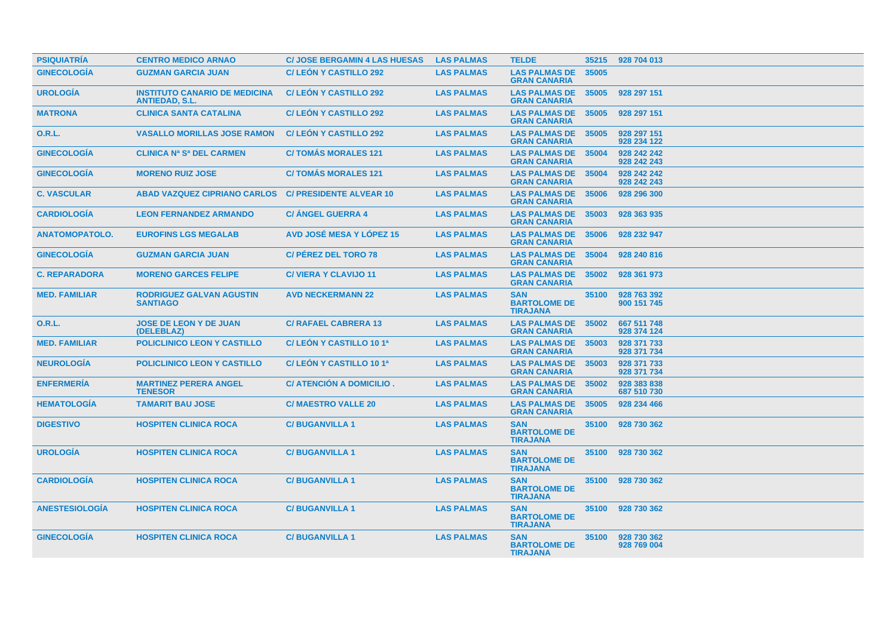| | | | | | | |
|---|---|---|---|---|---|---|
| PSIQUIATRÍA | CENTRO MEDICO ARNAO | C/ JOSE BERGAMIN 4 LAS HUESAS | LAS PALMAS | TELDE | 35215 | 928 704 013 |
| GINECOLOGÍA | GUZMAN GARCIA JUAN | C/ LEÓN Y CASTILLO 292 | LAS PALMAS | LAS PALMAS DE GRAN CANARIA | 35005 | |
| UROLOGÍA | INSTITUTO CANARIO DE MEDICINA ANTIEDAD, S.L. | C/ LEÓN Y CASTILLO 292 | LAS PALMAS | LAS PALMAS DE GRAN CANARIA | 35005 | 928 297 151 |
| MATRONA | CLINICA SANTA CATALINA | C/ LEÓN Y CASTILLO 292 | LAS PALMAS | LAS PALMAS DE GRAN CANARIA | 35005 | 928 297 151 |
| O.R.L. | VASALLO MORILLAS JOSE RAMON | C/ LEÓN Y CASTILLO 292 | LAS PALMAS | LAS PALMAS DE GRAN CANARIA | 35005 | 928 297 151 928 234 122 |
| GINECOLOGÍA | CLINICA Nª Sª DEL CARMEN | C/ TOMÁS MORALES 121 | LAS PALMAS | LAS PALMAS DE GRAN CANARIA | 35004 | 928 242 242 928 242 243 |
| GINECOLOGÍA | MORENO RUIZ JOSE | C/ TOMÁS MORALES 121 | LAS PALMAS | LAS PALMAS DE GRAN CANARIA | 35004 | 928 242 242 928 242 243 |
| C. VASCULAR | ABAD VAZQUEZ CIPRIANO CARLOS | C/ PRESIDENTE ALVEAR 10 | LAS PALMAS | LAS PALMAS DE GRAN CANARIA | 35006 | 928 296 300 |
| CARDIOLOGÍA | LEON FERNANDEZ ARMANDO | C/ ÁNGEL GUERRA 4 | LAS PALMAS | LAS PALMAS DE GRAN CANARIA | 35003 | 928 363 935 |
| ANATOMOPATOLO. | EUROFINS LGS MEGALAB | AVD JOSÉ MESA Y LÓPEZ 15 | LAS PALMAS | LAS PALMAS DE GRAN CANARIA | 35006 | 928 232 947 |
| GINECOLOGÍA | GUZMAN GARCIA JUAN | C/ PÉREZ DEL TORO 78 | LAS PALMAS | LAS PALMAS DE GRAN CANARIA | 35004 | 928 240 816 |
| C. REPARADORA | MORENO GARCES FELIPE | C/ VIERA Y CLAVIJO 11 | LAS PALMAS | LAS PALMAS DE GRAN CANARIA | 35002 | 928 361 973 |
| MED. FAMILIAR | RODRIGUEZ GALVAN AGUSTIN SANTIAGO | AVD NECKERMANN 22 | LAS PALMAS | SAN BARTOLOME DE TIRAJANA | 35100 | 928 763 392 900 151 745 |
| O.R.L. | JOSE DE LEON Y DE JUAN (DELEBLAZ) | C/ RAFAEL CABRERA 13 | LAS PALMAS | LAS PALMAS DE GRAN CANARIA | 35002 | 667 511 748 928 374 124 |
| MED. FAMILIAR | POLICLINICO LEON Y CASTILLO | C/ LEÓN Y CASTILLO 10 1ª | LAS PALMAS | LAS PALMAS DE GRAN CANARIA | 35003 | 928 371 733 928 371 734 |
| NEUROLOGÍA | POLICLINICO LEON Y CASTILLO | C/ LEÓN Y CASTILLO 10 1ª | LAS PALMAS | LAS PALMAS DE GRAN CANARIA | 35003 | 928 371 733 928 371 734 |
| ENFERMERÍA | MARTINEZ PERERA ANGEL TENESOR | C/ ATENCIÓN A DOMICILIO . | LAS PALMAS | LAS PALMAS DE GRAN CANARIA | 35002 | 928 383 838 687 510 730 |
| HEMATOLOGÍA | TAMARIT BAU JOSE | C/ MAESTRO VALLE 20 | LAS PALMAS | LAS PALMAS DE GRAN CANARIA | 35005 | 928 234 466 |
| DIGESTIVO | HOSPITEN CLINICA ROCA | C/ BUGANVILLA 1 | LAS PALMAS | SAN BARTOLOME DE TIRAJANA | 35100 | 928 730 362 |
| UROLOGÍA | HOSPITEN CLINICA ROCA | C/ BUGANVILLA 1 | LAS PALMAS | SAN BARTOLOME DE TIRAJANA | 35100 | 928 730 362 |
| CARDIOLOGÍA | HOSPITEN CLINICA ROCA | C/ BUGANVILLA 1 | LAS PALMAS | SAN BARTOLOME DE TIRAJANA | 35100 | 928 730 362 |
| ANESTESIOLOGÍA | HOSPITEN CLINICA ROCA | C/ BUGANVILLA 1 | LAS PALMAS | SAN BARTOLOME DE TIRAJANA | 35100 | 928 730 362 |
| GINECOLOGÍA | HOSPITEN CLINICA ROCA | C/ BUGANVILLA 1 | LAS PALMAS | SAN BARTOLOME DE TIRAJANA | 35100 | 928 730 362 928 769 004 |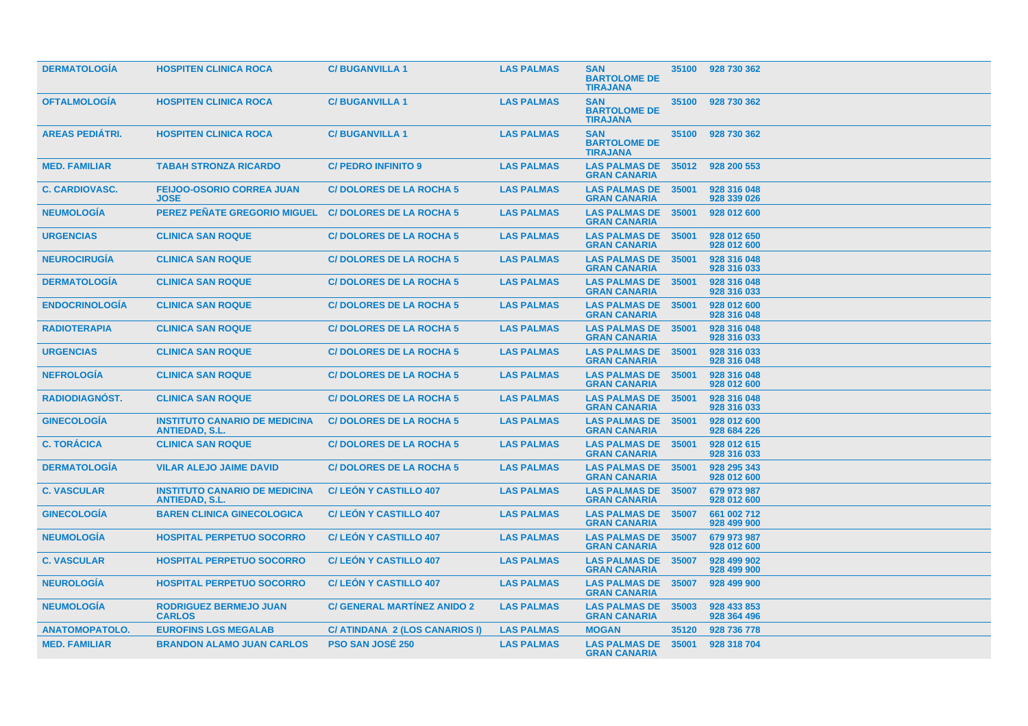| | | | | | | |
|---|---|---|---|---|---|---|
| **DERMATOLOGÍA** | **HOSPITEN CLINICA ROCA** | **C/ BUGANVILLA 1** | **LAS PALMAS** | **SAN BARTOLOME DE TIRAJANA** | **35100** | **928 730 362** |
| **OFTALMOLOGÍA** | **HOSPITEN CLINICA ROCA** | **C/ BUGANVILLA 1** | **LAS PALMAS** | **SAN BARTOLOME DE TIRAJANA** | **35100** | **928 730 362** |
| **AREAS PEDIÁTRI.** | **HOSPITEN CLINICA ROCA** | **C/ BUGANVILLA 1** | **LAS PALMAS** | **SAN BARTOLOME DE TIRAJANA** | **35100** | **928 730 362** |
| **MED. FAMILIAR** | **TABAH STRONZA RICARDO** | **C/ PEDRO INFINITO 9** | **LAS PALMAS** | **LAS PALMAS DE GRAN CANARIA** | **35012** | **928 200 553** |
| **C. CARDIOVASC.** | **FEIJOO-OSORIO CORREA JUAN JOSE** | **C/ DOLORES DE LA ROCHA 5** | **LAS PALMAS** | **LAS PALMAS DE GRAN CANARIA** | **35001** | **928 316 048 928 339 026** |
| **NEUMOLOGÍA** | **PEREZ PEÑATE GREGORIO MIGUEL** | **C/ DOLORES DE LA ROCHA 5** | **LAS PALMAS** | **LAS PALMAS DE GRAN CANARIA** | **35001** | **928 012 600** |
| **URGENCIAS** | **CLINICA SAN ROQUE** | **C/ DOLORES DE LA ROCHA 5** | **LAS PALMAS** | **LAS PALMAS DE GRAN CANARIA** | **35001** | **928 012 650 928 012 600** |
| **NEUROCIRUGÍA** | **CLINICA SAN ROQUE** | **C/ DOLORES DE LA ROCHA 5** | **LAS PALMAS** | **LAS PALMAS DE GRAN CANARIA** | **35001** | **928 316 048 928 316 033** |
| **DERMATOLOGÍA** | **CLINICA SAN ROQUE** | **C/ DOLORES DE LA ROCHA 5** | **LAS PALMAS** | **LAS PALMAS DE GRAN CANARIA** | **35001** | **928 316 048 928 316 033** |
| **ENDOCRINOLOGÍA** | **CLINICA SAN ROQUE** | **C/ DOLORES DE LA ROCHA 5** | **LAS PALMAS** | **LAS PALMAS DE GRAN CANARIA** | **35001** | **928 012 600 928 316 048** |
| **RADIOTERAPIA** | **CLINICA SAN ROQUE** | **C/ DOLORES DE LA ROCHA 5** | **LAS PALMAS** | **LAS PALMAS DE GRAN CANARIA** | **35001** | **928 316 048 928 316 033** |
| **URGENCIAS** | **CLINICA SAN ROQUE** | **C/ DOLORES DE LA ROCHA 5** | **LAS PALMAS** | **LAS PALMAS DE GRAN CANARIA** | **35001** | **928 316 033 928 316 048** |
| **NEFROLOGÍA** | **CLINICA SAN ROQUE** | **C/ DOLORES DE LA ROCHA 5** | **LAS PALMAS** | **LAS PALMAS DE GRAN CANARIA** | **35001** | **928 316 048 928 012 600** |
| **RADIODIAGNÓST.** | **CLINICA SAN ROQUE** | **C/ DOLORES DE LA ROCHA 5** | **LAS PALMAS** | **LAS PALMAS DE GRAN CANARIA** | **35001** | **928 316 048 928 316 033** |
| **GINECOLOGÍA** | **INSTITUTO CANARIO DE MEDICINA ANTIEDAD, S.L.** | **C/ DOLORES DE LA ROCHA 5** | **LAS PALMAS** | **LAS PALMAS DE GRAN CANARIA** | **35001** | **928 012 600 928 684 226** |
| **C. TORÁCICA** | **CLINICA SAN ROQUE** | **C/ DOLORES DE LA ROCHA 5** | **LAS PALMAS** | **LAS PALMAS DE GRAN CANARIA** | **35001** | **928 012 615 928 316 033** |
| **DERMATOLOGÍA** | **VILAR ALEJO JAIME DAVID** | **C/ DOLORES DE LA ROCHA 5** | **LAS PALMAS** | **LAS PALMAS DE GRAN CANARIA** | **35001** | **928 295 343 928 012 600** |
| **C. VASCULAR** | **INSTITUTO CANARIO DE MEDICINA ANTIEDAD, S.L.** | **C/ LEÓN Y CASTILLO 407** | **LAS PALMAS** | **LAS PALMAS DE GRAN CANARIA** | **35007** | **679 973 987 928 012 600** |
| **GINECOLOGÍA** | **BAREN CLINICA GINECOLOGICA** | **C/ LEÓN Y CASTILLO 407** | **LAS PALMAS** | **LAS PALMAS DE GRAN CANARIA** | **35007** | **661 002 712 928 499 900** |
| **NEUMOLOGÍA** | **HOSPITAL PERPETUO SOCORRO** | **C/ LEÓN Y CASTILLO 407** | **LAS PALMAS** | **LAS PALMAS DE GRAN CANARIA** | **35007** | **679 973 987 928 012 600** |
| **C. VASCULAR** | **HOSPITAL PERPETUO SOCORRO** | **C/ LEÓN Y CASTILLO 407** | **LAS PALMAS** | **LAS PALMAS DE GRAN CANARIA** | **35007** | **928 499 902 928 499 900** |
| **NEUROLOGÍA** | **HOSPITAL PERPETUO SOCORRO** | **C/ LEÓN Y CASTILLO 407** | **LAS PALMAS** | **LAS PALMAS DE GRAN CANARIA** | **35007** | **928 499 900** |
| **NEUMOLOGÍA** | **RODRIGUEZ BERMEJO JUAN CARLOS** | **C/ GENERAL MARTÍNEZ ANIDO 2** | **LAS PALMAS** | **LAS PALMAS DE GRAN CANARIA** | **35003** | **928 433 853 928 364 496** |
| **ANATOMOPATOLO.** | **EUROFINS LGS MEGALAB** | **C/ ATINDANA 2 (LOS CANARIOS I)** | **LAS PALMAS** | **MOGAN** | **35120** | **928 736 778** |
| **MED. FAMILIAR** | **BRANDON ALAMO JUAN CARLOS** | **PSO SAN JOSÉ 250** | **LAS PALMAS** | **LAS PALMAS DE GRAN CANARIA** | **35001** | **928 318 704** |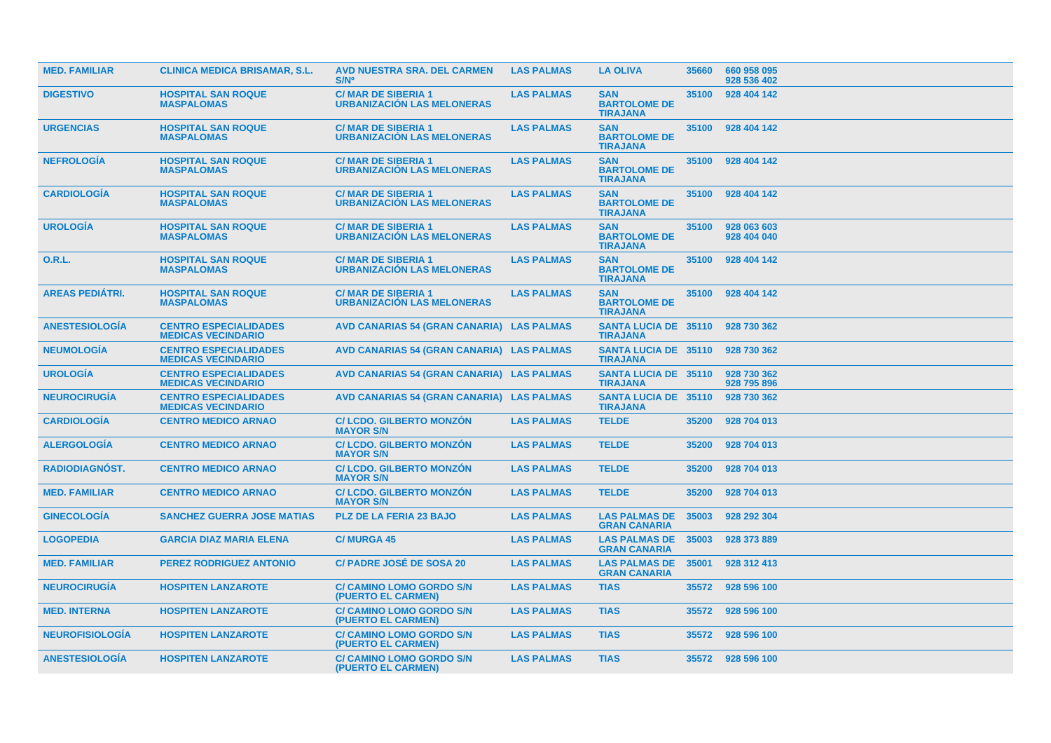| | | | | | | |
|---|---|---|---|---|---|---|
| **MED. FAMILIAR** | **CLINICA MEDICA BRISAMAR, S.L.** | **AVD NUESTRA SRA. DEL CARMEN S/Nº** | **LAS PALMAS** | **LA OLIVA** | **35660** | **660 958 095 928 536 402** |
| **DIGESTIVO** | **HOSPITAL SAN ROQUE MASPALOMAS** | **C/ MAR DE SIBERIA 1 URBANIZACIÓN LAS MELONERAS** | **LAS PALMAS** | **SAN BARTOLOME DE TIRAJANA** | **35100** | **928 404 142** |
| **URGENCIAS** | **HOSPITAL SAN ROQUE MASPALOMAS** | **C/ MAR DE SIBERIA 1 URBANIZACIÓN LAS MELONERAS** | **LAS PALMAS** | **SAN BARTOLOME DE TIRAJANA** | **35100** | **928 404 142** |
| **NEFROLOGÍA** | **HOSPITAL SAN ROQUE MASPALOMAS** | **C/ MAR DE SIBERIA 1 URBANIZACIÓN LAS MELONERAS** | **LAS PALMAS** | **SAN BARTOLOME DE TIRAJANA** | **35100** | **928 404 142** |
| **CARDIOLOGÍA** | **HOSPITAL SAN ROQUE MASPALOMAS** | **C/ MAR DE SIBERIA 1 URBANIZACIÓN LAS MELONERAS** | **LAS PALMAS** | **SAN BARTOLOME DE TIRAJANA** | **35100** | **928 404 142** |
| **UROLOGÍA** | **HOSPITAL SAN ROQUE MASPALOMAS** | **C/ MAR DE SIBERIA 1 URBANIZACIÓN LAS MELONERAS** | **LAS PALMAS** | **SAN BARTOLOME DE TIRAJANA** | **35100** | **928 063 603 928 404 040** |
| **O.R.L.** | **HOSPITAL SAN ROQUE MASPALOMAS** | **C/ MAR DE SIBERIA 1 URBANIZACIÓN LAS MELONERAS** | **LAS PALMAS** | **SAN BARTOLOME DE TIRAJANA** | **35100** | **928 404 142** |
| **AREAS PEDIÁTRI.** | **HOSPITAL SAN ROQUE MASPALOMAS** | **C/ MAR DE SIBERIA 1 URBANIZACIÓN LAS MELONERAS** | **LAS PALMAS** | **SAN BARTOLOME DE TIRAJANA** | **35100** | **928 404 142** |
| **ANESTESIOLOGÍA** | **CENTRO ESPECIALIDADES MEDICAS VECINDARIO** | **AVD CANARIAS 54 (GRAN CANARIA)** | **LAS PALMAS** | **SANTA LUCIA DE TIRAJANA** | **35110** | **928 730 362** |
| **NEUMOLOGÍA** | **CENTRO ESPECIALIDADES MEDICAS VECINDARIO** | **AVD CANARIAS 54 (GRAN CANARIA)** | **LAS PALMAS** | **SANTA LUCIA DE TIRAJANA** | **35110** | **928 730 362** |
| **UROLOGÍA** | **CENTRO ESPECIALIDADES MEDICAS VECINDARIO** | **AVD CANARIAS 54 (GRAN CANARIA)** | **LAS PALMAS** | **SANTA LUCIA DE TIRAJANA** | **35110** | **928 730 362 928 795 896** |
| **NEUROCIRUGÍA** | **CENTRO ESPECIALIDADES MEDICAS VECINDARIO** | **AVD CANARIAS 54 (GRAN CANARIA)** | **LAS PALMAS** | **SANTA LUCIA DE TIRAJANA** | **35110** | **928 730 362** |
| **CARDIOLOGÍA** | **CENTRO MEDICO ARNAO** | **C/ LCDO. GILBERTO MONZÓN MAYOR S/N** | **LAS PALMAS** | **TELDE** | **35200** | **928 704 013** |
| **ALERGOLOGÍA** | **CENTRO MEDICO ARNAO** | **C/ LCDO. GILBERTO MONZÓN MAYOR S/N** | **LAS PALMAS** | **TELDE** | **35200** | **928 704 013** |
| **RADIODIAGNÓST.** | **CENTRO MEDICO ARNAO** | **C/ LCDO. GILBERTO MONZÓN MAYOR S/N** | **LAS PALMAS** | **TELDE** | **35200** | **928 704 013** |
| **MED. FAMILIAR** | **CENTRO MEDICO ARNAO** | **C/ LCDO. GILBERTO MONZÓN MAYOR S/N** | **LAS PALMAS** | **TELDE** | **35200** | **928 704 013** |
| **GINECOLOGÍA** | **SANCHEZ GUERRA JOSE MATIAS** | **PLZ DE LA FERIA 23 BAJO** | **LAS PALMAS** | **LAS PALMAS DE GRAN CANARIA** | **35003** | **928 292 304** |
| **LOGOPEDIA** | **GARCIA DIAZ MARIA ELENA** | **C/ MURGA 45** | **LAS PALMAS** | **LAS PALMAS DE GRAN CANARIA** | **35003** | **928 373 889** |
| **MED. FAMILIAR** | **PEREZ RODRIGUEZ ANTONIO** | **C/ PADRE JOSÉ DE SOSA 20** | **LAS PALMAS** | **LAS PALMAS DE GRAN CANARIA** | **35001** | **928 312 413** |
| **NEUROCIRUGÍA** | **HOSPITEN LANZAROTE** | **C/ CAMINO LOMO GORDO S/N (PUERTO EL CARMEN)** | **LAS PALMAS** | **TIAS** | **35572** | **928 596 100** |
| **MED. INTERNA** | **HOSPITEN LANZAROTE** | **C/ CAMINO LOMO GORDO S/N (PUERTO EL CARMEN)** | **LAS PALMAS** | **TIAS** | **35572** | **928 596 100** |
| **NEUROFISIOLOGÍA** | **HOSPITEN LANZAROTE** | **C/ CAMINO LOMO GORDO S/N (PUERTO EL CARMEN)** | **LAS PALMAS** | **TIAS** | **35572** | **928 596 100** |
| **ANESTESIOLOGÍA** | **HOSPITEN LANZAROTE** | **C/ CAMINO LOMO GORDO S/N (PUERTO EL CARMEN)** | **LAS PALMAS** | **TIAS** | **35572** | **928 596 100** |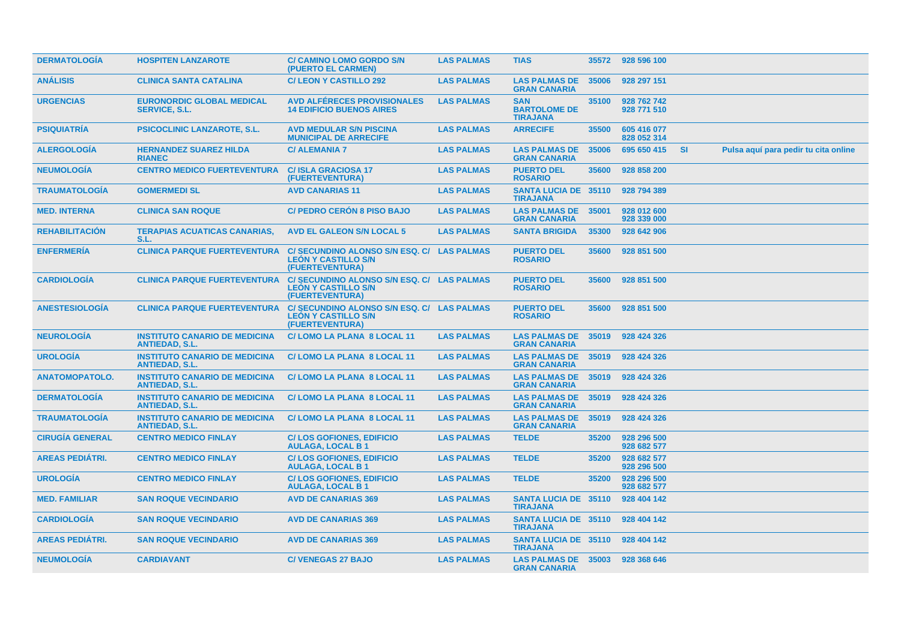| | | | | | | | | |
|---|---|---|---|---|---|---|---|---|
| DERMATOLOGÍA | HOSPITEN LANZAROTE | C/ CAMINO LOMO GORDO S/N (PUERTO EL CARMEN) | LAS PALMAS | TIAS | 35572 | 928 596 100 | | |
| ANÁLISIS | CLINICA SANTA CATALINA | C/ LEON Y CASTILLO 292 | LAS PALMAS | LAS PALMAS DE GRAN CANARIA | 35006 | 928 297 151 | | |
| URGENCIAS | EURONORDIC GLOBAL MEDICAL SERVICE, S.L. | AVD ALFÉRECES PROVISIONALES 14 EDIFICIO BUENOS AIRES | LAS PALMAS | SAN BARTOLOME DE TIRAJANA | 35100 | 928 762 742 928 771 510 | | |
| PSIQUIATRÍA | PSICOCLINIC LANZAROTE, S.L. | AVD MEDULAR S/N PISCINA MUNICIPAL DE ARRECIFE | LAS PALMAS | ARRECIFE | 35500 | 605 416 077 828 052 314 | | |
| ALERGOLOGÍA | HERNANDEZ SUAREZ HILDA RIANEC | C/ ALEMANIA 7 | LAS PALMAS | LAS PALMAS DE GRAN CANARIA | 35006 | 695 650 415 | SI | Pulsa aquí para pedir tu cita online |
| NEUMOLOGÍA | CENTRO MEDICO FUERTEVENTURA | C/ ISLA GRACIOSA 17 (FUERTEVENTURA) | LAS PALMAS | PUERTO DEL ROSARIO | 35600 | 928 858 200 | | |
| TRAUMATOLOGÍA | GOMERMEDI SL | AVD CANARIAS 11 | LAS PALMAS | SANTA LUCIA DE TIRAJANA | 35110 | 928 794 389 | | |
| MED. INTERNA | CLINICA SAN ROQUE | C/ PEDRO CERÓN 8 PISO BAJO | LAS PALMAS | LAS PALMAS DE GRAN CANARIA | 35001 | 928 012 600 928 339 000 | | |
| REHABILITACIÓN | TERAPIAS ACUATICAS CANARIAS, S.L. | AVD EL GALEON S/N LOCAL 5 | LAS PALMAS | SANTA BRIGIDA | 35300 | 928 642 906 | | |
| ENFERMERÍA | CLINICA PARQUE FUERTEVENTURA | C/ SECUNDINO ALONSO S/N ESQ. C/ LEÓN Y CASTILLO S/N (FUERTEVENTURA) | LAS PALMAS | PUERTO DEL ROSARIO | 35600 | 928 851 500 | | |
| CARDIOLOGÍA | CLINICA PARQUE FUERTEVENTURA | C/ SECUNDINO ALONSO S/N ESQ. C/ LEÓN Y CASTILLO S/N (FUERTEVENTURA) | LAS PALMAS | PUERTO DEL ROSARIO | 35600 | 928 851 500 | | |
| ANESTESIOLOGÍA | CLINICA PARQUE FUERTEVENTURA | C/ SECUNDINO ALONSO S/N ESQ. C/ LEÓN Y CASTILLO S/N (FUERTEVENTURA) | LAS PALMAS | PUERTO DEL ROSARIO | 35600 | 928 851 500 | | |
| NEUROLOGÍA | INSTITUTO CANARIO DE MEDICINA ANTIEDAD, S.L. | C/ LOMO LA PLANA 8 LOCAL 11 | LAS PALMAS | LAS PALMAS DE GRAN CANARIA | 35019 | 928 424 326 | | |
| UROLOGÍA | INSTITUTO CANARIO DE MEDICINA ANTIEDAD, S.L. | C/ LOMO LA PLANA 8 LOCAL 11 | LAS PALMAS | LAS PALMAS DE GRAN CANARIA | 35019 | 928 424 326 | | |
| ANATOMOPATOLO. | INSTITUTO CANARIO DE MEDICINA ANTIEDAD, S.L. | C/ LOMO LA PLANA 8 LOCAL 11 | LAS PALMAS | LAS PALMAS DE GRAN CANARIA | 35019 | 928 424 326 | | |
| DERMATOLOGÍA | INSTITUTO CANARIO DE MEDICINA ANTIEDAD, S.L. | C/ LOMO LA PLANA 8 LOCAL 11 | LAS PALMAS | LAS PALMAS DE GRAN CANARIA | 35019 | 928 424 326 | | |
| TRAUMATOLOGÍA | INSTITUTO CANARIO DE MEDICINA ANTIEDAD, S.L. | C/ LOMO LA PLANA 8 LOCAL 11 | LAS PALMAS | LAS PALMAS DE GRAN CANARIA | 35019 | 928 424 326 | | |
| CIRUGÍA GENERAL | CENTRO MEDICO FINLAY | C/ LOS GOFIONES, EDIFICIO AULAGA, LOCAL B 1 | LAS PALMAS | TELDE | 35200 | 928 296 500 928 682 577 | | |
| AREAS PEDIÁTRI. | CENTRO MEDICO FINLAY | C/ LOS GOFIONES, EDIFICIO AULAGA, LOCAL B 1 | LAS PALMAS | TELDE | 35200 | 928 682 577 928 296 500 | | |
| UROLOGÍA | CENTRO MEDICO FINLAY | C/ LOS GOFIONES, EDIFICIO AULAGA, LOCAL B 1 | LAS PALMAS | TELDE | 35200 | 928 296 500 928 682 577 | | |
| MED. FAMILIAR | SAN ROQUE VECINDARIO | AVD DE CANARIAS 369 | LAS PALMAS | SANTA LUCIA DE TIRAJANA | 35110 | 928 404 142 | | |
| CARDIOLOGÍA | SAN ROQUE VECINDARIO | AVD DE CANARIAS 369 | LAS PALMAS | SANTA LUCIA DE TIRAJANA | 35110 | 928 404 142 | | |
| AREAS PEDIÁTRI. | SAN ROQUE VECINDARIO | AVD DE CANARIAS 369 | LAS PALMAS | SANTA LUCIA DE TIRAJANA | 35110 | 928 404 142 | | |
| NEUMOLOGÍA | CARDIAVANT | C/ VENEGAS 27 BAJO | LAS PALMAS | LAS PALMAS DE GRAN CANARIA | 35003 | 928 368 646 | | |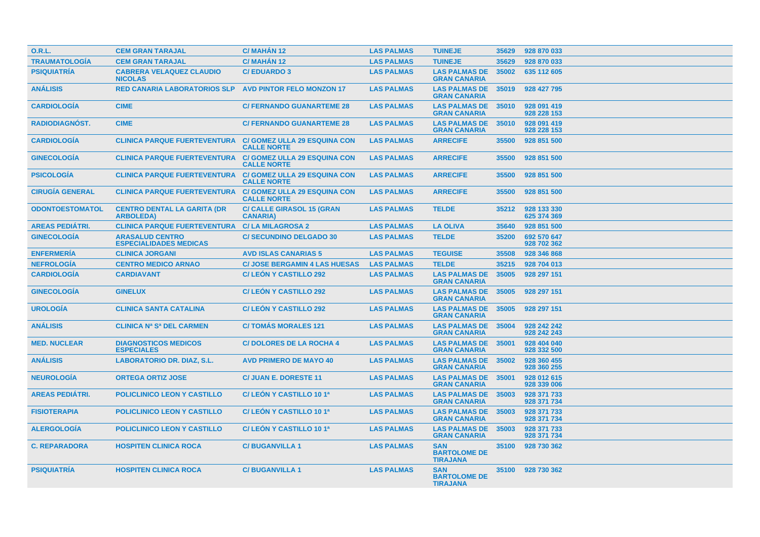| O.R.L. | CEM GRAN TARAJAL | C/ MAHÁN 12 | LAS PALMAS | TUINEJE | 35629 | 928 870 033 |
|---|---|---|---|---|---|---|
| TRAUMATOLOGÍA | CEM GRAN TARAJAL | C/ MAHÁN 12 | LAS PALMAS | TUINEJE | 35629 | 928 870 033 |
| PSIQUIATRÍA | CABRERA VELAQUEZ CLAUDIO NICOLAS | C/ EDUARDO 3 | LAS PALMAS | LAS PALMAS DE GRAN CANARIA | 35002 | 635 112 605 |
| ANÁLISIS | RED CANARIA LABORATORIOS SLP | AVD PINTOR FELO MONZON 17 | LAS PALMAS | LAS PALMAS DE GRAN CANARIA | 35019 | 928 427 795 |
| CARDIOLOGÍA | CIME | C/ FERNANDO GUANARTEME 28 | LAS PALMAS | LAS PALMAS DE GRAN CANARIA | 35010 | 928 091 419<br>928 228 153 |
| RADIODIAGNÓST. | CIME | C/ FERNANDO GUANARTEME 28 | LAS PALMAS | LAS PALMAS DE GRAN CANARIA | 35010 | 928 091 419<br>928 228 153 |
| CARDIOLOGÍA | CLINICA PARQUE FUERTEVENTURA | C/ GOMEZ ULLA 29 ESQUINA CON CALLE NORTE | LAS PALMAS | ARRECIFE | 35500 | 928 851 500 |
| GINECOLOGÍA | CLINICA PARQUE FUERTEVENTURA | C/ GOMEZ ULLA 29 ESQUINA CON CALLE NORTE | LAS PALMAS | ARRECIFE | 35500 | 928 851 500 |
| PSICOLOGÍA | CLINICA PARQUE FUERTEVENTURA | C/ GOMEZ ULLA 29 ESQUINA CON CALLE NORTE | LAS PALMAS | ARRECIFE | 35500 | 928 851 500 |
| CIRUGÍA GENERAL | CLINICA PARQUE FUERTEVENTURA | C/ GOMEZ ULLA 29 ESQUINA CON CALLE NORTE | LAS PALMAS | ARRECIFE | 35500 | 928 851 500 |
| ODONTOESTOMATOL | CENTRO DENTAL LA GARITA (DR ARBOLEDA) | C/ CALLE GIRASOL 15 (GRAN CANARIA) | LAS PALMAS | TELDE | 35212 | 928 133 330<br>625 374 369 |
| AREAS PEDIÁTRI. | CLINICA PARQUE FUERTEVENTURA | C/ LA MILAGROSA 2 | LAS PALMAS | LA OLIVA | 35640 | 928 851 500 |
| GINECOLOGÍA | ARASALUD CENTRO ESPECIALIDADES MEDICAS | C/ SECUNDINO DELGADO 30 | LAS PALMAS | TELDE | 35200 | 692 570 647<br>928 702 362 |
| ENFERMERÍA | CLINICA JORGANI | AVD ISLAS CANARIAS 5 | LAS PALMAS | TEGUISE | 35508 | 928 346 868 |
| NEFROLOGÍA | CENTRO MEDICO ARNAO | C/ JOSE BERGAMIN 4 LAS HUESAS | LAS PALMAS | TELDE | 35215 | 928 704 013 |
| CARDIOLOGÍA | CARDIAVANT | C/ LEÓN Y CASTILLO 292 | LAS PALMAS | LAS PALMAS DE GRAN CANARIA | 35005 | 928 297 151 |
| GINECOLOGÍA | GINELUX | C/ LEÓN Y CASTILLO 292 | LAS PALMAS | LAS PALMAS DE GRAN CANARIA | 35005 | 928 297 151 |
| UROLOGÍA | CLINICA SANTA CATALINA | C/ LEÓN Y CASTILLO 292 | LAS PALMAS | LAS PALMAS DE GRAN CANARIA | 35005 | 928 297 151 |
| ANÁLISIS | CLINICA Nª Sª DEL CARMEN | C/ TOMÁS MORALES 121 | LAS PALMAS | LAS PALMAS DE GRAN CANARIA | 35004 | 928 242 242<br>928 242 243 |
| MED. NUCLEAR | DIAGNOSTICOS MEDICOS ESPECIALES | C/ DOLORES DE LA ROCHA 4 | LAS PALMAS | LAS PALMAS DE GRAN CANARIA | 35001 | 928 404 040<br>928 332 500 |
| ANÁLISIS | LABORATORIO DR. DIAZ, S.L. | AVD PRIMERO DE MAYO 40 | LAS PALMAS | LAS PALMAS DE GRAN CANARIA | 35002 | 928 360 455<br>928 360 255 |
| NEUROLOGÍA | ORTEGA ORTIZ JOSE | C/ JUAN E. DORESTE 11 | LAS PALMAS | LAS PALMAS DE GRAN CANARIA | 35001 | 928 012 615<br>928 339 006 |
| AREAS PEDIÁTRI. | POLICLINICO LEON Y CASTILLO | C/ LEÓN Y CASTILLO 10 1ª | LAS PALMAS | LAS PALMAS DE GRAN CANARIA | 35003 | 928 371 733<br>928 371 734 |
| FISIOTERAPIA | POLICLINICO LEON Y CASTILLO | C/ LEÓN Y CASTILLO 10 1ª | LAS PALMAS | LAS PALMAS DE GRAN CANARIA | 35003 | 928 371 733<br>928 371 734 |
| ALERGOLOGÍA | POLICLINICO LEON Y CASTILLO | C/ LEÓN Y CASTILLO 10 1ª | LAS PALMAS | LAS PALMAS DE GRAN CANARIA | 35003 | 928 371 733<br>928 371 734 |
| C. REPARADORA | HOSPITEN CLINICA ROCA | C/ BUGANVILLA 1 | LAS PALMAS | SAN BARTOLOME DE TIRAJANA | 35100 | 928 730 362 |
| PSIQUIATRÍA | HOSPITEN CLINICA ROCA | C/ BUGANVILLA 1 | LAS PALMAS | SAN BARTOLOME DE TIRAJANA | 35100 | 928 730 362 |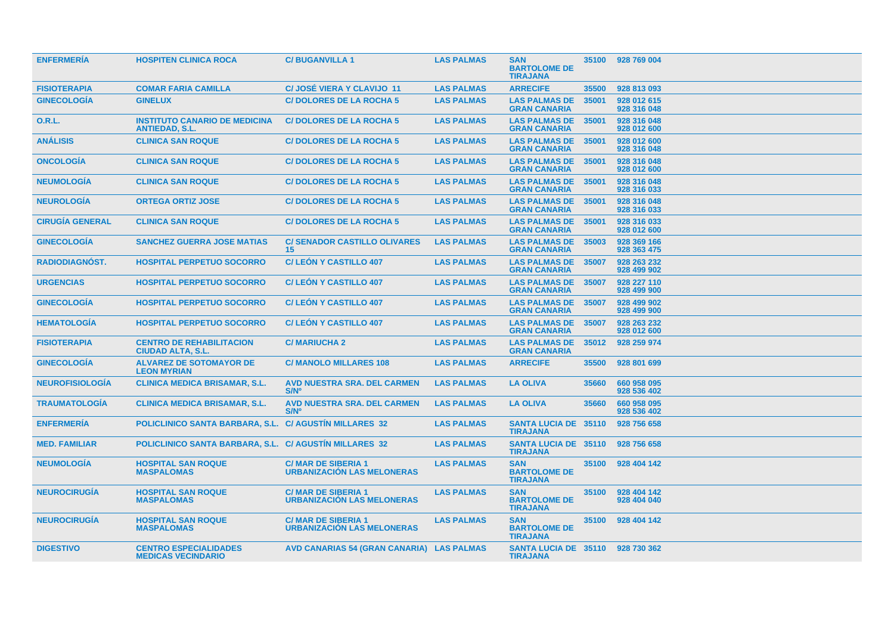| | | | | | | |
|---|---|---|---|---|---|---|
| ENFERMERÍA | HOSPITEN CLINICA ROCA | C/ BUGANVILLA 1 | LAS PALMAS | SAN BARTOLOME DE TIRAJANA | 35100 | 928 769 004 |
| FISIOTERAPIA | COMAR FARIA CAMILLA | C/ JOSÉ VIERA Y CLAVIJO 11 | LAS PALMAS | ARRECIFE | 35500 | 928 813 093 |
| GINECOLOGÍA | GINELUX | C/ DOLORES DE LA ROCHA 5 | LAS PALMAS | LAS PALMAS DE GRAN CANARIA | 35001 | 928 012 615<br>928 316 048 |
| O.R.L. | INSTITUTO CANARIO DE MEDICINA ANTIEDAD, S.L. | C/ DOLORES DE LA ROCHA 5 | LAS PALMAS | LAS PALMAS DE GRAN CANARIA | 35001 | 928 316 048<br>928 012 600 |
| ANÁLISIS | CLINICA SAN ROQUE | C/ DOLORES DE LA ROCHA 5 | LAS PALMAS | LAS PALMAS DE GRAN CANARIA | 35001 | 928 012 600<br>928 316 048 |
| ONCOLOGÍA | CLINICA SAN ROQUE | C/ DOLORES DE LA ROCHA 5 | LAS PALMAS | LAS PALMAS DE GRAN CANARIA | 35001 | 928 316 048<br>928 012 600 |
| NEUMOLOGÍA | CLINICA SAN ROQUE | C/ DOLORES DE LA ROCHA 5 | LAS PALMAS | LAS PALMAS DE GRAN CANARIA | 35001 | 928 316 048<br>928 316 033 |
| NEUROLOGÍA | ORTEGA ORTIZ JOSE | C/ DOLORES DE LA ROCHA 5 | LAS PALMAS | LAS PALMAS DE GRAN CANARIA | 35001 | 928 316 048<br>928 316 033 |
| CIRUGÍA GENERAL | CLINICA SAN ROQUE | C/ DOLORES DE LA ROCHA 5 | LAS PALMAS | LAS PALMAS DE GRAN CANARIA | 35001 | 928 316 033<br>928 012 600 |
| GINECOLOGÍA | SANCHEZ GUERRA JOSE MATIAS | C/ SENADOR CASTILLO OLIVARES 15 | LAS PALMAS | LAS PALMAS DE GRAN CANARIA | 35003 | 928 369 166<br>928 363 475 |
| RADIODIAGNÓST. | HOSPITAL PERPETUO SOCORRO | C/ LEÓN Y CASTILLO 407 | LAS PALMAS | LAS PALMAS DE GRAN CANARIA | 35007 | 928 263 232<br>928 499 902 |
| URGENCIAS | HOSPITAL PERPETUO SOCORRO | C/ LEÓN Y CASTILLO 407 | LAS PALMAS | LAS PALMAS DE GRAN CANARIA | 35007 | 928 227 110<br>928 499 900 |
| GINECOLOGÍA | HOSPITAL PERPETUO SOCORRO | C/ LEÓN Y CASTILLO 407 | LAS PALMAS | LAS PALMAS DE GRAN CANARIA | 35007 | 928 499 902<br>928 499 900 |
| HEMATOLOGÍA | HOSPITAL PERPETUO SOCORRO | C/ LEÓN Y CASTILLO 407 | LAS PALMAS | LAS PALMAS DE GRAN CANARIA | 35007 | 928 263 232<br>928 012 600 |
| FISIOTERAPIA | CENTRO DE REHABILITACION CIUDAD ALTA, S.L. | C/ MARIUCHA 2 | LAS PALMAS | LAS PALMAS DE GRAN CANARIA | 35012 | 928 259 974 |
| GINECOLOGÍA | ALVAREZ DE SOTOMAYOR DE LEON MYRIAN | C/ MANOLO MILLARES 108 | LAS PALMAS | ARRECIFE | 35500 | 928 801 699 |
| NEUROFISIOLOGÍA | CLINICA MEDICA BRISAMAR, S.L. | AVD NUESTRA SRA. DEL CARMEN S/Nº | LAS PALMAS | LA OLIVA | 35660 | 660 958 095<br>928 536 402 |
| TRAUMATOLOGÍA | CLINICA MEDICA BRISAMAR, S.L. | AVD NUESTRA SRA. DEL CARMEN S/Nº | LAS PALMAS | LA OLIVA | 35660 | 660 958 095<br>928 536 402 |
| ENFERMERÍA | POLICLINICO SANTA BARBARA, S.L. | C/ AGUSTÍN MILLARES 32 | LAS PALMAS | SANTA LUCIA DE TIRAJANA | 35110 | 928 756 658 |
| MED. FAMILIAR | POLICLINICO SANTA BARBARA, S.L. | C/ AGUSTÍN MILLARES 32 | LAS PALMAS | SANTA LUCIA DE TIRAJANA | 35110 | 928 756 658 |
| NEUMOLOGÍA | HOSPITAL SAN ROQUE MASPALOMAS | C/ MAR DE SIBERIA 1 URBANIZACIÓN LAS MELONERAS | LAS PALMAS | SAN BARTOLOME DE TIRAJANA | 35100 | 928 404 142 |
| NEUROCIRUGÍA | HOSPITAL SAN ROQUE MASPALOMAS | C/ MAR DE SIBERIA 1 URBANIZACIÓN LAS MELONERAS | LAS PALMAS | SAN BARTOLOME DE TIRAJANA | 35100 | 928 404 142<br>928 404 040 |
| NEUROCIRUGÍA | HOSPITAL SAN ROQUE MASPALOMAS | C/ MAR DE SIBERIA 1 URBANIZACIÓN LAS MELONERAS | LAS PALMAS | SAN BARTOLOME DE TIRAJANA | 35100 | 928 404 142 |
| DIGESTIVO | CENTRO ESPECIALIDADES MEDICAS VECINDARIO | AVD CANARIAS 54 (GRAN CANARIA) | LAS PALMAS | SANTA LUCIA DE TIRAJANA | 35110 | 928 730 362 |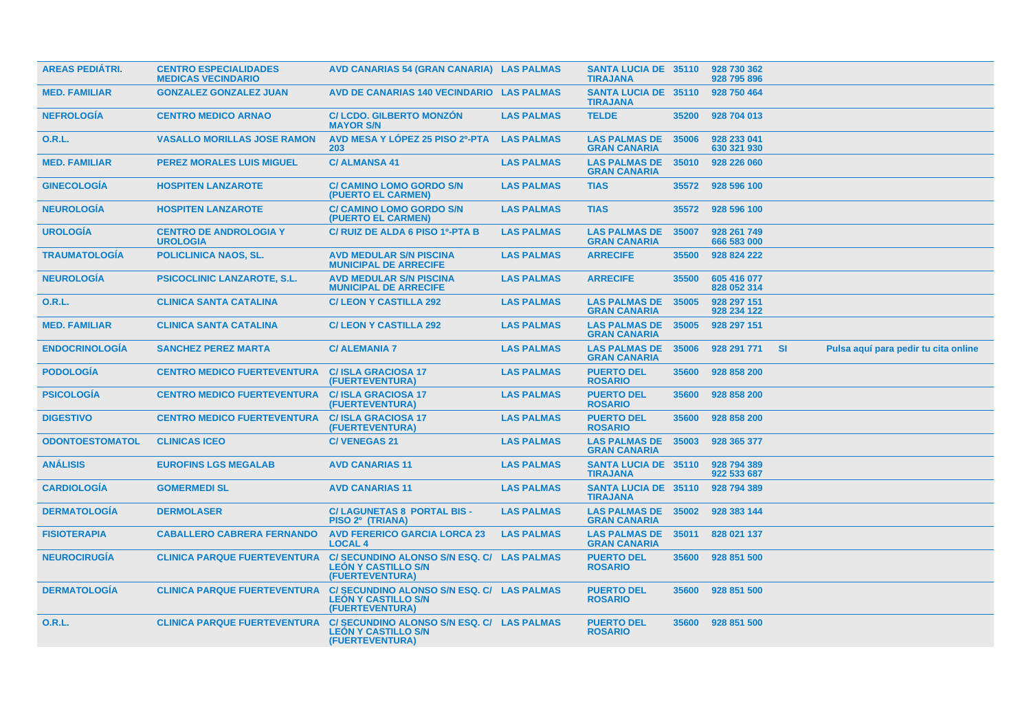| | | | | | | | | |
|---|---|---|---|---|---|---|---|---|
| AREAS PEDIÁTRI. | CENTRO ESPECIALIDADES MEDICAS VECINDARIO | AVD CANARIAS 54 (GRAN CANARIA) | LAS PALMAS | SANTA LUCIA DE TIRAJANA | 35110 | 928 730 362 928 795 896 | | |
| MED. FAMILIAR | GONZALEZ GONZALEZ JUAN | AVD DE CANARIAS 140 VECINDARIO | LAS PALMAS | SANTA LUCIA DE TIRAJANA | 35110 | 928 750 464 | | |
| NEFROLOGÍA | CENTRO MEDICO ARNAO | C/ LCDO. GILBERTO MONZÓN MAYOR S/N | LAS PALMAS | TELDE | 35200 | 928 704 013 | | |
| O.R.L. | VASALLO MORILLAS JOSE RAMON | AVD MESA Y LÓPEZ 25 PISO 2º-PTA 203 | LAS PALMAS | LAS PALMAS DE GRAN CANARIA | 35006 | 928 233 041 630 321 930 | | |
| MED. FAMILIAR | PEREZ MORALES LUIS MIGUEL | C/ ALMANSA 41 | LAS PALMAS | LAS PALMAS DE GRAN CANARIA | 35010 | 928 226 060 | | |
| GINECOLOGÍA | HOSPITEN LANZAROTE | C/ CAMINO LOMO GORDO S/N (PUERTO EL CARMEN) | LAS PALMAS | TIAS | 35572 | 928 596 100 | | |
| NEUROLOGÍA | HOSPITEN LANZAROTE | C/ CAMINO LOMO GORDO S/N (PUERTO EL CARMEN) | LAS PALMAS | TIAS | 35572 | 928 596 100 | | |
| UROLOGÍA | CENTRO DE ANDROLOGIA Y UROLOGIA | C/ RUIZ DE ALDA 6 PISO 1º-PTA B | LAS PALMAS | LAS PALMAS DE GRAN CANARIA | 35007 | 928 261 749 666 583 000 | | |
| TRAUMATOLOGÍA | POLICLINICA NAOS, SL. | AVD MEDULAR S/N PISCINA MUNICIPAL DE ARRECIFE | LAS PALMAS | ARRECIFE | 35500 | 928 824 222 | | |
| NEUROLOGÍA | PSICOCLINIC LANZAROTE, S.L. | AVD MEDULAR S/N PISCINA MUNICIPAL DE ARRECIFE | LAS PALMAS | ARRECIFE | 35500 | 605 416 077 828 052 314 | | |
| O.R.L. | CLINICA SANTA CATALINA | C/ LEON Y CASTILLA 292 | LAS PALMAS | LAS PALMAS DE GRAN CANARIA | 35005 | 928 297 151 928 234 122 | | |
| MED. FAMILIAR | CLINICA SANTA CATALINA | C/ LEON Y CASTILLA 292 | LAS PALMAS | LAS PALMAS DE GRAN CANARIA | 35005 | 928 297 151 | | |
| ENDOCRINOLOGÍA | SANCHEZ PEREZ MARTA | C/ ALEMANIA 7 | LAS PALMAS | LAS PALMAS DE GRAN CANARIA | 35006 | 928 291 771 | SI | Pulsa aquí para pedir tu cita online |
| PODOLOGÍA | CENTRO MEDICO FUERTEVENTURA | C/ ISLA GRACIOSA 17 (FUERTEVENTURA) | LAS PALMAS | PUERTO DEL ROSARIO | 35600 | 928 858 200 | | |
| PSICOLOGÍA | CENTRO MEDICO FUERTEVENTURA | C/ ISLA GRACIOSA 17 (FUERTEVENTURA) | LAS PALMAS | PUERTO DEL ROSARIO | 35600 | 928 858 200 | | |
| DIGESTIVO | CENTRO MEDICO FUERTEVENTURA | C/ ISLA GRACIOSA 17 (FUERTEVENTURA) | LAS PALMAS | PUERTO DEL ROSARIO | 35600 | 928 858 200 | | |
| ODONTOESTOMATOL | CLINICAS ICEO | C/ VENEGAS 21 | LAS PALMAS | LAS PALMAS DE GRAN CANARIA | 35003 | 928 365 377 | | |
| ANÁLISIS | EUROFINS LGS MEGALAB | AVD CANARIAS 11 | LAS PALMAS | SANTA LUCIA DE TIRAJANA | 35110 | 928 794 389 922 533 687 | | |
| CARDIOLOGÍA | GOMERMEDI SL | AVD CANARIAS 11 | LAS PALMAS | SANTA LUCIA DE TIRAJANA | 35110 | 928 794 389 | | |
| DERMATOLOGÍA | DERMOLASER | C/ LAGUNETAS 8 PORTAL BIS - PISO 2º (TRIANA) | LAS PALMAS | LAS PALMAS DE GRAN CANARIA | 35002 | 928 383 144 | | |
| FISIOTERAPIA | CABALLERO CABRERA FERNANDO | AVD FERERICO GARCIA LORCA 23 LOCAL 4 | LAS PALMAS | LAS PALMAS DE GRAN CANARIA | 35011 | 828 021 137 | | |
| NEUROCIRUGÍA | CLINICA PARQUE FUERTEVENTURA | C/ SECUNDINO ALONSO S/N ESQ. C/ LEÓN Y CASTILLO S/N (FUERTEVENTURA) | LAS PALMAS | PUERTO DEL ROSARIO | 35600 | 928 851 500 | | |
| DERMATOLOGÍA | CLINICA PARQUE FUERTEVENTURA | C/ SECUNDINO ALONSO S/N ESQ. C/ LEÓN Y CASTILLO S/N (FUERTEVENTURA) | LAS PALMAS | PUERTO DEL ROSARIO | 35600 | 928 851 500 | | |
| O.R.L. | CLINICA PARQUE FUERTEVENTURA | C/ SECUNDINO ALONSO S/N ESQ. C/ LEÓN Y CASTILLO S/N (FUERTEVENTURA) | LAS PALMAS | PUERTO DEL ROSARIO | 35600 | 928 851 500 | | |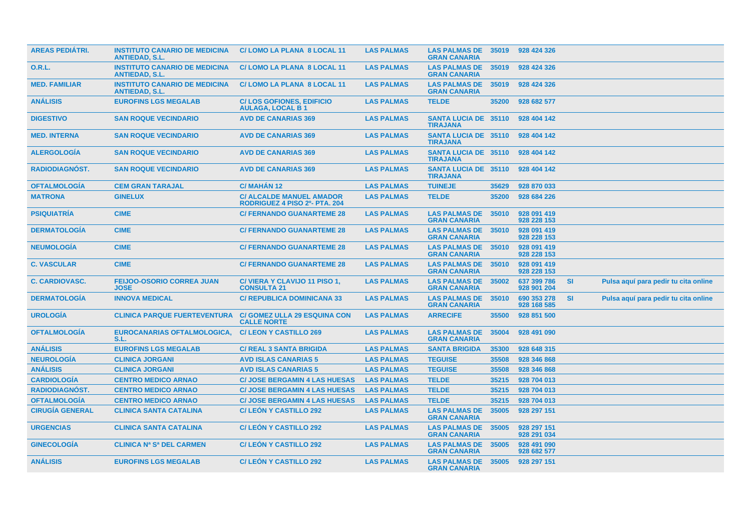| | | | | | | | | |
|---|---|---|---|---|---|---|---|---|
| **AREAS PEDIÁTRI.** | **INSTITUTO CANARIO DE MEDICINA ANTIEDAD, S.L.** | **C/ LOMO LA PLANA 8 LOCAL 11** | **LAS PALMAS** | **LAS PALMAS DE GRAN CANARIA** | **35019** | **928 424 326** | | |
| **O.R.L.** | **INSTITUTO CANARIO DE MEDICINA ANTIEDAD, S.L.** | **C/ LOMO LA PLANA 8 LOCAL 11** | **LAS PALMAS** | **LAS PALMAS DE GRAN CANARIA** | **35019** | **928 424 326** | | |
| **MED. FAMILIAR** | **INSTITUTO CANARIO DE MEDICINA ANTIEDAD, S.L.** | **C/ LOMO LA PLANA 8 LOCAL 11** | **LAS PALMAS** | **LAS PALMAS DE GRAN CANARIA** | **35019** | **928 424 326** | | |
| **ANÁLISIS** | **EUROFINS LGS MEGALAB** | **C/ LOS GOFIONES, EDIFICIO AULAGA, LOCAL B 1** | **LAS PALMAS** | **TELDE** | **35200** | **928 682 577** | | |
| **DIGESTIVO** | **SAN ROQUE VECINDARIO** | **AVD DE CANARIAS 369** | **LAS PALMAS** | **SANTA LUCIA DE TIRAJANA** | **35110** | **928 404 142** | | |
| **MED. INTERNA** | **SAN ROQUE VECINDARIO** | **AVD DE CANARIAS 369** | **LAS PALMAS** | **SANTA LUCIA DE TIRAJANA** | **35110** | **928 404 142** | | |
| **ALERGOLOGÍA** | **SAN ROQUE VECINDARIO** | **AVD DE CANARIAS 369** | **LAS PALMAS** | **SANTA LUCIA DE TIRAJANA** | **35110** | **928 404 142** | | |
| **RADIODIAGNÓST.** | **SAN ROQUE VECINDARIO** | **AVD DE CANARIAS 369** | **LAS PALMAS** | **SANTA LUCIA DE TIRAJANA** | **35110** | **928 404 142** | | |
| **OFTALMOLOGÍA** | **CEM GRAN TARAJAL** | **C/ MAHÁN 12** | **LAS PALMAS** | **TUINEJE** | **35629** | **928 870 033** | | |
| **MATRONA** | **GINELUX** | **C/ ALCALDE MANUEL AMADOR RODRIGUEZ 4 PISO 2º- PTA. 204** | **LAS PALMAS** | **TELDE** | **35200** | **928 684 226** | | |
| **PSIQUIATRÍA** | **CIME** | **C/ FERNANDO GUANARTEME 28** | **LAS PALMAS** | **LAS PALMAS DE GRAN CANARIA** | **35010** | **928 091 419 928 228 153** | | |
| **DERMATOLOGÍA** | **CIME** | **C/ FERNANDO GUANARTEME 28** | **LAS PALMAS** | **LAS PALMAS DE GRAN CANARIA** | **35010** | **928 091 419 928 228 153** | | |
| **NEUMOLOGÍA** | **CIME** | **C/ FERNANDO GUANARTEME 28** | **LAS PALMAS** | **LAS PALMAS DE GRAN CANARIA** | **35010** | **928 091 419 928 228 153** | | |
| **C. VASCULAR** | **CIME** | **C/ FERNANDO GUANARTEME 28** | **LAS PALMAS** | **LAS PALMAS DE GRAN CANARIA** | **35010** | **928 091 419 928 228 153** | | |
| **C. CARDIOVASC.** | **FEIJOO-OSORIO CORREA JUAN JOSE** | **C/ VIERA Y CLAVIJO 11 PISO 1, CONSULTA 21** | **LAS PALMAS** | **LAS PALMAS DE GRAN CANARIA** | **35002** | **637 399 786 928 901 204** | **SI** | **Pulsa aquí para pedir tu cita online** |
| **DERMATOLOGÍA** | **INNOVA MEDICAL** | **C/ REPUBLICA DOMINICANA 33** | **LAS PALMAS** | **LAS PALMAS DE GRAN CANARIA** | **35010** | **690 353 278 928 168 585** | **SI** | **Pulsa aquí para pedir tu cita online** |
| **UROLOGÍA** | **CLINICA PARQUE FUERTEVENTURA** | **C/ GOMEZ ULLA 29 ESQUINA CON CALLE NORTE** | **LAS PALMAS** | **ARRECIFE** | **35500** | **928 851 500** | | |
| **OFTALMOLOGÍA** | **EUROCANARIAS OFTALMOLOGICA, S.L.** | **C/ LEON Y CASTILLO 269** | **LAS PALMAS** | **LAS PALMAS DE GRAN CANARIA** | **35004** | **928 491 090** | | |
| **ANÁLISIS** | **EUROFINS LGS MEGALAB** | **C/ REAL 3 SANTA BRIGIDA** | **LAS PALMAS** | **SANTA BRIGIDA** | **35300** | **928 648 315** | | |
| **NEUROLOGÍA** | **CLINICA JORGANI** | **AVD ISLAS CANARIAS 5** | **LAS PALMAS** | **TEGUISE** | **35508** | **928 346 868** | | |
| **ANÁLISIS** | **CLINICA JORGANI** | **AVD ISLAS CANARIAS 5** | **LAS PALMAS** | **TEGUISE** | **35508** | **928 346 868** | | |
| **CARDIOLOGÍA** | **CENTRO MEDICO ARNAO** | **C/ JOSE BERGAMIN 4 LAS HUESAS** | **LAS PALMAS** | **TELDE** | **35215** | **928 704 013** | | |
| **RADIODIAGNÓST.** | **CENTRO MEDICO ARNAO** | **C/ JOSE BERGAMIN 4 LAS HUESAS** | **LAS PALMAS** | **TELDE** | **35215** | **928 704 013** | | |
| **OFTALMOLOGÍA** | **CENTRO MEDICO ARNAO** | **C/ JOSE BERGAMIN 4 LAS HUESAS** | **LAS PALMAS** | **TELDE** | **35215** | **928 704 013** | | |
| **CIRUGÍA GENERAL** | **CLINICA SANTA CATALINA** | **C/ LEÓN Y CASTILLO 292** | **LAS PALMAS** | **LAS PALMAS DE GRAN CANARIA** | **35005** | **928 297 151** | | |
| **URGENCIAS** | **CLINICA SANTA CATALINA** | **C/ LEÓN Y CASTILLO 292** | **LAS PALMAS** | **LAS PALMAS DE GRAN CANARIA** | **35005** | **928 297 151 928 291 034** | | |
| **GINECOLOGÍA** | **CLINICA Nª Sª DEL CARMEN** | **C/ LEÓN Y CASTILLO 292** | **LAS PALMAS** | **LAS PALMAS DE GRAN CANARIA** | **35005** | **928 491 090 928 682 577** | | |
| **ANÁLISIS** | **EUROFINS LGS MEGALAB** | **C/ LEÓN Y CASTILLO 292** | **LAS PALMAS** | **LAS PALMAS DE GRAN CANARIA** | **35005** | **928 297 151** | | |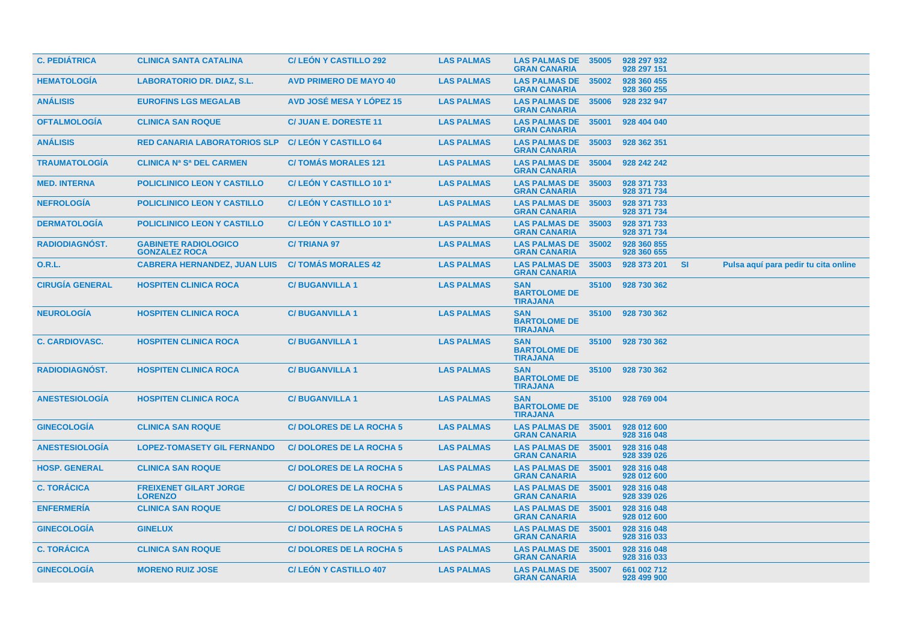| | | | | | | | | |
|---|---|---|---|---|---|---|---|---|
| C. PEDIÁTRICA | CLINICA SANTA CATALINA | C/ LEÓN Y CASTILLO 292 | LAS PALMAS | LAS PALMAS DE GRAN CANARIA | 35005 | 928 297 932<br>928 297 151 | | |
| HEMATOLOGÍA | LABORATORIO DR. DIAZ, S.L. | AVD PRIMERO DE MAYO 40 | LAS PALMAS | LAS PALMAS DE GRAN CANARIA | 35002 | 928 360 455<br>928 360 255 | | |
| ANÁLISIS | EUROFINS LGS MEGALAB | AVD JOSÉ MESA Y LÓPEZ 15 | LAS PALMAS | LAS PALMAS DE GRAN CANARIA | 35006 | 928 232 947 | | |
| OFTALMOLOGÍA | CLINICA SAN ROQUE | C/ JUAN E. DORESTE 11 | LAS PALMAS | LAS PALMAS DE GRAN CANARIA | 35001 | 928 404 040 | | |
| ANÁLISIS | RED CANARIA LABORATORIOS SLP | C/ LEÓN Y CASTILLO 64 | LAS PALMAS | LAS PALMAS DE GRAN CANARIA | 35003 | 928 362 351 | | |
| TRAUMATOLOGÍA | CLINICA Nª Sª DEL CARMEN | C/ TOMÁS MORALES 121 | LAS PALMAS | LAS PALMAS DE GRAN CANARIA | 35004 | 928 242 242 | | |
| MED. INTERNA | POLICLINICO LEON Y CASTILLO | C/ LEÓN Y CASTILLO 10 1ª | LAS PALMAS | LAS PALMAS DE GRAN CANARIA | 35003 | 928 371 733<br>928 371 734 | | |
| NEFROLOGÍA | POLICLINICO LEON Y CASTILLO | C/ LEÓN Y CASTILLO 10 1ª | LAS PALMAS | LAS PALMAS DE GRAN CANARIA | 35003 | 928 371 733<br>928 371 734 | | |
| DERMATOLOGÍA | POLICLINICO LEON Y CASTILLO | C/ LEÓN Y CASTILLO 10 1ª | LAS PALMAS | LAS PALMAS DE GRAN CANARIA | 35003 | 928 371 733<br>928 371 734 | | |
| RADIODIAGNÓST. | GABINETE RADIOLOGICO GONZALEZ ROCA | C/ TRIANA 97 | LAS PALMAS | LAS PALMAS DE GRAN CANARIA | 35002 | 928 360 855<br>928 360 655 | | |
| O.R.L. | CABRERA HERNANDEZ, JUAN LUIS | C/ TOMÁS MORALES 42 | LAS PALMAS | LAS PALMAS DE GRAN CANARIA | 35003 | 928 373 201 | SI | Pulsa aquí para pedir tu cita online |
| CIRUGÍA GENERAL | HOSPITEN CLINICA ROCA | C/ BUGANVILLA 1 | LAS PALMAS | SAN BARTOLOME DE TIRAJANA | 35100 | 928 730 362 | | |
| NEUROLOGÍA | HOSPITEN CLINICA ROCA | C/ BUGANVILLA 1 | LAS PALMAS | SAN BARTOLOME DE TIRAJANA | 35100 | 928 730 362 | | |
| C. CARDIOVASC. | HOSPITEN CLINICA ROCA | C/ BUGANVILLA 1 | LAS PALMAS | SAN BARTOLOME DE TIRAJANA | 35100 | 928 730 362 | | |
| RADIODIAGNÓST. | HOSPITEN CLINICA ROCA | C/ BUGANVILLA 1 | LAS PALMAS | SAN BARTOLOME DE TIRAJANA | 35100 | 928 730 362 | | |
| ANESTESIOLOGÍA | HOSPITEN CLINICA ROCA | C/ BUGANVILLA 1 | LAS PALMAS | SAN BARTOLOME DE TIRAJANA | 35100 | 928 769 004 | | |
| GINECOLOGÍA | CLINICA SAN ROQUE | C/ DOLORES DE LA ROCHA 5 | LAS PALMAS | LAS PALMAS DE GRAN CANARIA | 35001 | 928 012 600<br>928 316 048 | | |
| ANESTESIOLOGÍA | LOPEZ-TOMASETY GIL FERNANDO | C/ DOLORES DE LA ROCHA 5 | LAS PALMAS | LAS PALMAS DE GRAN CANARIA | 35001 | 928 316 048<br>928 339 026 | | |
| HOSP. GENERAL | CLINICA SAN ROQUE | C/ DOLORES DE LA ROCHA 5 | LAS PALMAS | LAS PALMAS DE GRAN CANARIA | 35001 | 928 316 048<br>928 012 600 | | |
| C. TORÁCICA | FREIXENET GILART JORGE LORENZO | C/ DOLORES DE LA ROCHA 5 | LAS PALMAS | LAS PALMAS DE GRAN CANARIA | 35001 | 928 316 048<br>928 339 026 | | |
| ENFERMERÍA | CLINICA SAN ROQUE | C/ DOLORES DE LA ROCHA 5 | LAS PALMAS | LAS PALMAS DE GRAN CANARIA | 35001 | 928 316 048<br>928 012 600 | | |
| GINECOLOGÍA | GINELUX | C/ DOLORES DE LA ROCHA 5 | LAS PALMAS | LAS PALMAS DE GRAN CANARIA | 35001 | 928 316 048<br>928 316 033 | | |
| C. TORÁCICA | CLINICA SAN ROQUE | C/ DOLORES DE LA ROCHA 5 | LAS PALMAS | LAS PALMAS DE GRAN CANARIA | 35001 | 928 316 048<br>928 316 033 | | |
| GINECOLOGÍA | MORENO RUIZ JOSE | C/ LEÓN Y CASTILLO 407 | LAS PALMAS | LAS PALMAS DE GRAN CANARIA | 35007 | 661 002 712<br>928 499 900 | | |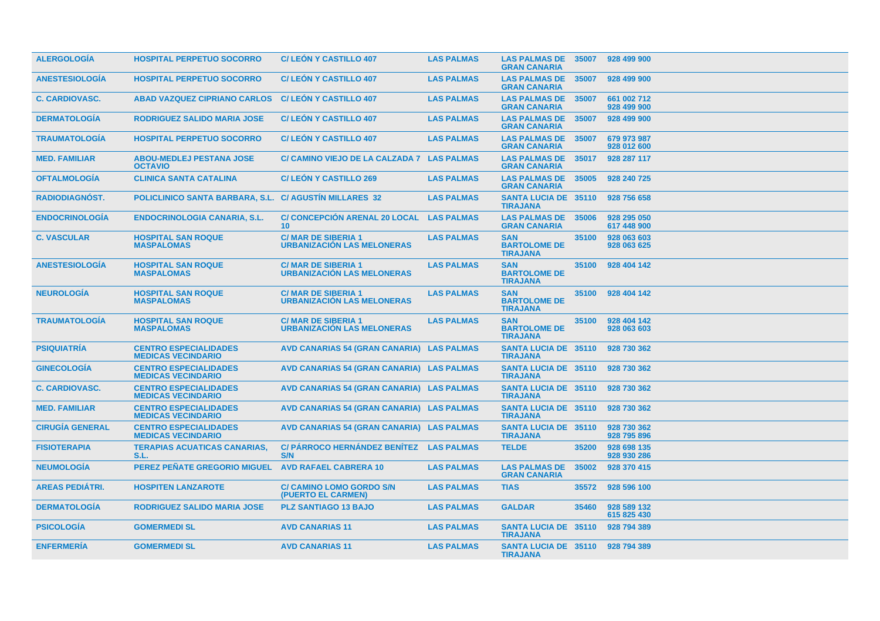| ALERGOLOGÍA | HOSPITAL PERPETUO SOCORRO | C/ LEÓN Y CASTILLO 407 | LAS PALMAS | LAS PALMAS DE GRAN CANARIA | 35007 | 928 499 900 |
|---|---|---|---|---|---|---|
| ANESTESIOLOGÍA | HOSPITAL PERPETUO SOCORRO | C/ LEÓN Y CASTILLO 407 | LAS PALMAS | LAS PALMAS DE GRAN CANARIA | 35007 | 928 499 900 |
| C. CARDIOVASC. | ABAD VAZQUEZ CIPRIANO CARLOS | C/ LEÓN Y CASTILLO 407 | LAS PALMAS | LAS PALMAS DE GRAN CANARIA | 35007 | 661 002 712 928 499 900 |
| DERMATOLOGÍA | RODRIGUEZ SALIDO MARIA JOSE | C/ LEÓN Y CASTILLO 407 | LAS PALMAS | LAS PALMAS DE GRAN CANARIA | 35007 | 928 499 900 |
| TRAUMATOLOGÍA | HOSPITAL PERPETUO SOCORRO | C/ LEÓN Y CASTILLO 407 | LAS PALMAS | LAS PALMAS DE GRAN CANARIA | 35007 | 679 973 987 928 012 600 |
| MED. FAMILIAR | ABOU-MEDLEJ PESTANA JOSE OCTAVIO | C/ CAMINO VIEJO DE LA CALZADA 7 | LAS PALMAS | LAS PALMAS DE GRAN CANARIA | 35017 | 928 287 117 |
| OFTALMOLOGÍA | CLINICA SANTA CATALINA | C/ LEÓN Y CASTILLO 269 | LAS PALMAS | LAS PALMAS DE GRAN CANARIA | 35005 | 928 240 725 |
| RADIODIAGNÓST. | POLICLINICO SANTA BARBARA, S.L. | C/ AGUSTÍN MILLARES 32 | LAS PALMAS | SANTA LUCIA DE TIRAJANA | 35110 | 928 756 658 |
| ENDOCRINOLOGÍA | ENDOCRINOLOGIA CANARIA, S.L. | C/ CONCEPCIÓN ARENAL 20 LOCAL 10 | LAS PALMAS | LAS PALMAS DE GRAN CANARIA | 35006 | 928 295 050 617 448 900 |
| C. VASCULAR | HOSPITAL SAN ROQUE MASPALOMAS | C/ MAR DE SIBERIA 1 URBANIZACIÓN LAS MELONERAS | LAS PALMAS | SAN BARTOLOME DE TIRAJANA | 35100 | 928 063 603 928 063 625 |
| ANESTESIOLOGÍA | HOSPITAL SAN ROQUE MASPALOMAS | C/ MAR DE SIBERIA 1 URBANIZACIÓN LAS MELONERAS | LAS PALMAS | SAN BARTOLOME DE TIRAJANA | 35100 | 928 404 142 |
| NEUROLOGÍA | HOSPITAL SAN ROQUE MASPALOMAS | C/ MAR DE SIBERIA 1 URBANIZACIÓN LAS MELONERAS | LAS PALMAS | SAN BARTOLOME DE TIRAJANA | 35100 | 928 404 142 |
| TRAUMATOLOGÍA | HOSPITAL SAN ROQUE MASPALOMAS | C/ MAR DE SIBERIA 1 URBANIZACIÓN LAS MELONERAS | LAS PALMAS | SAN BARTOLOME DE TIRAJANA | 35100 | 928 404 142 928 063 603 |
| PSIQUIATRÍA | CENTRO ESPECIALIDADES MEDICAS VECINDARIO | AVD CANARIAS 54 (GRAN CANARIA) | LAS PALMAS | SANTA LUCIA DE TIRAJANA | 35110 | 928 730 362 |
| GINECOLOGÍA | CENTRO ESPECIALIDADES MEDICAS VECINDARIO | AVD CANARIAS 54 (GRAN CANARIA) | LAS PALMAS | SANTA LUCIA DE TIRAJANA | 35110 | 928 730 362 |
| C. CARDIOVASC. | CENTRO ESPECIALIDADES MEDICAS VECINDARIO | AVD CANARIAS 54 (GRAN CANARIA) | LAS PALMAS | SANTA LUCIA DE TIRAJANA | 35110 | 928 730 362 |
| MED. FAMILIAR | CENTRO ESPECIALIDADES MEDICAS VECINDARIO | AVD CANARIAS 54 (GRAN CANARIA) | LAS PALMAS | SANTA LUCIA DE TIRAJANA | 35110 | 928 730 362 |
| CIRUGÍA GENERAL | CENTRO ESPECIALIDADES MEDICAS VECINDARIO | AVD CANARIAS 54 (GRAN CANARIA) | LAS PALMAS | SANTA LUCIA DE TIRAJANA | 35110 | 928 730 362 928 795 896 |
| FISIOTERAPIA | TERAPIAS ACUATICAS CANARIAS, S.L. | C/ PÁRROCO HERNÁNDEZ BENÍTEZ S/N | LAS PALMAS | TELDE | 35200 | 928 698 135 928 930 286 |
| NEUMOLOGÍA | PEREZ PEÑATE GREGORIO MIGUEL | AVD RAFAEL CABRERA 10 | LAS PALMAS | LAS PALMAS DE GRAN CANARIA | 35002 | 928 370 415 |
| AREAS PEDIÁTRI. | HOSPITEN LANZAROTE | C/ CAMINO LOMO GORDO S/N (PUERTO EL CARMEN) | LAS PALMAS | TIAS | 35572 | 928 596 100 |
| DERMATOLOGÍA | RODRIGUEZ SALIDO MARIA JOSE | PLZ SANTIAGO 13 BAJO | LAS PALMAS | GALDAR | 35460 | 928 589 132 615 825 430 |
| PSICOLOGÍA | GOMERMEDI SL | AVD CANARIAS 11 | LAS PALMAS | SANTA LUCIA DE TIRAJANA | 35110 | 928 794 389 |
| ENFERMERÍA | GOMERMEDI SL | AVD CANARIAS 11 | LAS PALMAS | SANTA LUCIA DE TIRAJANA | 35110 | 928 794 389 |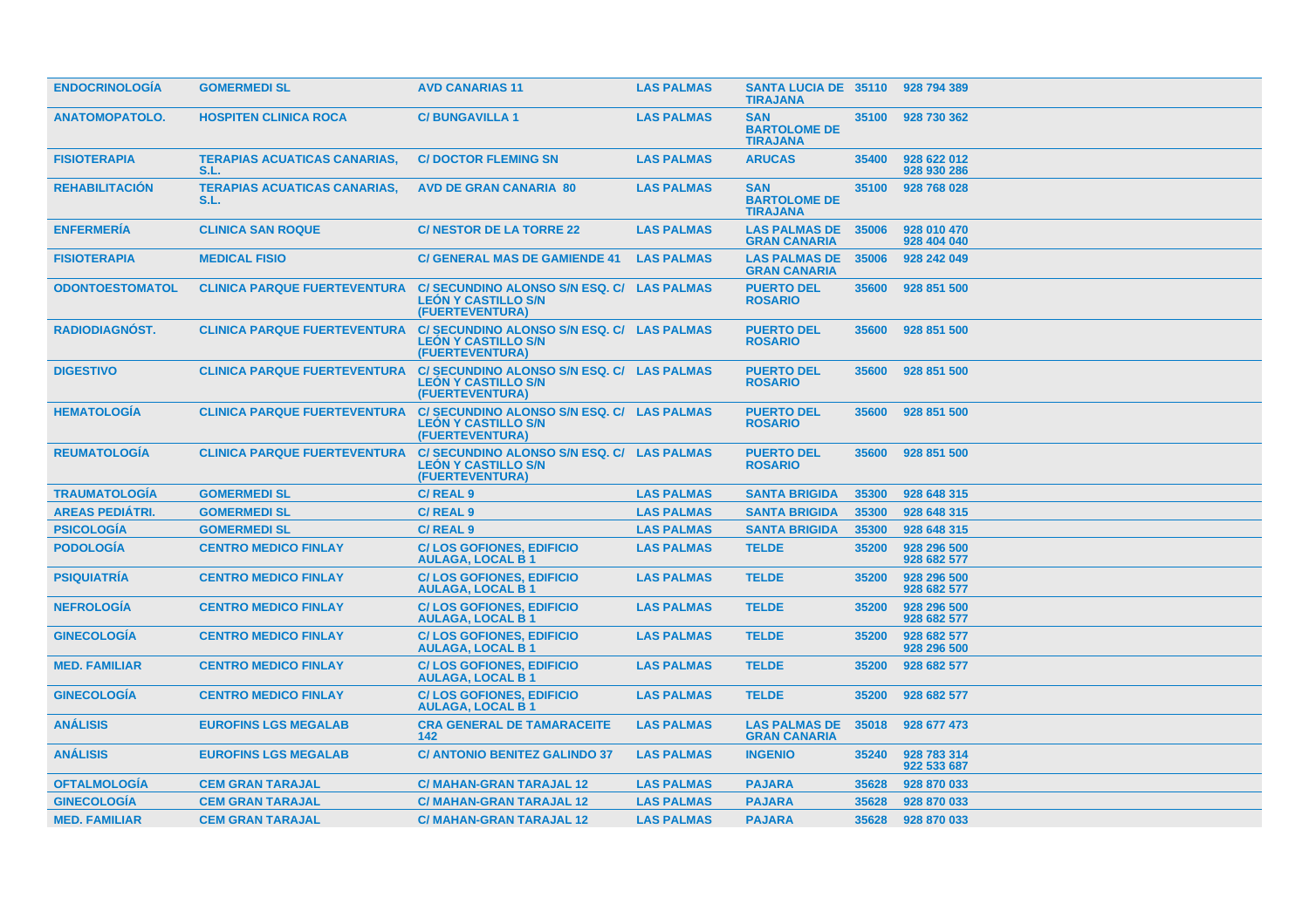| | | | | | | |
|---|---|---|---|---|---|---|
| ENDOCRINOLOGÍA | GOMERMEDI SL | AVD CANARIAS 11 | LAS PALMAS | SANTA LUCIA DE TIRAJANA | 35110 | 928 794 389 |
| ANATOMOPATOLO. | HOSPITEN CLINICA ROCA | C/ BUNGAVILLA 1 | LAS PALMAS | SAN BARTOLOME DE TIRAJANA | 35100 | 928 730 362 |
| FISIOTERAPIA | TERAPIAS ACUATICAS CANARIAS, S.L. | C/ DOCTOR FLEMING SN | LAS PALMAS | ARUCAS | 35400 | 928 622 012 928 930 286 |
| REHABILITACIÓN | TERAPIAS ACUATICAS CANARIAS, S.L. | AVD DE GRAN CANARIA 80 | LAS PALMAS | SAN BARTOLOME DE TIRAJANA | 35100 | 928 768 028 |
| ENFERMERÍA | CLINICA SAN ROQUE | C/ NESTOR DE LA TORRE 22 | LAS PALMAS | LAS PALMAS DE GRAN CANARIA | 35006 | 928 010 470 928 404 040 |
| FISIOTERAPIA | MEDICAL FISIO | C/ GENERAL MAS DE GAMIENDE 41 | LAS PALMAS | LAS PALMAS DE GRAN CANARIA | 35006 | 928 242 049 |
| ODONTOESTOMATOL | CLINICA PARQUE FUERTEVENTURA | C/ SECUNDINO ALONSO S/N ESQ. C/ LEÓN Y CASTILLO S/N (FUERTEVENTURA) | LAS PALMAS | PUERTO DEL ROSARIO | 35600 | 928 851 500 |
| RADIODIAGNÓST. | CLINICA PARQUE FUERTEVENTURA | C/ SECUNDINO ALONSO S/N ESQ. C/ LEÓN Y CASTILLO S/N (FUERTEVENTURA) | LAS PALMAS | PUERTO DEL ROSARIO | 35600 | 928 851 500 |
| DIGESTIVO | CLINICA PARQUE FUERTEVENTURA | C/ SECUNDINO ALONSO S/N ESQ. C/ LEÓN Y CASTILLO S/N (FUERTEVENTURA) | LAS PALMAS | PUERTO DEL ROSARIO | 35600 | 928 851 500 |
| HEMATOLOGÍA | CLINICA PARQUE FUERTEVENTURA | C/ SECUNDINO ALONSO S/N ESQ. C/ LEÓN Y CASTILLO S/N (FUERTEVENTURA) | LAS PALMAS | PUERTO DEL ROSARIO | 35600 | 928 851 500 |
| REUMATOLOGÍA | CLINICA PARQUE FUERTEVENTURA | C/ SECUNDINO ALONSO S/N ESQ. C/ LEÓN Y CASTILLO S/N (FUERTEVENTURA) | LAS PALMAS | PUERTO DEL ROSARIO | 35600 | 928 851 500 |
| TRAUMATOLOGÍA | GOMERMEDI SL | C/ REAL 9 | LAS PALMAS | SANTA BRIGIDA | 35300 | 928 648 315 |
| AREAS PEDIÁTRI. | GOMERMEDI SL | C/ REAL 9 | LAS PALMAS | SANTA BRIGIDA | 35300 | 928 648 315 |
| PSICOLOGÍA | GOMERMEDI SL | C/ REAL 9 | LAS PALMAS | SANTA BRIGIDA | 35300 | 928 648 315 |
| PODOLOGÍA | CENTRO MEDICO FINLAY | C/ LOS GOFIONES, EDIFICIO AULAGA, LOCAL B 1 | LAS PALMAS | TELDE | 35200 | 928 296 500 928 682 577 |
| PSIQUIATRÍA | CENTRO MEDICO FINLAY | C/ LOS GOFIONES, EDIFICIO AULAGA, LOCAL B 1 | LAS PALMAS | TELDE | 35200 | 928 296 500 928 682 577 |
| NEFROLOGÍA | CENTRO MEDICO FINLAY | C/ LOS GOFIONES, EDIFICIO AULAGA, LOCAL B 1 | LAS PALMAS | TELDE | 35200 | 928 296 500 928 682 577 |
| GINECOLOGÍA | CENTRO MEDICO FINLAY | C/ LOS GOFIONES, EDIFICIO AULAGA, LOCAL B 1 | LAS PALMAS | TELDE | 35200 | 928 682 577 928 296 500 |
| MED. FAMILIAR | CENTRO MEDICO FINLAY | C/ LOS GOFIONES, EDIFICIO AULAGA, LOCAL B 1 | LAS PALMAS | TELDE | 35200 | 928 682 577 |
| GINECOLOGÍA | CENTRO MEDICO FINLAY | C/ LOS GOFIONES, EDIFICIO AULAGA, LOCAL B 1 | LAS PALMAS | TELDE | 35200 | 928 682 577 |
| ANÁLISIS | EUROFINS LGS MEGALAB | CRA GENERAL DE TAMARACEITE 142 | LAS PALMAS | LAS PALMAS DE GRAN CANARIA | 35018 | 928 677 473 |
| ANÁLISIS | EUROFINS LGS MEGALAB | C/ ANTONIO BENITEZ GALINDO 37 | LAS PALMAS | INGENIO | 35240 | 928 783 314 922 533 687 |
| OFTALMOLOGÍA | CEM GRAN TARAJAL | C/ MAHAN-GRAN TARAJAL 12 | LAS PALMAS | PAJARA | 35628 | 928 870 033 |
| GINECOLOGÍA | CEM GRAN TARAJAL | C/ MAHAN-GRAN TARAJAL 12 | LAS PALMAS | PAJARA | 35628 | 928 870 033 |
| MED. FAMILIAR | CEM GRAN TARAJAL | C/ MAHAN-GRAN TARAJAL 12 | LAS PALMAS | PAJARA | 35628 | 928 870 033 |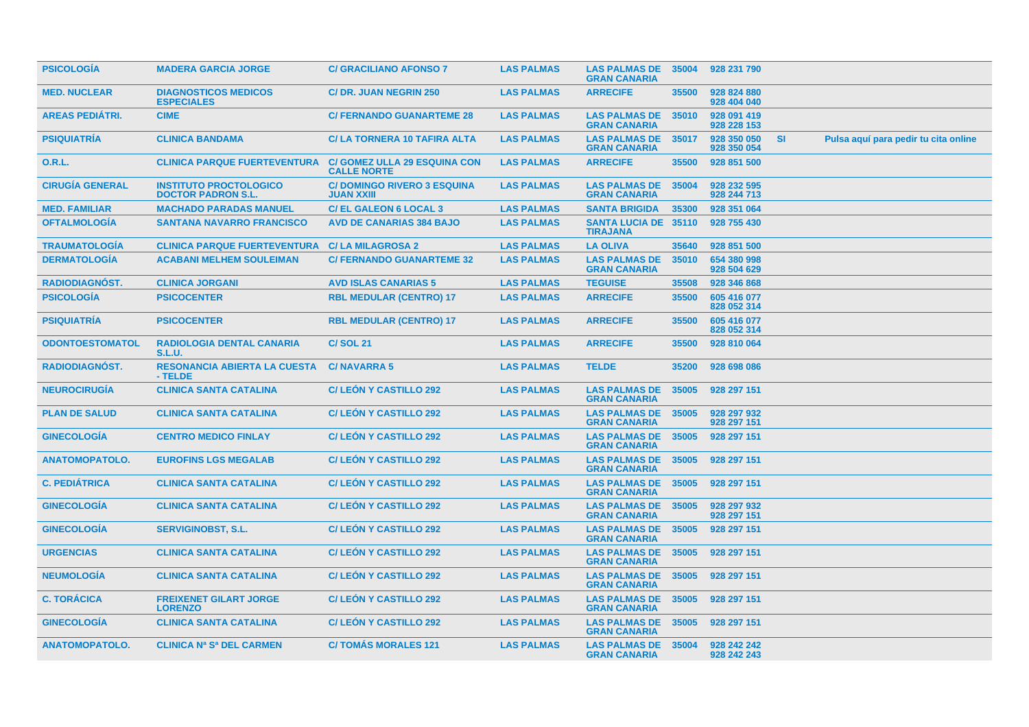| | | | | | | | | |
|---|---|---|---|---|---|---|---|---|
| **PSICOLOGÍA** | **MADERA GARCIA JORGE** | **C/ GRACILIANO AFONSO 7** | **LAS PALMAS** | **LAS PALMAS DE GRAN CANARIA** | **35004** | **928 231 790** | | |
| **MED. NUCLEAR** | **DIAGNOSTICOS MEDICOS ESPECIALES** | **C/ DR. JUAN NEGRIN 250** | **LAS PALMAS** | **ARRECIFE** | **35500** | **928 824 880 928 404 040** | | |
| **AREAS PEDIÁTRI.** | **CIME** | **C/ FERNANDO GUANARTEME 28** | **LAS PALMAS** | **LAS PALMAS DE GRAN CANARIA** | **35010** | **928 091 419 928 228 153** | | |
| **PSIQUIATRÍA** | **CLINICA BANDAMA** | **C/ LA TORNERA 10 TAFIRA ALTA** | **LAS PALMAS** | **LAS PALMAS DE GRAN CANARIA** | **35017** | **928 350 050 928 350 054** | **SI** | **Pulsa aquí para pedir tu cita online** |
| **O.R.L.** | **CLINICA PARQUE FUERTEVENTURA** | **C/ GOMEZ ULLA 29 ESQUINA CON CALLE NORTE** | **LAS PALMAS** | **ARRECIFE** | **35500** | **928 851 500** | | |
| **CIRUGÍA GENERAL** | **INSTITUTO PROCTOLOGICO DOCTOR PADRON S.L.** | **C/ DOMINGO RIVERO 3 ESQUINA JUAN XXIII** | **LAS PALMAS** | **LAS PALMAS DE GRAN CANARIA** | **35004** | **928 232 595 928 244 713** | | |
| **MED. FAMILIAR** | **MACHADO PARADAS MANUEL** | **C/ EL GALEON 6 LOCAL 3** | **LAS PALMAS** | **SANTA BRIGIDA** | **35300** | **928 351 064** | | |
| **OFTALMOLOGÍA** | **SANTANA NAVARRO FRANCISCO** | **AVD DE CANARIAS 384 BAJO** | **LAS PALMAS** | **SANTA LUCIA DE TIRAJANA** | **35110** | **928 755 430** | | |
| **TRAUMATOLOGÍA** | **CLINICA PARQUE FUERTEVENTURA** | **C/ LA MILAGROSA 2** | **LAS PALMAS** | **LA OLIVA** | **35640** | **928 851 500** | | |
| **DERMATOLOGÍA** | **ACABANI MELHEM SOULEIMAN** | **C/ FERNANDO GUANARTEME 32** | **LAS PALMAS** | **LAS PALMAS DE GRAN CANARIA** | **35010** | **654 380 998 928 504 629** | | |
| **RADIODIAGNÓST.** | **CLINICA JORGANI** | **AVD ISLAS CANARIAS 5** | **LAS PALMAS** | **TEGUISE** | **35508** | **928 346 868** | | |
| **PSICOLOGÍA** | **PSICOCENTER** | **RBL MEDULAR (CENTRO) 17** | **LAS PALMAS** | **ARRECIFE** | **35500** | **605 416 077 828 052 314** | | |
| **PSIQUIATRÍA** | **PSICOCENTER** | **RBL MEDULAR (CENTRO) 17** | **LAS PALMAS** | **ARRECIFE** | **35500** | **605 416 077 828 052 314** | | |
| **ODONTOESTOMATOL** | **RADIOLOGIA DENTAL CANARIA S.L.U.** | **C/ SOL 21** | **LAS PALMAS** | **ARRECIFE** | **35500** | **928 810 064** | | |
| **RADIODIAGNÓST.** | **RESONANCIA ABIERTA LA CUESTA - TELDE** | **C/ NAVARRA 5** | **LAS PALMAS** | **TELDE** | **35200** | **928 698 086** | | |
| **NEUROCIRUGÍA** | **CLINICA SANTA CATALINA** | **C/ LEÓN Y CASTILLO 292** | **LAS PALMAS** | **LAS PALMAS DE GRAN CANARIA** | **35005** | **928 297 151** | | |
| **PLAN DE SALUD** | **CLINICA SANTA CATALINA** | **C/ LEÓN Y CASTILLO 292** | **LAS PALMAS** | **LAS PALMAS DE GRAN CANARIA** | **35005** | **928 297 932 928 297 151** | | |
| **GINECOLOGÍA** | **CENTRO MEDICO FINLAY** | **C/ LEÓN Y CASTILLO 292** | **LAS PALMAS** | **LAS PALMAS DE GRAN CANARIA** | **35005** | **928 297 151** | | |
| **ANATOMOPATOLO.** | **EUROFINS LGS MEGALAB** | **C/ LEÓN Y CASTILLO 292** | **LAS PALMAS** | **LAS PALMAS DE GRAN CANARIA** | **35005** | **928 297 151** | | |
| **C. PEDIÁTRICA** | **CLINICA SANTA CATALINA** | **C/ LEÓN Y CASTILLO 292** | **LAS PALMAS** | **LAS PALMAS DE GRAN CANARIA** | **35005** | **928 297 151** | | |
| **GINECOLOGÍA** | **CLINICA SANTA CATALINA** | **C/ LEÓN Y CASTILLO 292** | **LAS PALMAS** | **LAS PALMAS DE GRAN CANARIA** | **35005** | **928 297 932 928 297 151** | | |
| **GINECOLOGÍA** | **SERVIGINOBST, S.L.** | **C/ LEÓN Y CASTILLO 292** | **LAS PALMAS** | **LAS PALMAS DE GRAN CANARIA** | **35005** | **928 297 151** | | |
| **URGENCIAS** | **CLINICA SANTA CATALINA** | **C/ LEÓN Y CASTILLO 292** | **LAS PALMAS** | **LAS PALMAS DE GRAN CANARIA** | **35005** | **928 297 151** | | |
| **NEUMOLOGÍA** | **CLINICA SANTA CATALINA** | **C/ LEÓN Y CASTILLO 292** | **LAS PALMAS** | **LAS PALMAS DE GRAN CANARIA** | **35005** | **928 297 151** | | |
| **C. TORÁCICA** | **FREIXENET GILART JORGE LORENZO** | **C/ LEÓN Y CASTILLO 292** | **LAS PALMAS** | **LAS PALMAS DE GRAN CANARIA** | **35005** | **928 297 151** | | |
| **GINECOLOGÍA** | **CLINICA SANTA CATALINA** | **C/ LEÓN Y CASTILLO 292** | **LAS PALMAS** | **LAS PALMAS DE GRAN CANARIA** | **35005** | **928 297 151** | | |
| **ANATOMOPATOLO.** | **CLINICA Nª Sª DEL CARMEN** | **C/ TOMÁS MORALES 121** | **LAS PALMAS** | **LAS PALMAS DE GRAN CANARIA** | **35004** | **928 242 242 928 242 243** | | |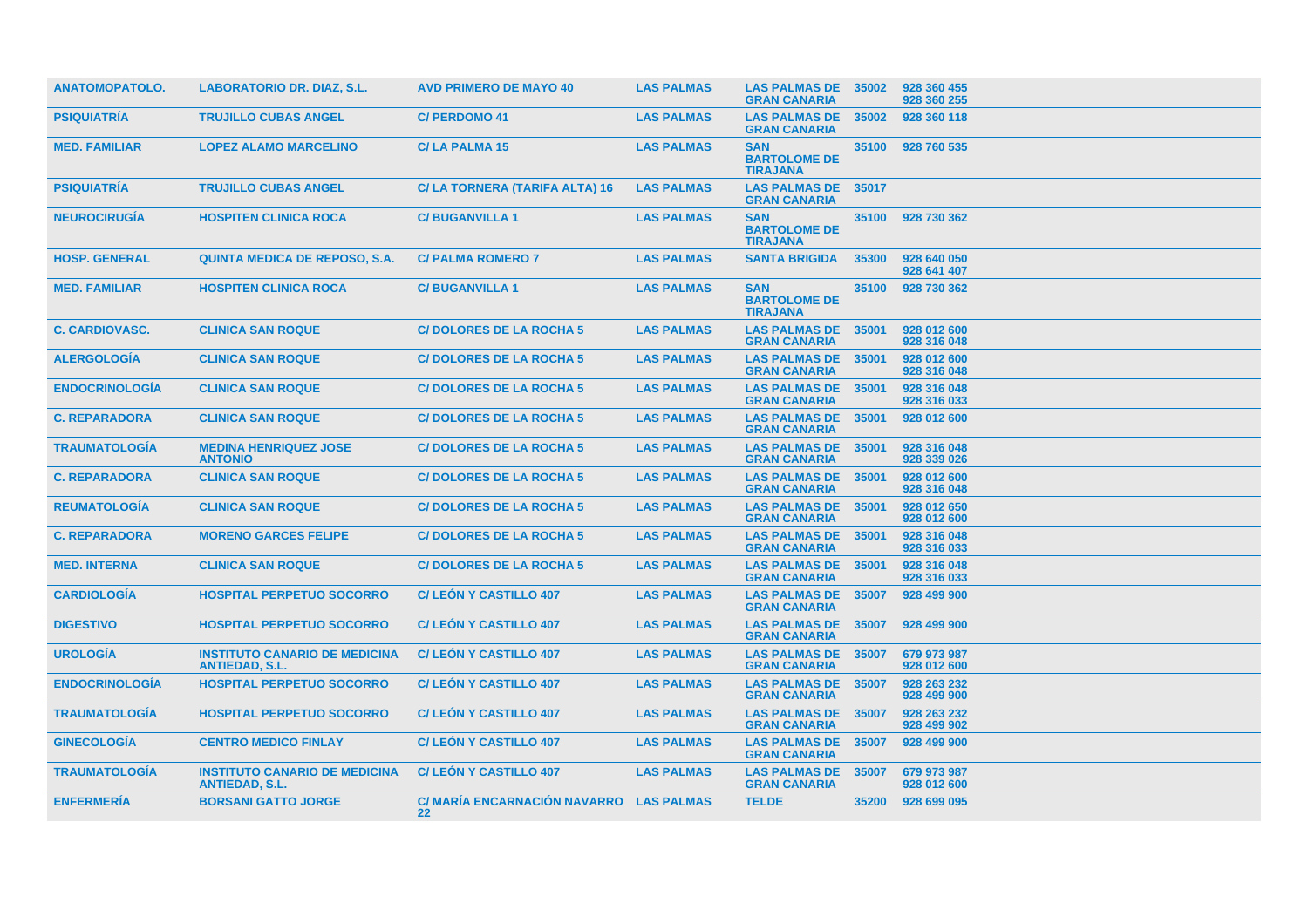| | | | | | | |
|---|---|---|---|---|---|---|
| **ANATOMOPATOLO.** | **LABORATORIO DR. DIAZ, S.L.** | **AVD PRIMERO DE MAYO 40** | **LAS PALMAS** | **LAS PALMAS DE GRAN CANARIA** | **35002** | **928 360 455 928 360 255** |
| **PSIQUIATRÍA** | **TRUJILLO CUBAS ANGEL** | **C/ PERDOMO 41** | **LAS PALMAS** | **LAS PALMAS DE GRAN CANARIA** | **35002** | **928 360 118** |
| **MED. FAMILIAR** | **LOPEZ ALAMO MARCELINO** | **C/ LA PALMA 15** | **LAS PALMAS** | **SAN BARTOLOME DE TIRAJANA** | **35100** | **928 760 535** |
| **PSIQUIATRÍA** | **TRUJILLO CUBAS ANGEL** | **C/ LA TORNERA (TARIFA ALTA) 16** | **LAS PALMAS** | **LAS PALMAS DE GRAN CANARIA** | **35017** | |
| **NEUROCIRUGÍA** | **HOSPITEN CLINICA ROCA** | **C/ BUGANVILLA 1** | **LAS PALMAS** | **SAN BARTOLOME DE TIRAJANA** | **35100** | **928 730 362** |
| **HOSP. GENERAL** | **QUINTA MEDICA DE REPOSO, S.A.** | **C/ PALMA ROMERO 7** | **LAS PALMAS** | **SANTA BRIGIDA** | **35300** | **928 640 050 928 641 407** |
| **MED. FAMILIAR** | **HOSPITEN CLINICA ROCA** | **C/ BUGANVILLA 1** | **LAS PALMAS** | **SAN BARTOLOME DE TIRAJANA** | **35100** | **928 730 362** |
| **C. CARDIOVASC.** | **CLINICA SAN ROQUE** | **C/ DOLORES DE LA ROCHA 5** | **LAS PALMAS** | **LAS PALMAS DE GRAN CANARIA** | **35001** | **928 012 600 928 316 048** |
| **ALERGOLOGÍA** | **CLINICA SAN ROQUE** | **C/ DOLORES DE LA ROCHA 5** | **LAS PALMAS** | **LAS PALMAS DE GRAN CANARIA** | **35001** | **928 012 600 928 316 048** |
| **ENDOCRINOLOGÍA** | **CLINICA SAN ROQUE** | **C/ DOLORES DE LA ROCHA 5** | **LAS PALMAS** | **LAS PALMAS DE GRAN CANARIA** | **35001** | **928 316 048 928 316 033** |
| **C. REPARADORA** | **CLINICA SAN ROQUE** | **C/ DOLORES DE LA ROCHA 5** | **LAS PALMAS** | **LAS PALMAS DE GRAN CANARIA** | **35001** | **928 012 600** |
| **TRAUMATOLOGÍA** | **MEDINA HENRIQUEZ JOSE ANTONIO** | **C/ DOLORES DE LA ROCHA 5** | **LAS PALMAS** | **LAS PALMAS DE GRAN CANARIA** | **35001** | **928 316 048 928 339 026** |
| **C. REPARADORA** | **CLINICA SAN ROQUE** | **C/ DOLORES DE LA ROCHA 5** | **LAS PALMAS** | **LAS PALMAS DE GRAN CANARIA** | **35001** | **928 012 600 928 316 048** |
| **REUMATOLOGÍA** | **CLINICA SAN ROQUE** | **C/ DOLORES DE LA ROCHA 5** | **LAS PALMAS** | **LAS PALMAS DE GRAN CANARIA** | **35001** | **928 012 650 928 012 600** |
| **C. REPARADORA** | **MORENO GARCES FELIPE** | **C/ DOLORES DE LA ROCHA 5** | **LAS PALMAS** | **LAS PALMAS DE GRAN CANARIA** | **35001** | **928 316 048 928 316 033** |
| **MED. INTERNA** | **CLINICA SAN ROQUE** | **C/ DOLORES DE LA ROCHA 5** | **LAS PALMAS** | **LAS PALMAS DE GRAN CANARIA** | **35001** | **928 316 048 928 316 033** |
| **CARDIOLOGÍA** | **HOSPITAL PERPETUO SOCORRO** | **C/ LEÓN Y CASTILLO 407** | **LAS PALMAS** | **LAS PALMAS DE GRAN CANARIA** | **35007** | **928 499 900** |
| **DIGESTIVO** | **HOSPITAL PERPETUO SOCORRO** | **C/ LEÓN Y CASTILLO 407** | **LAS PALMAS** | **LAS PALMAS DE GRAN CANARIA** | **35007** | **928 499 900** |
| **UROLOGÍA** | **INSTITUTO CANARIO DE MEDICINA ANTIEDAD, S.L.** | **C/ LEÓN Y CASTILLO 407** | **LAS PALMAS** | **LAS PALMAS DE GRAN CANARIA** | **35007** | **679 973 987 928 012 600** |
| **ENDOCRINOLOGÍA** | **HOSPITAL PERPETUO SOCORRO** | **C/ LEÓN Y CASTILLO 407** | **LAS PALMAS** | **LAS PALMAS DE GRAN CANARIA** | **35007** | **928 263 232 928 499 900** |
| **TRAUMATOLOGÍA** | **HOSPITAL PERPETUO SOCORRO** | **C/ LEÓN Y CASTILLO 407** | **LAS PALMAS** | **LAS PALMAS DE GRAN CANARIA** | **35007** | **928 263 232 928 499 902** |
| **GINECOLOGÍA** | **CENTRO MEDICO FINLAY** | **C/ LEÓN Y CASTILLO 407** | **LAS PALMAS** | **LAS PALMAS DE GRAN CANARIA** | **35007** | **928 499 900** |
| **TRAUMATOLOGÍA** | **INSTITUTO CANARIO DE MEDICINA ANTIEDAD, S.L.** | **C/ LEÓN Y CASTILLO 407** | **LAS PALMAS** | **LAS PALMAS DE GRAN CANARIA** | **35007** | **679 973 987 928 012 600** |
| **ENFERMERÍA** | **BORSANI GATTO JORGE** | **C/ MARÍA ENCARNACIÓN NAVARRO 22** | **LAS PALMAS** | **TELDE** | **35200** | **928 699 095** |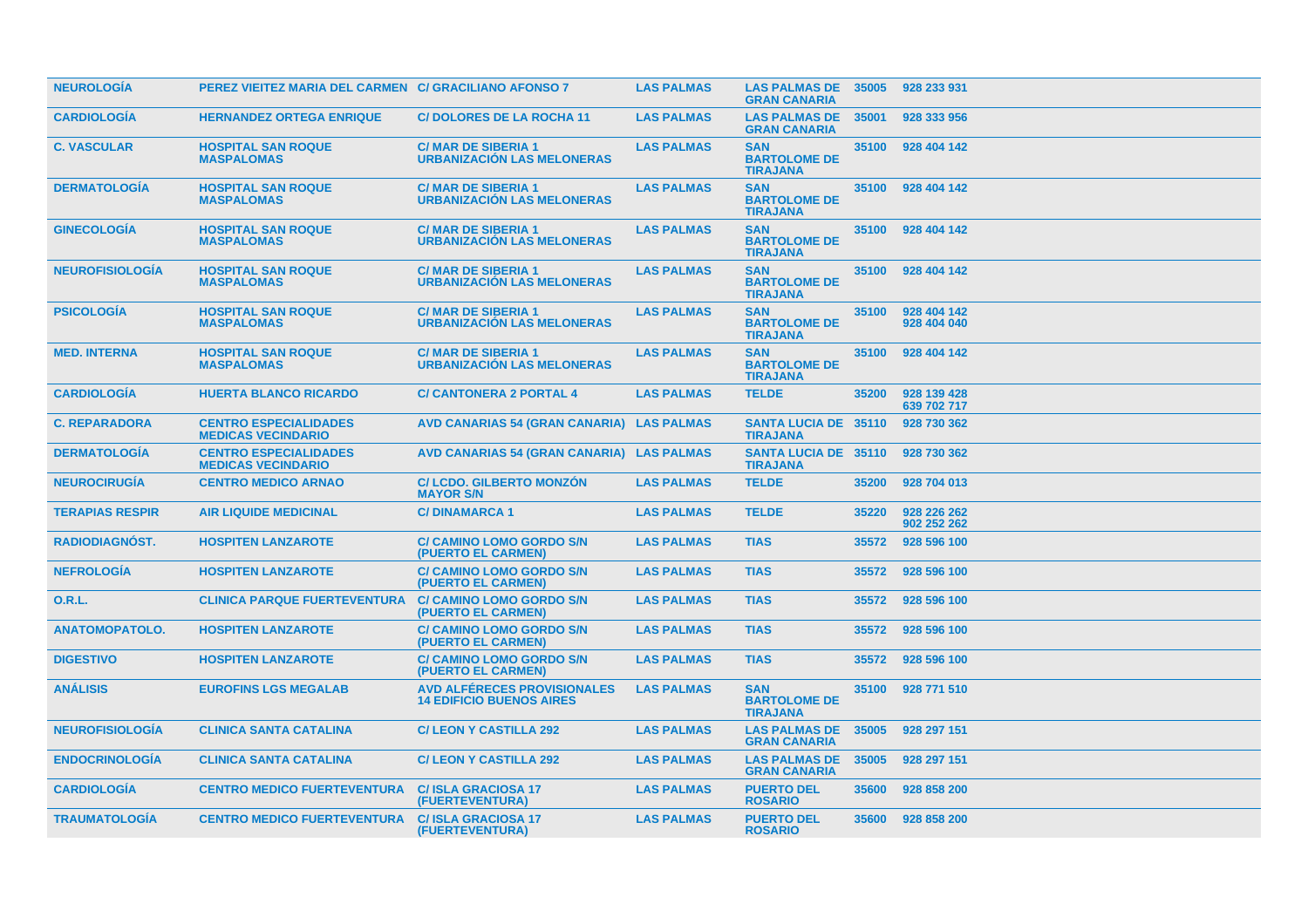| NEUROLOGÍA | PEREZ VIEITEZ MARIA DEL CARMEN | C/ GRACILIANO AFONSO 7 | LAS PALMAS | LAS PALMAS DE GRAN CANARIA | 35005 | 928 233 931 |
|---|---|---|---|---|---|---|
| CARDIOLOGÍA | HERNANDEZ ORTEGA ENRIQUE | C/ DOLORES DE LA ROCHA 11 | LAS PALMAS | LAS PALMAS DE GRAN CANARIA | 35001 | 928 333 956 |
| C. VASCULAR | HOSPITAL SAN ROQUE MASPALOMAS | C/ MAR DE SIBERIA 1 URBANIZACIÓN LAS MELONERAS | LAS PALMAS | SAN BARTOLOME DE TIRAJANA | 35100 | 928 404 142 |
| DERMATOLOGÍA | HOSPITAL SAN ROQUE MASPALOMAS | C/ MAR DE SIBERIA 1 URBANIZACIÓN LAS MELONERAS | LAS PALMAS | SAN BARTOLOME DE TIRAJANA | 35100 | 928 404 142 |
| GINECOLOGÍA | HOSPITAL SAN ROQUE MASPALOMAS | C/ MAR DE SIBERIA 1 URBANIZACIÓN LAS MELONERAS | LAS PALMAS | SAN BARTOLOME DE TIRAJANA | 35100 | 928 404 142 |
| NEUROFISIOLOGÍA | HOSPITAL SAN ROQUE MASPALOMAS | C/ MAR DE SIBERIA 1 URBANIZACIÓN LAS MELONERAS | LAS PALMAS | SAN BARTOLOME DE TIRAJANA | 35100 | 928 404 142 |
| PSICOLOGÍA | HOSPITAL SAN ROQUE MASPALOMAS | C/ MAR DE SIBERIA 1 URBANIZACIÓN LAS MELONERAS | LAS PALMAS | SAN BARTOLOME DE TIRAJANA | 35100 | 928 404 142 928 404 040 |
| MED. INTERNA | HOSPITAL SAN ROQUE MASPALOMAS | C/ MAR DE SIBERIA 1 URBANIZACIÓN LAS MELONERAS | LAS PALMAS | SAN BARTOLOME DE TIRAJANA | 35100 | 928 404 142 |
| CARDIOLOGÍA | HUERTA BLANCO RICARDO | C/ CANTONERA 2 PORTAL 4 | LAS PALMAS | TELDE | 35200 | 928 139 428 639 702 717 |
| C. REPARADORA | CENTRO ESPECIALIDADES MEDICAS VECINDARIO | AVD CANARIAS 54 (GRAN CANARIA) | LAS PALMAS | SANTA LUCIA DE TIRAJANA | 35110 | 928 730 362 |
| DERMATOLOGÍA | CENTRO ESPECIALIDADES MEDICAS VECINDARIO | AVD CANARIAS 54 (GRAN CANARIA) | LAS PALMAS | SANTA LUCIA DE TIRAJANA | 35110 | 928 730 362 |
| NEUROCIRUGÍA | CENTRO MEDICO ARNAO | C/ LCDO. GILBERTO MONZÓN MAYOR S/N | LAS PALMAS | TELDE | 35200 | 928 704 013 |
| TERAPIAS RESPIR | AIR LIQUIDE MEDICINAL | C/ DINAMARCA 1 | LAS PALMAS | TELDE | 35220 | 928 226 262 902 252 262 |
| RADIODIAGNÓST. | HOSPITEN LANZAROTE | C/ CAMINO LOMO GORDO S/N (PUERTO EL CARMEN) | LAS PALMAS | TIAS | 35572 | 928 596 100 |
| NEFROLOGÍA | HOSPITEN LANZAROTE | C/ CAMINO LOMO GORDO S/N (PUERTO EL CARMEN) | LAS PALMAS | TIAS | 35572 | 928 596 100 |
| O.R.L. | CLINICA PARQUE FUERTEVENTURA | C/ CAMINO LOMO GORDO S/N (PUERTO EL CARMEN) | LAS PALMAS | TIAS | 35572 | 928 596 100 |
| ANATOMOPATOLO. | HOSPITEN LANZAROTE | C/ CAMINO LOMO GORDO S/N (PUERTO EL CARMEN) | LAS PALMAS | TIAS | 35572 | 928 596 100 |
| DIGESTIVO | HOSPITEN LANZAROTE | C/ CAMINO LOMO GORDO S/N (PUERTO EL CARMEN) | LAS PALMAS | TIAS | 35572 | 928 596 100 |
| ANÁLISIS | EUROFINS LGS MEGALAB | AVD ALFÉRECES PROVISIONALES 14 EDIFICIO BUENOS AIRES | LAS PALMAS | SAN BARTOLOME DE TIRAJANA | 35100 | 928 771 510 |
| NEUROFISIOLOGÍA | CLINICA SANTA CATALINA | C/ LEON Y CASTILLA 292 | LAS PALMAS | LAS PALMAS DE GRAN CANARIA | 35005 | 928 297 151 |
| ENDOCRINOLOGÍA | CLINICA SANTA CATALINA | C/ LEON Y CASTILLA 292 | LAS PALMAS | LAS PALMAS DE GRAN CANARIA | 35005 | 928 297 151 |
| CARDIOLOGÍA | CENTRO MEDICO FUERTEVENTURA | C/ ISLA GRACIOSA 17 (FUERTEVENTURA) | LAS PALMAS | PUERTO DEL ROSARIO | 35600 | 928 858 200 |
| TRAUMATOLOGÍA | CENTRO MEDICO FUERTEVENTURA | C/ ISLA GRACIOSA 17 (FUERTEVENTURA) | LAS PALMAS | PUERTO DEL ROSARIO | 35600 | 928 858 200 |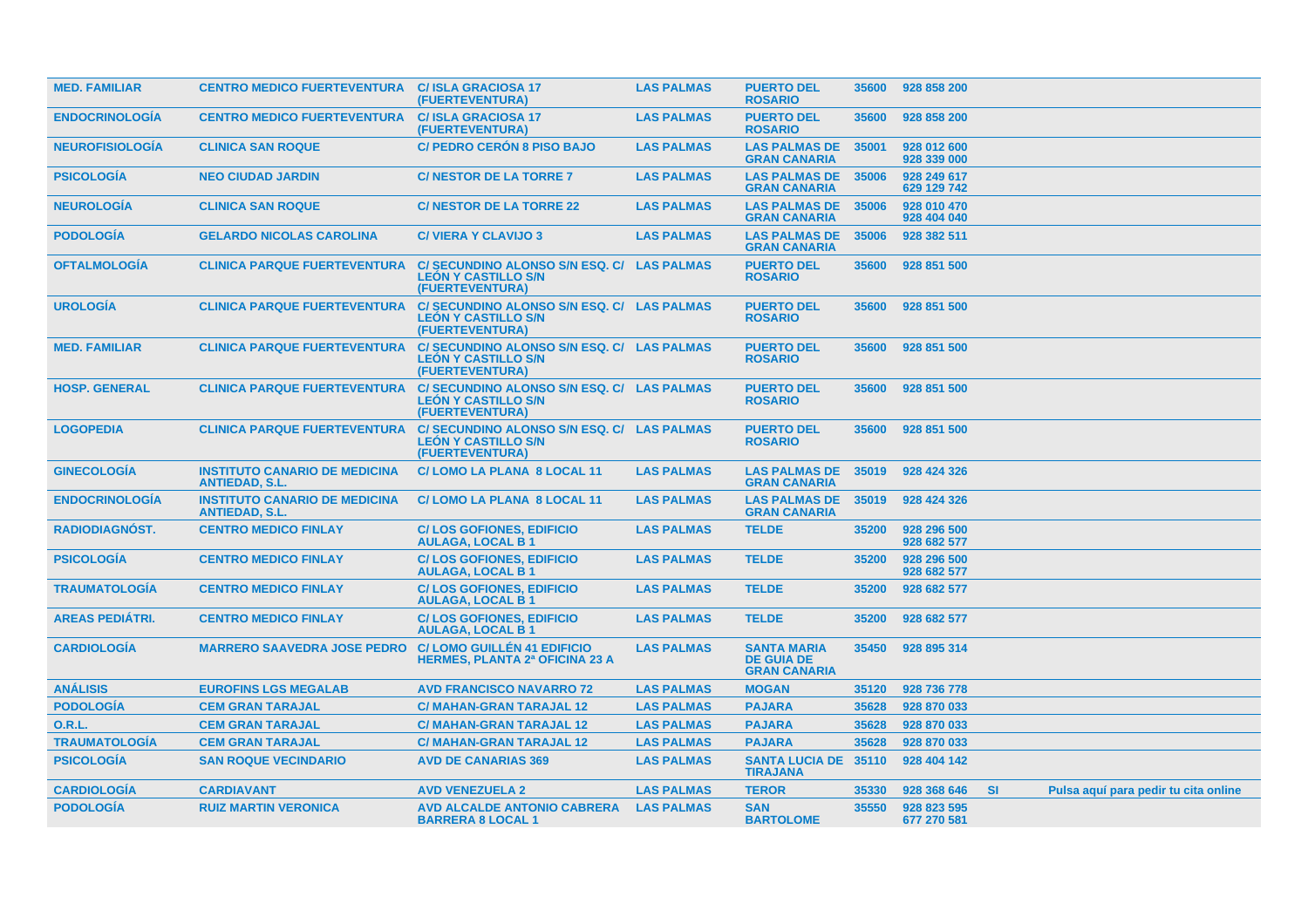| | | | | | | | | |
|---|---|---|---|---|---|---|---|---|
| **MED. FAMILIAR** | **CENTRO MEDICO FUERTEVENTURA** | **C/ ISLA GRACIOSA 17 (FUERTEVENTURA)** | **LAS PALMAS** | **PUERTO DEL ROSARIO** | **35600** | **928 858 200** | | |
| **ENDOCRINOLOGÍA** | **CENTRO MEDICO FUERTEVENTURA** | **C/ ISLA GRACIOSA 17 (FUERTEVENTURA)** | **LAS PALMAS** | **PUERTO DEL ROSARIO** | **35600** | **928 858 200** | | |
| **NEUROFISIOLOGÍA** | **CLINICA SAN ROQUE** | **C/ PEDRO CERÓN 8 PISO BAJO** | **LAS PALMAS** | **LAS PALMAS DE GRAN CANARIA** | **35001** | **928 012 600 928 339 000** | | |
| **PSICOLOGÍA** | **NEO CIUDAD JARDIN** | **C/ NESTOR DE LA TORRE 7** | **LAS PALMAS** | **LAS PALMAS DE GRAN CANARIA** | **35006** | **928 249 617 629 129 742** | | |
| **NEUROLOGÍA** | **CLINICA SAN ROQUE** | **C/ NESTOR DE LA TORRE 22** | **LAS PALMAS** | **LAS PALMAS DE GRAN CANARIA** | **35006** | **928 010 470 928 404 040** | | |
| **PODOLOGÍA** | **GELARDO NICOLAS CAROLINA** | **C/ VIERA Y CLAVIJO 3** | **LAS PALMAS** | **LAS PALMAS DE GRAN CANARIA** | **35006** | **928 382 511** | | |
| **OFTALMOLOGÍA** | **CLINICA PARQUE FUERTEVENTURA** | **C/ SECUNDINO ALONSO S/N ESQ. C/ LEÓN Y CASTILLO S/N (FUERTEVENTURA)** | **LAS PALMAS** | **PUERTO DEL ROSARIO** | **35600** | **928 851 500** | | |
| **UROLOGÍA** | **CLINICA PARQUE FUERTEVENTURA** | **C/ SECUNDINO ALONSO S/N ESQ. C/ LEÓN Y CASTILLO S/N (FUERTEVENTURA)** | **LAS PALMAS** | **PUERTO DEL ROSARIO** | **35600** | **928 851 500** | | |
| **MED. FAMILIAR** | **CLINICA PARQUE FUERTEVENTURA** | **C/ SECUNDINO ALONSO S/N ESQ. C/ LEÓN Y CASTILLO S/N (FUERTEVENTURA)** | **LAS PALMAS** | **PUERTO DEL ROSARIO** | **35600** | **928 851 500** | | |
| **HOSP. GENERAL** | **CLINICA PARQUE FUERTEVENTURA** | **C/ SECUNDINO ALONSO S/N ESQ. C/ LEÓN Y CASTILLO S/N (FUERTEVENTURA)** | **LAS PALMAS** | **PUERTO DEL ROSARIO** | **35600** | **928 851 500** | | |
| **LOGOPEDIA** | **CLINICA PARQUE FUERTEVENTURA** | **C/ SECUNDINO ALONSO S/N ESQ. C/ LEÓN Y CASTILLO S/N (FUERTEVENTURA)** | **LAS PALMAS** | **PUERTO DEL ROSARIO** | **35600** | **928 851 500** | | |
| **GINECOLOGÍA** | **INSTITUTO CANARIO DE MEDICINA ANTIEDAD, S.L.** | **C/ LOMO LA PLANA 8 LOCAL 11** | **LAS PALMAS** | **LAS PALMAS DE GRAN CANARIA** | **35019** | **928 424 326** | | |
| **ENDOCRINOLOGÍA** | **INSTITUTO CANARIO DE MEDICINA ANTIEDAD, S.L.** | **C/ LOMO LA PLANA 8 LOCAL 11** | **LAS PALMAS** | **LAS PALMAS DE GRAN CANARIA** | **35019** | **928 424 326** | | |
| **RADIODIAGNÓST.** | **CENTRO MEDICO FINLAY** | **C/ LOS GOFIONES, EDIFICIO AULAGA, LOCAL B 1** | **LAS PALMAS** | **TELDE** | **35200** | **928 296 500 928 682 577** | | |
| **PSICOLOGÍA** | **CENTRO MEDICO FINLAY** | **C/ LOS GOFIONES, EDIFICIO AULAGA, LOCAL B 1** | **LAS PALMAS** | **TELDE** | **35200** | **928 296 500 928 682 577** | | |
| **TRAUMATOLOGÍA** | **CENTRO MEDICO FINLAY** | **C/ LOS GOFIONES, EDIFICIO AULAGA, LOCAL B 1** | **LAS PALMAS** | **TELDE** | **35200** | **928 682 577** | | |
| **AREAS PEDIÁTRI.** | **CENTRO MEDICO FINLAY** | **C/ LOS GOFIONES, EDIFICIO AULAGA, LOCAL B 1** | **LAS PALMAS** | **TELDE** | **35200** | **928 682 577** | | |
| **CARDIOLOGÍA** | **MARRERO SAAVEDRA JOSE PEDRO** | **C/ LOMO GUILLÉN 41 EDIFICIO HERMES, PLANTA 2ª OFICINA 23 A** | **LAS PALMAS** | **SANTA MARIA DE GUIA DE GRAN CANARIA** | **35450** | **928 895 314** | | |
| **ANÁLISIS** | **EUROFINS LGS MEGALAB** | **AVD FRANCISCO NAVARRO 72** | **LAS PALMAS** | **MOGAN** | **35120** | **928 736 778** | | |
| **PODOLOGÍA** | **CEM GRAN TARAJAL** | **C/ MAHAN-GRAN TARAJAL 12** | **LAS PALMAS** | **PAJARA** | **35628** | **928 870 033** | | |
| **O.R.L.** | **CEM GRAN TARAJAL** | **C/ MAHAN-GRAN TARAJAL 12** | **LAS PALMAS** | **PAJARA** | **35628** | **928 870 033** | | |
| **TRAUMATOLOGÍA** | **CEM GRAN TARAJAL** | **C/ MAHAN-GRAN TARAJAL 12** | **LAS PALMAS** | **PAJARA** | **35628** | **928 870 033** | | |
| **PSICOLOGÍA** | **SAN ROQUE VECINDARIO** | **AVD DE CANARIAS 369** | **LAS PALMAS** | **SANTA LUCIA DE TIRAJANA** | **35110** | **928 404 142** | | |
| **CARDIOLOGÍA** | **CARDIAVANT** | **AVD VENEZUELA 2** | **LAS PALMAS** | **TEROR** | **35330** | **928 368 646** | **SI** | **Pulsa aquí para pedir tu cita online** |
| **PODOLOGÍA** | **RUIZ MARTIN VERONICA** | **AVD ALCALDE ANTONIO CABRERA BARRERA 8 LOCAL 1** | **LAS PALMAS** | **SAN BARTOLOME** | **35550** | **928 823 595 677 270 581** | | |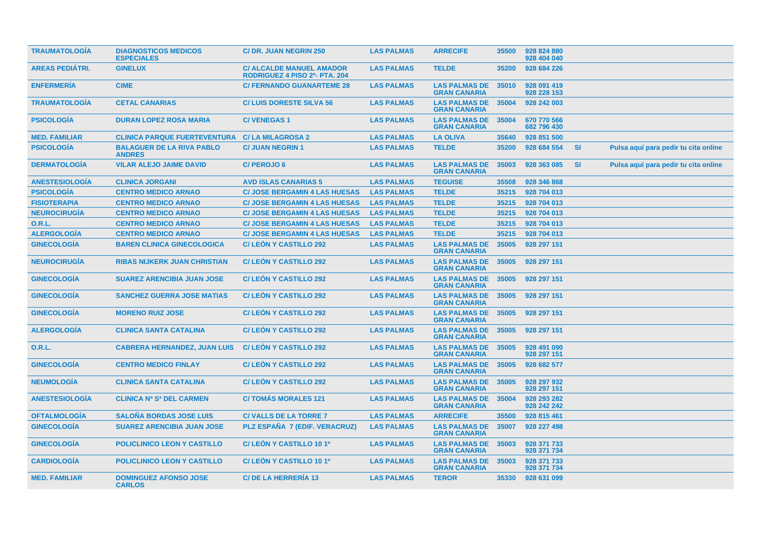| | | | | | | | | |
|---|---|---|---|---|---|---|---|---|
| TRAUMATOLOGÍA | DIAGNOSTICOS MEDICOS ESPECIALES | C/ DR. JUAN NEGRIN 250 | LAS PALMAS | ARRECIFE | 35500 | 928 824 880 928 404 040 | | |
| AREAS PEDIÁTRI. | GINELUX | C/ ALCALDE MANUEL AMADOR RODRIGUEZ 4 PISO 2º- PTA. 204 | LAS PALMAS | TELDE | 35200 | 928 684 226 | | |
| ENFERMERÍA | CIME | C/ FERNANDO GUANARTEME 28 | LAS PALMAS | LAS PALMAS DE GRAN CANARIA | 35010 | 928 091 419 928 228 153 | | |
| TRAUMATOLOGÍA | CETAL CANARIAS | C/ LUIS DORESTE SILVA 56 | LAS PALMAS | LAS PALMAS DE GRAN CANARIA | 35004 | 928 242 003 | | |
| PSICOLOGÍA | DURAN LOPEZ ROSA MARIA | C/ VENEGAS 1 | LAS PALMAS | LAS PALMAS DE GRAN CANARIA | 35004 | 670 770 566 682 796 430 | | |
| MED. FAMILIAR | CLINICA PARQUE FUERTEVENTURA | C/ LA MILAGROSA 2 | LAS PALMAS | LA OLIVA | 35640 | 928 851 500 | | |
| PSICOLOGÍA | BALAGUER DE LA RIVA PABLO ANDRES | C/ JUAN NEGRIN 1 | LAS PALMAS | TELDE | 35200 | 928 684 554 | SI | Pulsa aquí para pedir tu cita online |
| DERMATOLOGÍA | VILAR ALEJO JAIME DAVID | C/ PEROJO 6 | LAS PALMAS | LAS PALMAS DE GRAN CANARIA | 35003 | 928 363 085 | SI | Pulsa aquí para pedir tu cita online |
| ANESTESIOLOGÍA | CLINICA JORGANI | AVD ISLAS CANARIAS 5 | LAS PALMAS | TEGUISE | 35508 | 928 346 868 | | |
| PSICOLOGÍA | CENTRO MEDICO ARNAO | C/ JOSE BERGAMIN 4 LAS HUESAS | LAS PALMAS | TELDE | 35215 | 928 704 013 | | |
| FISIOTERAPIA | CENTRO MEDICO ARNAO | C/ JOSE BERGAMIN 4 LAS HUESAS | LAS PALMAS | TELDE | 35215 | 928 704 013 | | |
| NEUROCIRUGÍA | CENTRO MEDICO ARNAO | C/ JOSE BERGAMIN 4 LAS HUESAS | LAS PALMAS | TELDE | 35215 | 928 704 013 | | |
| O.R.L. | CENTRO MEDICO ARNAO | C/ JOSE BERGAMIN 4 LAS HUESAS | LAS PALMAS | TELDE | 35215 | 928 704 013 | | |
| ALERGOLOGÍA | CENTRO MEDICO ARNAO | C/ JOSE BERGAMIN 4 LAS HUESAS | LAS PALMAS | TELDE | 35215 | 928 704 013 | | |
| GINECOLOGÍA | BAREN CLINICA GINECOLOGICA | C/ LEÓN Y CASTILLO 292 | LAS PALMAS | LAS PALMAS DE GRAN CANARIA | 35005 | 928 297 151 | | |
| NEUROCIRUGÍA | RIBAS NIJKERK JUAN CHRISTIAN | C/ LEÓN Y CASTILLO 292 | LAS PALMAS | LAS PALMAS DE GRAN CANARIA | 35005 | 928 297 151 | | |
| GINECOLOGÍA | SUAREZ ARENCIBIA JUAN JOSE | C/ LEÓN Y CASTILLO 292 | LAS PALMAS | LAS PALMAS DE GRAN CANARIA | 35005 | 928 297 151 | | |
| GINECOLOGÍA | SANCHEZ GUERRA JOSE MATIAS | C/ LEÓN Y CASTILLO 292 | LAS PALMAS | LAS PALMAS DE GRAN CANARIA | 35005 | 928 297 151 | | |
| GINECOLOGÍA | MORENO RUIZ JOSE | C/ LEÓN Y CASTILLO 292 | LAS PALMAS | LAS PALMAS DE GRAN CANARIA | 35005 | 928 297 151 | | |
| ALERGOLOGÍA | CLINICA SANTA CATALINA | C/ LEÓN Y CASTILLO 292 | LAS PALMAS | LAS PALMAS DE GRAN CANARIA | 35005 | 928 297 151 | | |
| O.R.L. | CABRERA HERNANDEZ, JUAN LUIS | C/ LEÓN Y CASTILLO 292 | LAS PALMAS | LAS PALMAS DE GRAN CANARIA | 35005 | 928 491 090 928 297 151 | | |
| GINECOLOGÍA | CENTRO MEDICO FINLAY | C/ LEÓN Y CASTILLO 292 | LAS PALMAS | LAS PALMAS DE GRAN CANARIA | 35005 | 928 682 577 | | |
| NEUMOLOGÍA | CLINICA SANTA CATALINA | C/ LEÓN Y CASTILLO 292 | LAS PALMAS | LAS PALMAS DE GRAN CANARIA | 35005 | 928 297 932 928 297 151 | | |
| ANESTESIOLOGÍA | CLINICA Nª Sª DEL CARMEN | C/ TOMÁS MORALES 121 | LAS PALMAS | LAS PALMAS DE GRAN CANARIA | 35004 | 928 293 282 928 242 242 | | |
| OFTALMOLOGÍA | SALOÑA BORDAS JOSE LUIS | C/ VALLS DE LA TORRE 7 | LAS PALMAS | ARRECIFE | 35500 | 928 815 461 | | |
| GINECOLOGÍA | SUAREZ ARENCIBIA JUAN JOSE | PLZ ESPAÑA 7 (EDIF. VERACRUZ) | LAS PALMAS | LAS PALMAS DE GRAN CANARIA | 35007 | 928 227 498 | | |
| GINECOLOGÍA | POLICLINICO LEON Y CASTILLO | C/ LEÓN Y CASTILLO 10 1ª | LAS PALMAS | LAS PALMAS DE GRAN CANARIA | 35003 | 928 371 733 928 371 734 | | |
| CARDIOLOGÍA | POLICLINICO LEON Y CASTILLO | C/ LEÓN Y CASTILLO 10 1ª | LAS PALMAS | LAS PALMAS DE GRAN CANARIA | 35003 | 928 371 733 928 371 734 | | |
| MED. FAMILIAR | DOMINGUEZ AFONSO JOSE CARLOS | C/ DE LA HERRERÍA 13 | LAS PALMAS | TEROR | 35330 | 928 631 099 | | |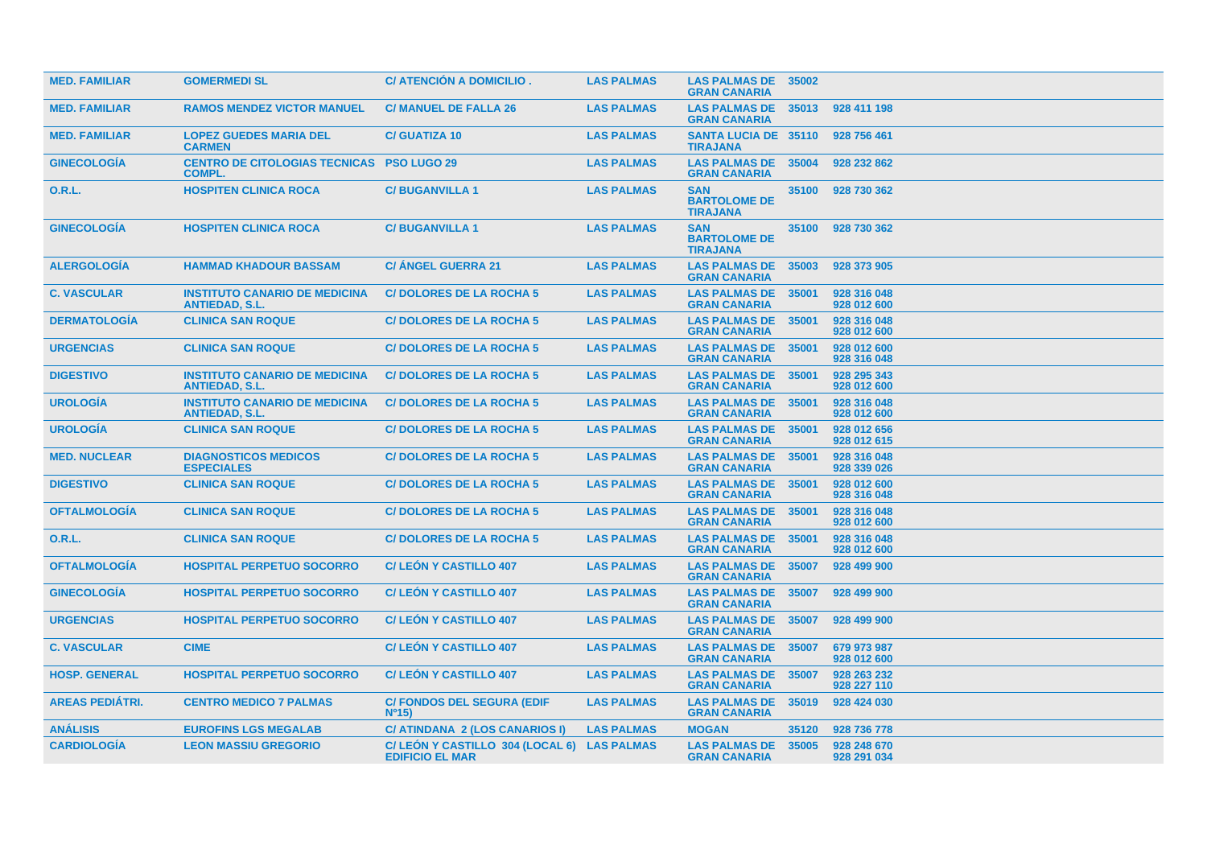| | | | | | | |
|---|---|---|---|---|---|---|
| **MED. FAMILIAR** | **GOMERMEDI SL** | **C/ ATENCIÓN A DOMICILIO .** | **LAS PALMAS** | **LAS PALMAS DE GRAN CANARIA** | **35002** | |
| **MED. FAMILIAR** | **RAMOS MENDEZ VICTOR MANUEL** | **C/ MANUEL DE FALLA 26** | **LAS PALMAS** | **LAS PALMAS DE GRAN CANARIA** | **35013** | **928 411 198** |
| **MED. FAMILIAR** | **LOPEZ GUEDES MARIA DEL CARMEN** | **C/ GUATIZA 10** | **LAS PALMAS** | **SANTA LUCIA DE TIRAJANA** | **35110** | **928 756 461** |
| **GINECOLOGÍA** | **CENTRO DE CITOLOGIAS TECNICAS COMPL.** | **PSO LUGO 29** | **LAS PALMAS** | **LAS PALMAS DE GRAN CANARIA** | **35004** | **928 232 862** |
| **O.R.L.** | **HOSPITEN CLINICA ROCA** | **C/ BUGANVILLA 1** | **LAS PALMAS** | **SAN BARTOLOME DE TIRAJANA** | **35100** | **928 730 362** |
| **GINECOLOGÍA** | **HOSPITEN CLINICA ROCA** | **C/ BUGANVILLA 1** | **LAS PALMAS** | **SAN BARTOLOME DE TIRAJANA** | **35100** | **928 730 362** |
| **ALERGOLOGÍA** | **HAMMAD KHADOUR BASSAM** | **C/ ÁNGEL GUERRA 21** | **LAS PALMAS** | **LAS PALMAS DE GRAN CANARIA** | **35003** | **928 373 905** |
| **C. VASCULAR** | **INSTITUTO CANARIO DE MEDICINA ANTIEDAD, S.L.** | **C/ DOLORES DE LA ROCHA 5** | **LAS PALMAS** | **LAS PALMAS DE GRAN CANARIA** | **35001** | **928 316 048 928 012 600** |
| **DERMATOLOGÍA** | **CLINICA SAN ROQUE** | **C/ DOLORES DE LA ROCHA 5** | **LAS PALMAS** | **LAS PALMAS DE GRAN CANARIA** | **35001** | **928 316 048 928 012 600** |
| **URGENCIAS** | **CLINICA SAN ROQUE** | **C/ DOLORES DE LA ROCHA 5** | **LAS PALMAS** | **LAS PALMAS DE GRAN CANARIA** | **35001** | **928 012 600 928 316 048** |
| **DIGESTIVO** | **INSTITUTO CANARIO DE MEDICINA ANTIEDAD, S.L.** | **C/ DOLORES DE LA ROCHA 5** | **LAS PALMAS** | **LAS PALMAS DE GRAN CANARIA** | **35001** | **928 295 343 928 012 600** |
| **UROLOGÍA** | **INSTITUTO CANARIO DE MEDICINA ANTIEDAD, S.L.** | **C/ DOLORES DE LA ROCHA 5** | **LAS PALMAS** | **LAS PALMAS DE GRAN CANARIA** | **35001** | **928 316 048 928 012 600** |
| **UROLOGÍA** | **CLINICA SAN ROQUE** | **C/ DOLORES DE LA ROCHA 5** | **LAS PALMAS** | **LAS PALMAS DE GRAN CANARIA** | **35001** | **928 012 656 928 012 615** |
| **MED. NUCLEAR** | **DIAGNOSTICOS MEDICOS ESPECIALES** | **C/ DOLORES DE LA ROCHA 5** | **LAS PALMAS** | **LAS PALMAS DE GRAN CANARIA** | **35001** | **928 316 048 928 339 026** |
| **DIGESTIVO** | **CLINICA SAN ROQUE** | **C/ DOLORES DE LA ROCHA 5** | **LAS PALMAS** | **LAS PALMAS DE GRAN CANARIA** | **35001** | **928 012 600 928 316 048** |
| **OFTALMOLOGÍA** | **CLINICA SAN ROQUE** | **C/ DOLORES DE LA ROCHA 5** | **LAS PALMAS** | **LAS PALMAS DE GRAN CANARIA** | **35001** | **928 316 048 928 012 600** |
| **O.R.L.** | **CLINICA SAN ROQUE** | **C/ DOLORES DE LA ROCHA 5** | **LAS PALMAS** | **LAS PALMAS DE GRAN CANARIA** | **35001** | **928 316 048 928 012 600** |
| **OFTALMOLOGÍA** | **HOSPITAL PERPETUO SOCORRO** | **C/ LEÓN Y CASTILLO 407** | **LAS PALMAS** | **LAS PALMAS DE GRAN CANARIA** | **35007** | **928 499 900** |
| **GINECOLOGÍA** | **HOSPITAL PERPETUO SOCORRO** | **C/ LEÓN Y CASTILLO 407** | **LAS PALMAS** | **LAS PALMAS DE GRAN CANARIA** | **35007** | **928 499 900** |
| **URGENCIAS** | **HOSPITAL PERPETUO SOCORRO** | **C/ LEÓN Y CASTILLO 407** | **LAS PALMAS** | **LAS PALMAS DE GRAN CANARIA** | **35007** | **928 499 900** |
| **C. VASCULAR** | **CIME** | **C/ LEÓN Y CASTILLO 407** | **LAS PALMAS** | **LAS PALMAS DE GRAN CANARIA** | **35007** | **679 973 987 928 012 600** |
| **HOSP. GENERAL** | **HOSPITAL PERPETUO SOCORRO** | **C/ LEÓN Y CASTILLO 407** | **LAS PALMAS** | **LAS PALMAS DE GRAN CANARIA** | **35007** | **928 263 232 928 227 110** |
| **AREAS PEDIÁTRI.** | **CENTRO MEDICO 7 PALMAS** | **C/ FONDOS DEL SEGURA (EDIF Nº15)** | **LAS PALMAS** | **LAS PALMAS DE GRAN CANARIA** | **35019** | **928 424 030** |
| **ANÁLISIS** | **EUROFINS LGS MEGALAB** | **C/ ATINDANA 2 (LOS CANARIOS I)** | **LAS PALMAS** | **MOGAN** | **35120** | **928 736 778** |
| **CARDIOLOGÍA** | **LEON MASSIU GREGORIO** | **C/ LEÓN Y CASTILLO 304 (LOCAL 6) EDIFICIO EL MAR** | **LAS PALMAS** | **LAS PALMAS DE GRAN CANARIA** | **35005** | **928 248 670 928 291 034** |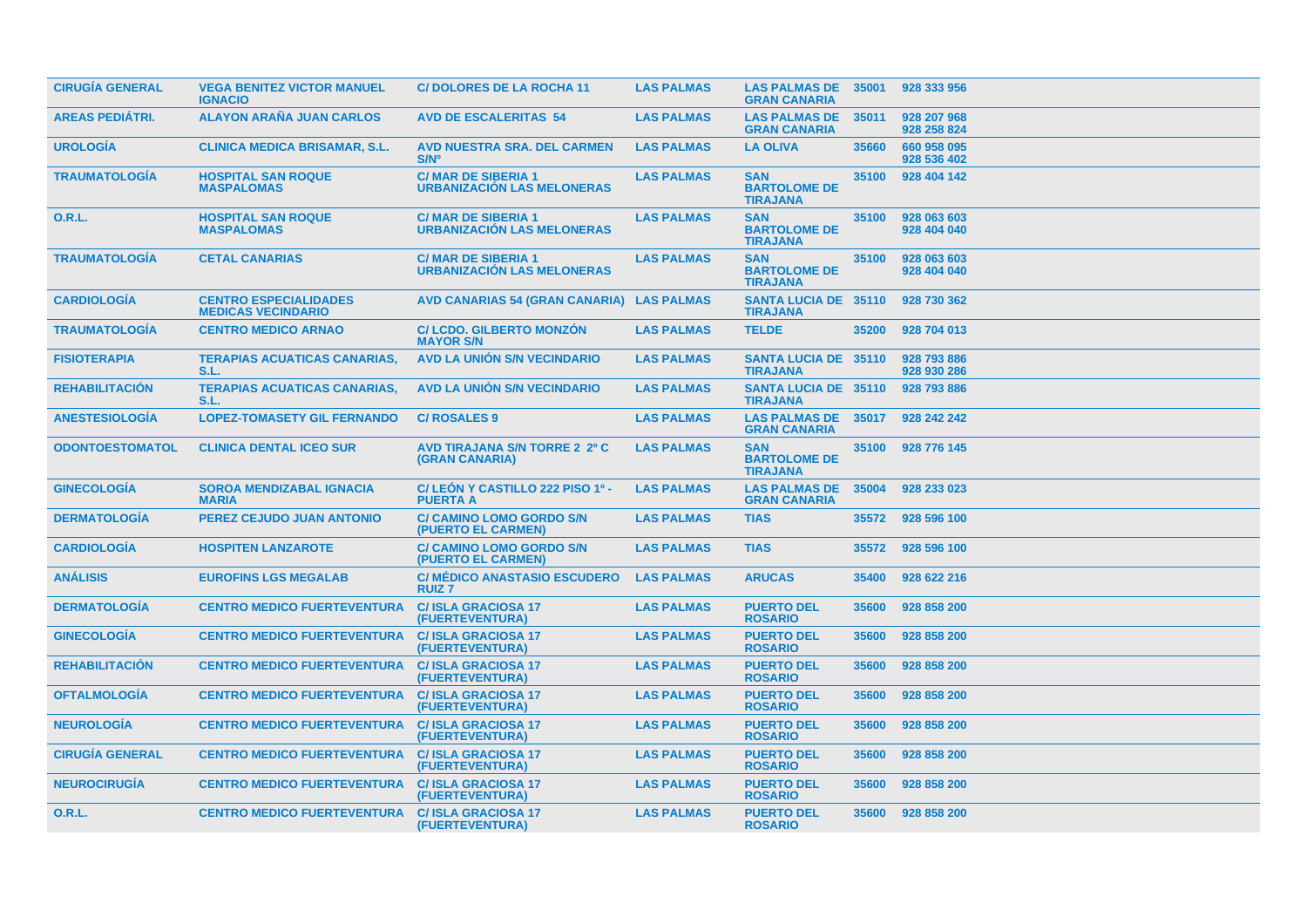| | | | | | | |
|---|---|---|---|---|---|---|
| CIRUGÍA GENERAL | VEGA BENITEZ VICTOR MANUEL IGNACIO | C/ DOLORES DE LA ROCHA 11 | LAS PALMAS | LAS PALMAS DE GRAN CANARIA | 35001 | 928 333 956 |
| AREAS PEDIÁTRI. | ALAYON ARAÑA JUAN CARLOS | AVD DE ESCALERITAS 54 | LAS PALMAS | LAS PALMAS DE GRAN CANARIA | 35011 | 928 207 968 928 258 824 |
| UROLOGÍA | CLINICA MEDICA BRISAMAR, S.L. | AVD NUESTRA SRA. DEL CARMEN S/Nº | LAS PALMAS | LA OLIVA | 35660 | 660 958 095 928 536 402 |
| TRAUMATOLOGÍA | HOSPITAL SAN ROQUE MASPALOMAS | C/ MAR DE SIBERIA 1 URBANIZACIÓN LAS MELONERAS | LAS PALMAS | SAN BARTOLOME DE TIRAJANA | 35100 | 928 404 142 |
| O.R.L. | HOSPITAL SAN ROQUE MASPALOMAS | C/ MAR DE SIBERIA 1 URBANIZACIÓN LAS MELONERAS | LAS PALMAS | SAN BARTOLOME DE TIRAJANA | 35100 | 928 063 603 928 404 040 |
| TRAUMATOLOGÍA | CETAL CANARIAS | C/ MAR DE SIBERIA 1 URBANIZACIÓN LAS MELONERAS | LAS PALMAS | SAN BARTOLOME DE TIRAJANA | 35100 | 928 063 603 928 404 040 |
| CARDIOLOGÍA | CENTRO ESPECIALIDADES MEDICAS VECINDARIO | AVD CANARIAS 54 (GRAN CANARIA) | LAS PALMAS | SANTA LUCIA DE TIRAJANA | 35110 | 928 730 362 |
| TRAUMATOLOGÍA | CENTRO MEDICO ARNAO | C/ LCDO. GILBERTO MONZÓN MAYOR S/N | LAS PALMAS | TELDE | 35200 | 928 704 013 |
| FISIOTERAPIA | TERAPIAS ACUATICAS CANARIAS, S.L. | AVD LA UNIÓN S/N VECINDARIO | LAS PALMAS | SANTA LUCIA DE TIRAJANA | 35110 | 928 793 886 928 930 286 |
| REHABILITACIÓN | TERAPIAS ACUATICAS CANARIAS, S.L. | AVD LA UNIÓN S/N VECINDARIO | LAS PALMAS | SANTA LUCIA DE TIRAJANA | 35110 | 928 793 886 |
| ANESTESIOLOGÍA | LOPEZ-TOMASETY GIL FERNANDO | C/ ROSALES 9 | LAS PALMAS | LAS PALMAS DE GRAN CANARIA | 35017 | 928 242 242 |
| ODONTOESTOMATOL | CLINICA DENTAL ICEO SUR | AVD TIRAJANA S/N TORRE 2 2º C (GRAN CANARIA) | LAS PALMAS | SAN BARTOLOME DE TIRAJANA | 35100 | 928 776 145 |
| GINECOLOGÍA | SOROA MENDIZABAL IGNACIA MARIA | C/ LEÓN Y CASTILLO 222 PISO 1º - PUERTA A | LAS PALMAS | LAS PALMAS DE GRAN CANARIA | 35004 | 928 233 023 |
| DERMATOLOGÍA | PEREZ CEJUDO JUAN ANTONIO | C/ CAMINO LOMO GORDO S/N (PUERTO EL CARMEN) | LAS PALMAS | TIAS | 35572 | 928 596 100 |
| CARDIOLOGÍA | HOSPITEN LANZAROTE | C/ CAMINO LOMO GORDO S/N (PUERTO EL CARMEN) | LAS PALMAS | TIAS | 35572 | 928 596 100 |
| ANÁLISIS | EUROFINS LGS MEGALAB | C/ MÉDICO ANASTASIO ESCUDERO RUIZ 7 | LAS PALMAS | ARUCAS | 35400 | 928 622 216 |
| DERMATOLOGÍA | CENTRO MEDICO FUERTEVENTURA | C/ ISLA GRACIOSA 17 (FUERTEVENTURA) | LAS PALMAS | PUERTO DEL ROSARIO | 35600 | 928 858 200 |
| GINECOLOGÍA | CENTRO MEDICO FUERTEVENTURA | C/ ISLA GRACIOSA 17 (FUERTEVENTURA) | LAS PALMAS | PUERTO DEL ROSARIO | 35600 | 928 858 200 |
| REHABILITACIÓN | CENTRO MEDICO FUERTEVENTURA | C/ ISLA GRACIOSA 17 (FUERTEVENTURA) | LAS PALMAS | PUERTO DEL ROSARIO | 35600 | 928 858 200 |
| OFTALMOLOGÍA | CENTRO MEDICO FUERTEVENTURA | C/ ISLA GRACIOSA 17 (FUERTEVENTURA) | LAS PALMAS | PUERTO DEL ROSARIO | 35600 | 928 858 200 |
| NEUROLOGÍA | CENTRO MEDICO FUERTEVENTURA | C/ ISLA GRACIOSA 17 (FUERTEVENTURA) | LAS PALMAS | PUERTO DEL ROSARIO | 35600 | 928 858 200 |
| CIRUGÍA GENERAL | CENTRO MEDICO FUERTEVENTURA | C/ ISLA GRACIOSA 17 (FUERTEVENTURA) | LAS PALMAS | PUERTO DEL ROSARIO | 35600 | 928 858 200 |
| NEUROCIRUGÍA | CENTRO MEDICO FUERTEVENTURA | C/ ISLA GRACIOSA 17 (FUERTEVENTURA) | LAS PALMAS | PUERTO DEL ROSARIO | 35600 | 928 858 200 |
| O.R.L. | CENTRO MEDICO FUERTEVENTURA | C/ ISLA GRACIOSA 17 (FUERTEVENTURA) | LAS PALMAS | PUERTO DEL ROSARIO | 35600 | 928 858 200 |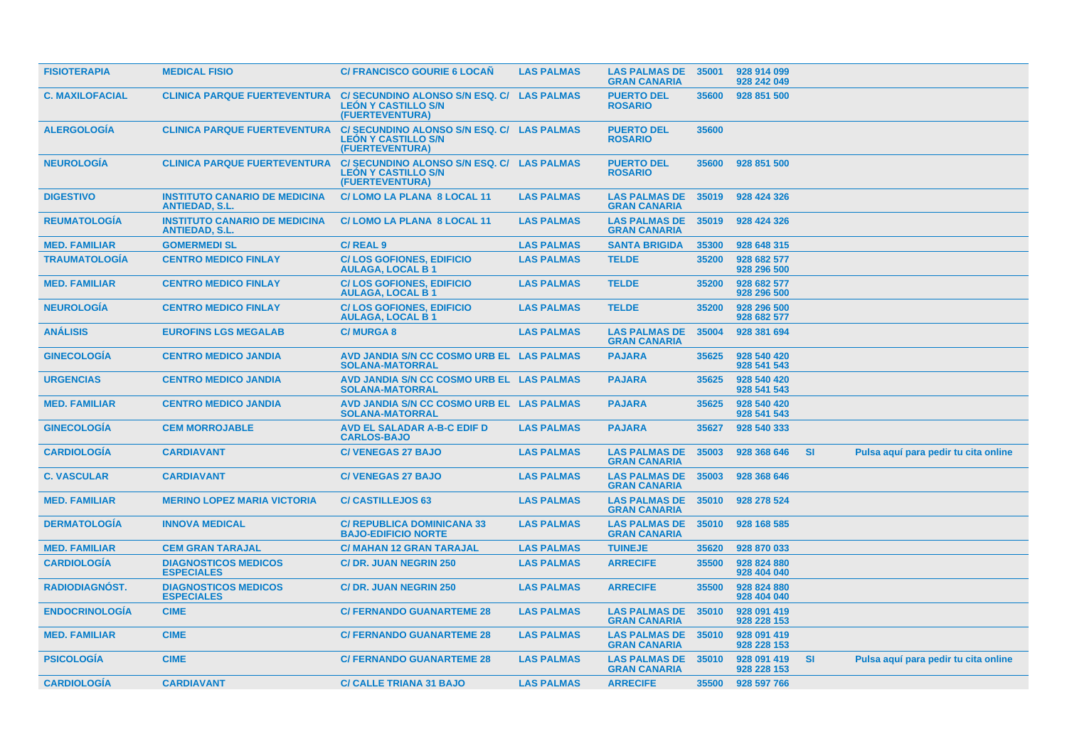| | | | | | | | | |
|---|---|---|---|---|---|---|---|---|
| **FISIOTERAPIA** | **MEDICAL FISIO** | **C/ FRANCISCO GOURIE 6 LOCAÑ** | **LAS PALMAS** | **LAS PALMAS DE GRAN CANARIA** | **35001** | **928 914 099 928 242 049** | | |
| **C. MAXILOFACIAL** | **CLINICA PARQUE FUERTEVENTURA** | **C/ SECUNDINO ALONSO S/N ESQ. C/ LEÓN Y CASTILLO S/N (FUERTEVENTURA)** | **LAS PALMAS** | **PUERTO DEL ROSARIO** | **35600** | **928 851 500** | | |
| **ALERGOLOGÍA** | **CLINICA PARQUE FUERTEVENTURA** | **C/ SECUNDINO ALONSO S/N ESQ. C/ LEÓN Y CASTILLO S/N (FUERTEVENTURA)** | **LAS PALMAS** | **PUERTO DEL ROSARIO** | **35600** | | | |
| **NEUROLOGÍA** | **CLINICA PARQUE FUERTEVENTURA** | **C/ SECUNDINO ALONSO S/N ESQ. C/ LEÓN Y CASTILLO S/N (FUERTEVENTURA)** | **LAS PALMAS** | **PUERTO DEL ROSARIO** | **35600** | **928 851 500** | | |
| **DIGESTIVO** | **INSTITUTO CANARIO DE MEDICINA ANTIEDAD, S.L.** | **C/ LOMO LA PLANA 8 LOCAL 11** | **LAS PALMAS** | **LAS PALMAS DE GRAN CANARIA** | **35019** | **928 424 326** | | |
| **REUMATOLOGÍA** | **INSTITUTO CANARIO DE MEDICINA ANTIEDAD, S.L.** | **C/ LOMO LA PLANA 8 LOCAL 11** | **LAS PALMAS** | **LAS PALMAS DE GRAN CANARIA** | **35019** | **928 424 326** | | |
| **MED. FAMILIAR** | **GOMERMEDI SL** | **C/ REAL 9** | **LAS PALMAS** | **SANTA BRIGIDA** | **35300** | **928 648 315** | | |
| **TRAUMATOLOGÍA** | **CENTRO MEDICO FINLAY** | **C/ LOS GOFIONES, EDIFICIO AULAGA, LOCAL B 1** | **LAS PALMAS** | **TELDE** | **35200** | **928 682 577 928 296 500** | | |
| **MED. FAMILIAR** | **CENTRO MEDICO FINLAY** | **C/ LOS GOFIONES, EDIFICIO AULAGA, LOCAL B 1** | **LAS PALMAS** | **TELDE** | **35200** | **928 682 577 928 296 500** | | |
| **NEUROLOGÍA** | **CENTRO MEDICO FINLAY** | **C/ LOS GOFIONES, EDIFICIO AULAGA, LOCAL B 1** | **LAS PALMAS** | **TELDE** | **35200** | **928 296 500 928 682 577** | | |
| **ANÁLISIS** | **EUROFINS LGS MEGALAB** | **C/ MURGA 8** | **LAS PALMAS** | **LAS PALMAS DE GRAN CANARIA** | **35004** | **928 381 694** | | |
| **GINECOLOGÍA** | **CENTRO MEDICO JANDIA** | **AVD JANDIA S/N CC COSMO URB EL SOLANA-MATORRAL** | **LAS PALMAS** | **PAJARA** | **35625** | **928 540 420 928 541 543** | | |
| **URGENCIAS** | **CENTRO MEDICO JANDIA** | **AVD JANDIA S/N CC COSMO URB EL SOLANA-MATORRAL** | **LAS PALMAS** | **PAJARA** | **35625** | **928 540 420 928 541 543** | | |
| **MED. FAMILIAR** | **CENTRO MEDICO JANDIA** | **AVD JANDIA S/N CC COSMO URB EL SOLANA-MATORRAL** | **LAS PALMAS** | **PAJARA** | **35625** | **928 540 420 928 541 543** | | |
| **GINECOLOGÍA** | **CEM MORROJABLE** | **AVD EL SALADAR A-B-C EDIF D CARLOS-BAJO** | **LAS PALMAS** | **PAJARA** | **35627** | **928 540 333** | | |
| **CARDIOLOGÍA** | **CARDIAVANT** | **C/ VENEGAS 27 BAJO** | **LAS PALMAS** | **LAS PALMAS DE GRAN CANARIA** | **35003** | **928 368 646** | **SI** | **Pulsa aquí para pedir tu cita online** |
| **C. VASCULAR** | **CARDIAVANT** | **C/ VENEGAS 27 BAJO** | **LAS PALMAS** | **LAS PALMAS DE GRAN CANARIA** | **35003** | **928 368 646** | | |
| **MED. FAMILIAR** | **MERINO LOPEZ MARIA VICTORIA** | **C/ CASTILLEJOS 63** | **LAS PALMAS** | **LAS PALMAS DE GRAN CANARIA** | **35010** | **928 278 524** | | |
| **DERMATOLOGÍA** | **INNOVA MEDICAL** | **C/ REPUBLICA DOMINICANA 33 BAJO-EDIFICIO NORTE** | **LAS PALMAS** | **LAS PALMAS DE GRAN CANARIA** | **35010** | **928 168 585** | | |
| **MED. FAMILIAR** | **CEM GRAN TARAJAL** | **C/ MAHAN 12 GRAN TARAJAL** | **LAS PALMAS** | **TUINEJE** | **35620** | **928 870 033** | | |
| **CARDIOLOGÍA** | **DIAGNOSTICOS MEDICOS ESPECIALES** | **C/ DR. JUAN NEGRIN 250** | **LAS PALMAS** | **ARRECIFE** | **35500** | **928 824 880 928 404 040** | | |
| **RADIODIAGNÓST.** | **DIAGNOSTICOS MEDICOS ESPECIALES** | **C/ DR. JUAN NEGRIN 250** | **LAS PALMAS** | **ARRECIFE** | **35500** | **928 824 880 928 404 040** | | |
| **ENDOCRINOLOGÍA** | **CIME** | **C/ FERNANDO GUANARTEME 28** | **LAS PALMAS** | **LAS PALMAS DE GRAN CANARIA** | **35010** | **928 091 419 928 228 153** | | |
| **MED. FAMILIAR** | **CIME** | **C/ FERNANDO GUANARTEME 28** | **LAS PALMAS** | **LAS PALMAS DE GRAN CANARIA** | **35010** | **928 091 419 928 228 153** | | |
| **PSICOLOGÍA** | **CIME** | **C/ FERNANDO GUANARTEME 28** | **LAS PALMAS** | **LAS PALMAS DE GRAN CANARIA** | **35010** | **928 091 419 928 228 153** | **SI** | **Pulsa aquí para pedir tu cita online** |
| **CARDIOLOGÍA** | **CARDIAVANT** | **C/ CALLE TRIANA 31 BAJO** | **LAS PALMAS** | **ARRECIFE** | **35500** | **928 597 766** | | |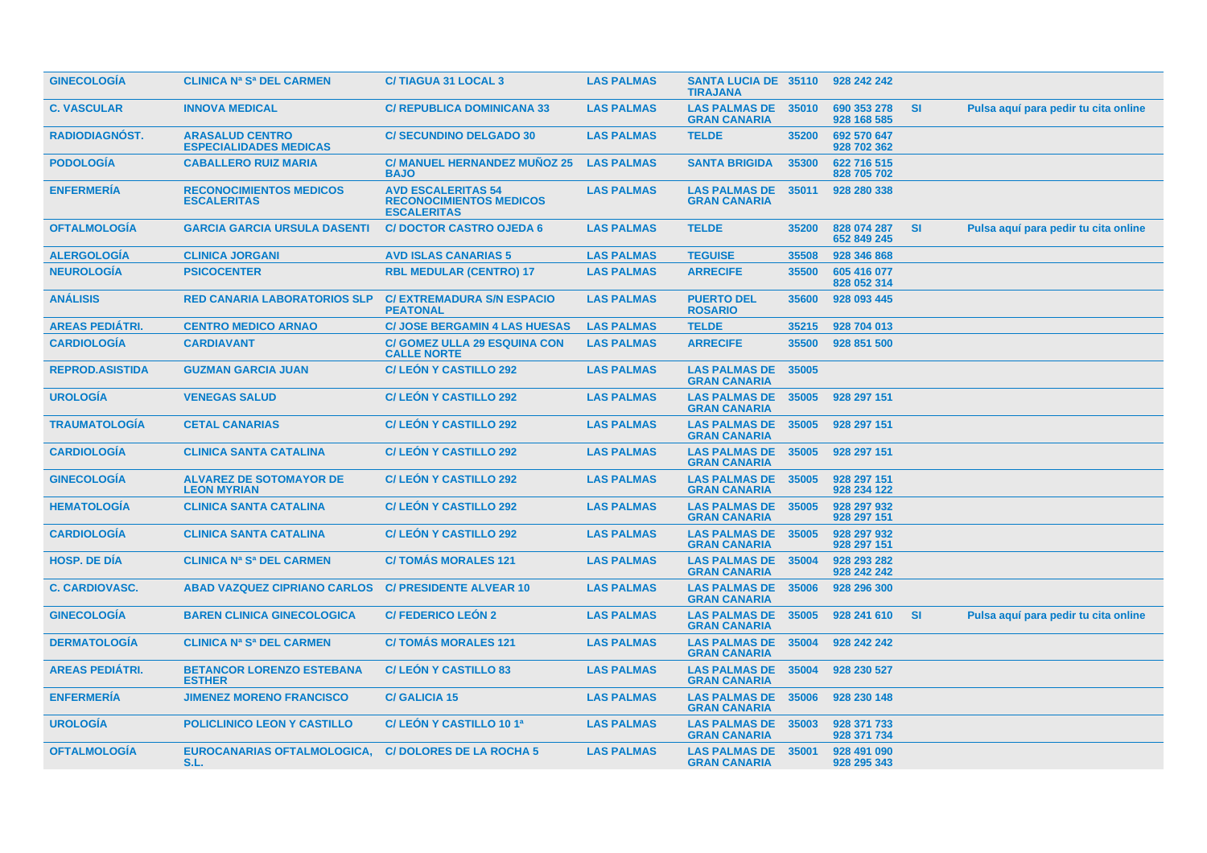| GINECOLOGÍA | CLINICA Nª Sª DEL CARMEN | C/ TIAGUA 31 LOCAL 3 | LAS PALMAS | SANTA LUCIA DE TIRAJANA | 35110 | 928 242 242 | | |
|---|---|---|---|---|---|---|---|---|
| C. VASCULAR | INNOVA MEDICAL | C/ REPUBLICA DOMINICANA 33 | LAS PALMAS | LAS PALMAS DE GRAN CANARIA | 35010 | 690 353 278 928 168 585 | SI | Pulsa aquí para pedir tu cita online |
| RADIODIAGNÓST. | ARASALUD CENTRO ESPECIALIDADES MEDICAS | C/ SECUNDINO DELGADO 30 | LAS PALMAS | TELDE | 35200 | 692 570 647 928 702 362 | | |
| PODOLOGÍA | CABALLERO RUIZ MARIA | C/ MANUEL HERNANDEZ MUÑOZ 25 BAJO | LAS PALMAS | SANTA BRIGIDA | 35300 | 622 716 515 828 705 702 | | |
| ENFERMERÍA | RECONOCIMIENTOS MEDICOS ESCALERITAS | AVD ESCALERITAS 54 RECONOCIMIENTOS MEDICOS ESCALERITAS | LAS PALMAS | LAS PALMAS DE GRAN CANARIA | 35011 | 928 280 338 | | |
| OFTALMOLOGÍA | GARCIA GARCIA URSULA DASENTI | C/ DOCTOR CASTRO OJEDA 6 | LAS PALMAS | TELDE | 35200 | 828 074 287 652 849 245 | SI | Pulsa aquí para pedir tu cita online |
| ALERGOLOGÍA | CLINICA JORGANI | AVD ISLAS CANARIAS 5 | LAS PALMAS | TEGUISE | 35508 | 928 346 868 | | |
| NEUROLOGÍA | PSICOCENTER | RBL MEDULAR (CENTRO) 17 | LAS PALMAS | ARRECIFE | 35500 | 605 416 077 828 052 314 | | |
| ANÁLISIS | RED CANARIA LABORATORIOS SLP | C/ EXTREMADURA S/N ESPACIO PEATONAL | LAS PALMAS | PUERTO DEL ROSARIO | 35600 | 928 093 445 | | |
| AREAS PEDIÁTRI. | CENTRO MEDICO ARNAO | C/ JOSE BERGAMIN 4 LAS HUESAS | LAS PALMAS | TELDE | 35215 | 928 704 013 | | |
| CARDIOLOGÍA | CARDIAVANT | C/ GOMEZ ULLA 29 ESQUINA CON CALLE NORTE | LAS PALMAS | ARRECIFE | 35500 | 928 851 500 | | |
| REPROD.ASISTIDA | GUZMAN GARCIA JUAN | C/ LEÓN Y CASTILLO 292 | LAS PALMAS | LAS PALMAS DE GRAN CANARIA | 35005 | | | |
| UROLOGÍA | VENEGAS SALUD | C/ LEÓN Y CASTILLO 292 | LAS PALMAS | LAS PALMAS DE GRAN CANARIA | 35005 | 928 297 151 | | |
| TRAUMATOLOGÍA | CETAL CANARIAS | C/ LEÓN Y CASTILLO 292 | LAS PALMAS | LAS PALMAS DE GRAN CANARIA | 35005 | 928 297 151 | | |
| CARDIOLOGÍA | CLINICA SANTA CATALINA | C/ LEÓN Y CASTILLO 292 | LAS PALMAS | LAS PALMAS DE GRAN CANARIA | 35005 | 928 297 151 | | |
| GINECOLOGÍA | ALVAREZ DE SOTOMAYOR DE LEON MYRIAN | C/ LEÓN Y CASTILLO 292 | LAS PALMAS | LAS PALMAS DE GRAN CANARIA | 35005 | 928 297 151 928 234 122 | | |
| HEMATOLOGÍA | CLINICA SANTA CATALINA | C/ LEÓN Y CASTILLO 292 | LAS PALMAS | LAS PALMAS DE GRAN CANARIA | 35005 | 928 297 932 928 297 151 | | |
| CARDIOLOGÍA | CLINICA SANTA CATALINA | C/ LEÓN Y CASTILLO 292 | LAS PALMAS | LAS PALMAS DE GRAN CANARIA | 35005 | 928 297 932 928 297 151 | | |
| HOSP. DE DÍA | CLINICA Nª Sª DEL CARMEN | C/ TOMÁS MORALES 121 | LAS PALMAS | LAS PALMAS DE GRAN CANARIA | 35004 | 928 293 282 928 242 242 | | |
| C. CARDIOVASC. | ABAD VAZQUEZ CIPRIANO CARLOS | C/ PRESIDENTE ALVEAR 10 | LAS PALMAS | LAS PALMAS DE GRAN CANARIA | 35006 | 928 296 300 | | |
| GINECOLOGÍA | BAREN CLINICA GINECOLOGICA | C/ FEDERICO LEÓN 2 | LAS PALMAS | LAS PALMAS DE GRAN CANARIA | 35005 | 928 241 610 | SI | Pulsa aquí para pedir tu cita online |
| DERMATOLOGÍA | CLINICA Nª Sª DEL CARMEN | C/ TOMÁS MORALES 121 | LAS PALMAS | LAS PALMAS DE GRAN CANARIA | 35004 | 928 242 242 | | |
| AREAS PEDIÁTRI. | BETANCOR LORENZO ESTEBANA ESTHER | C/ LEÓN Y CASTILLO 83 | LAS PALMAS | LAS PALMAS DE GRAN CANARIA | 35004 | 928 230 527 | | |
| ENFERMERÍA | JIMENEZ MORENO FRANCISCO | C/ GALICIA 15 | LAS PALMAS | LAS PALMAS DE GRAN CANARIA | 35006 | 928 230 148 | | |
| UROLOGÍA | POLICLINICO LEON Y CASTILLO | C/ LEÓN Y CASTILLO 10 1ª | LAS PALMAS | LAS PALMAS DE GRAN CANARIA | 35003 | 928 371 733 928 371 734 | | |
| OFTALMOLOGÍA | EUROCANARIAS OFTALMOLOGICA, S.L. | C/ DOLORES DE LA ROCHA 5 | LAS PALMAS | LAS PALMAS DE GRAN CANARIA | 35001 | 928 491 090 928 295 343 | | |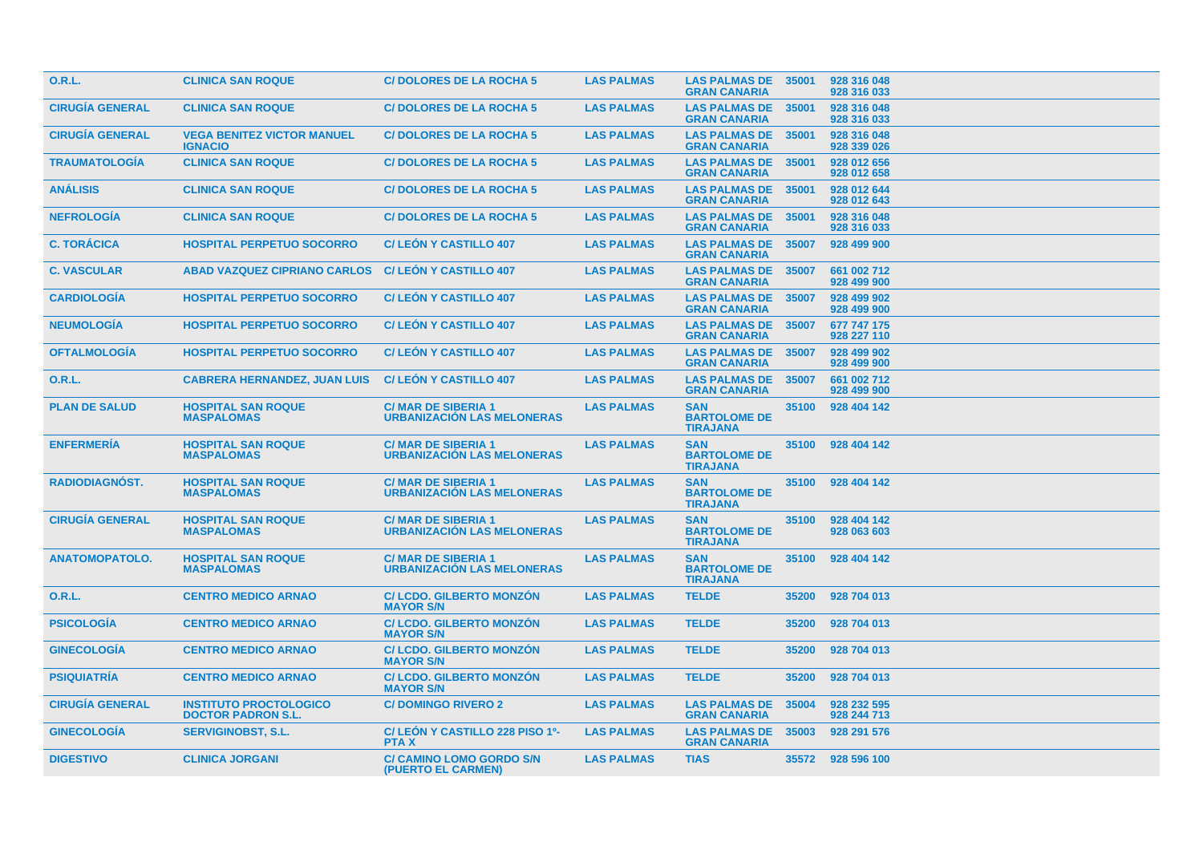| | | | | | | |
|---|---|---|---|---|---|---|
| O.R.L. | CLINICA SAN ROQUE | C/ DOLORES DE LA ROCHA 5 | LAS PALMAS | LAS PALMAS DE GRAN CANARIA | 35001 | 928 316 048 928 316 033 |
| CIRUGÍA GENERAL | CLINICA SAN ROQUE | C/ DOLORES DE LA ROCHA 5 | LAS PALMAS | LAS PALMAS DE GRAN CANARIA | 35001 | 928 316 048 928 316 033 |
| CIRUGÍA GENERAL | VEGA BENITEZ VICTOR MANUEL IGNACIO | C/ DOLORES DE LA ROCHA 5 | LAS PALMAS | LAS PALMAS DE GRAN CANARIA | 35001 | 928 316 048 928 339 026 |
| TRAUMATOLOGÍA | CLINICA SAN ROQUE | C/ DOLORES DE LA ROCHA 5 | LAS PALMAS | LAS PALMAS DE GRAN CANARIA | 35001 | 928 012 656 928 012 658 |
| ANÁLISIS | CLINICA SAN ROQUE | C/ DOLORES DE LA ROCHA 5 | LAS PALMAS | LAS PALMAS DE GRAN CANARIA | 35001 | 928 012 644 928 012 643 |
| NEFROLOGÍA | CLINICA SAN ROQUE | C/ DOLORES DE LA ROCHA 5 | LAS PALMAS | LAS PALMAS DE GRAN CANARIA | 35001 | 928 316 048 928 316 033 |
| C. TORÁCICA | HOSPITAL PERPETUO SOCORRO | C/ LEÓN Y CASTILLO 407 | LAS PALMAS | LAS PALMAS DE GRAN CANARIA | 35007 | 928 499 900 |
| C. VASCULAR | ABAD VAZQUEZ CIPRIANO CARLOS | C/ LEÓN Y CASTILLO 407 | LAS PALMAS | LAS PALMAS DE GRAN CANARIA | 35007 | 661 002 712 928 499 900 |
| CARDIOLOGÍA | HOSPITAL PERPETUO SOCORRO | C/ LEÓN Y CASTILLO 407 | LAS PALMAS | LAS PALMAS DE GRAN CANARIA | 35007 | 928 499 902 928 499 900 |
| NEUMOLOGÍA | HOSPITAL PERPETUO SOCORRO | C/ LEÓN Y CASTILLO 407 | LAS PALMAS | LAS PALMAS DE GRAN CANARIA | 35007 | 677 747 175 928 227 110 |
| OFTALMOLOGÍA | HOSPITAL PERPETUO SOCORRO | C/ LEÓN Y CASTILLO 407 | LAS PALMAS | LAS PALMAS DE GRAN CANARIA | 35007 | 928 499 902 928 499 900 |
| O.R.L. | CABRERA HERNANDEZ, JUAN LUIS | C/ LEÓN Y CASTILLO 407 | LAS PALMAS | LAS PALMAS DE GRAN CANARIA | 35007 | 661 002 712 928 499 900 |
| PLAN DE SALUD | HOSPITAL SAN ROQUE MASPALOMAS | C/ MAR DE SIBERIA 1 URBANIZACIÓN LAS MELONERAS | LAS PALMAS | SAN BARTOLOME DE TIRAJANA | 35100 | 928 404 142 |
| ENFERMERÍA | HOSPITAL SAN ROQUE MASPALOMAS | C/ MAR DE SIBERIA 1 URBANIZACIÓN LAS MELONERAS | LAS PALMAS | SAN BARTOLOME DE TIRAJANA | 35100 | 928 404 142 |
| RADIODIAGNÓST. | HOSPITAL SAN ROQUE MASPALOMAS | C/ MAR DE SIBERIA 1 URBANIZACIÓN LAS MELONERAS | LAS PALMAS | SAN BARTOLOME DE TIRAJANA | 35100 | 928 404 142 |
| CIRUGÍA GENERAL | HOSPITAL SAN ROQUE MASPALOMAS | C/ MAR DE SIBERIA 1 URBANIZACIÓN LAS MELONERAS | LAS PALMAS | SAN BARTOLOME DE TIRAJANA | 35100 | 928 404 142 928 063 603 |
| ANATOMOPATOLO. | HOSPITAL SAN ROQUE MASPALOMAS | C/ MAR DE SIBERIA 1 URBANIZACIÓN LAS MELONERAS | LAS PALMAS | SAN BARTOLOME DE TIRAJANA | 35100 | 928 404 142 |
| O.R.L. | CENTRO MEDICO ARNAO | C/ LCDO. GILBERTO MONZÓN MAYOR S/N | LAS PALMAS | TELDE | 35200 | 928 704 013 |
| PSICOLOGÍA | CENTRO MEDICO ARNAO | C/ LCDO. GILBERTO MONZÓN MAYOR S/N | LAS PALMAS | TELDE | 35200 | 928 704 013 |
| GINECOLOGÍA | CENTRO MEDICO ARNAO | C/ LCDO. GILBERTO MONZÓN MAYOR S/N | LAS PALMAS | TELDE | 35200 | 928 704 013 |
| PSIQUIATRÍA | CENTRO MEDICO ARNAO | C/ LCDO. GILBERTO MONZÓN MAYOR S/N | LAS PALMAS | TELDE | 35200 | 928 704 013 |
| CIRUGÍA GENERAL | INSTITUTO PROCTOLOGICO DOCTOR PADRON S.L. | C/ DOMINGO RIVERO 2 | LAS PALMAS | LAS PALMAS DE GRAN CANARIA | 35004 | 928 232 595 928 244 713 |
| GINECOLOGÍA | SERVIGINOBST, S.L. | C/ LEÓN Y CASTILLO 228 PISO 1º- PTA X | LAS PALMAS | LAS PALMAS DE GRAN CANARIA | 35003 | 928 291 576 |
| DIGESTIVO | CLINICA JORGANI | C/ CAMINO LOMO GORDO S/N (PUERTO EL CARMEN) | LAS PALMAS | TIAS | 35572 | 928 596 100 |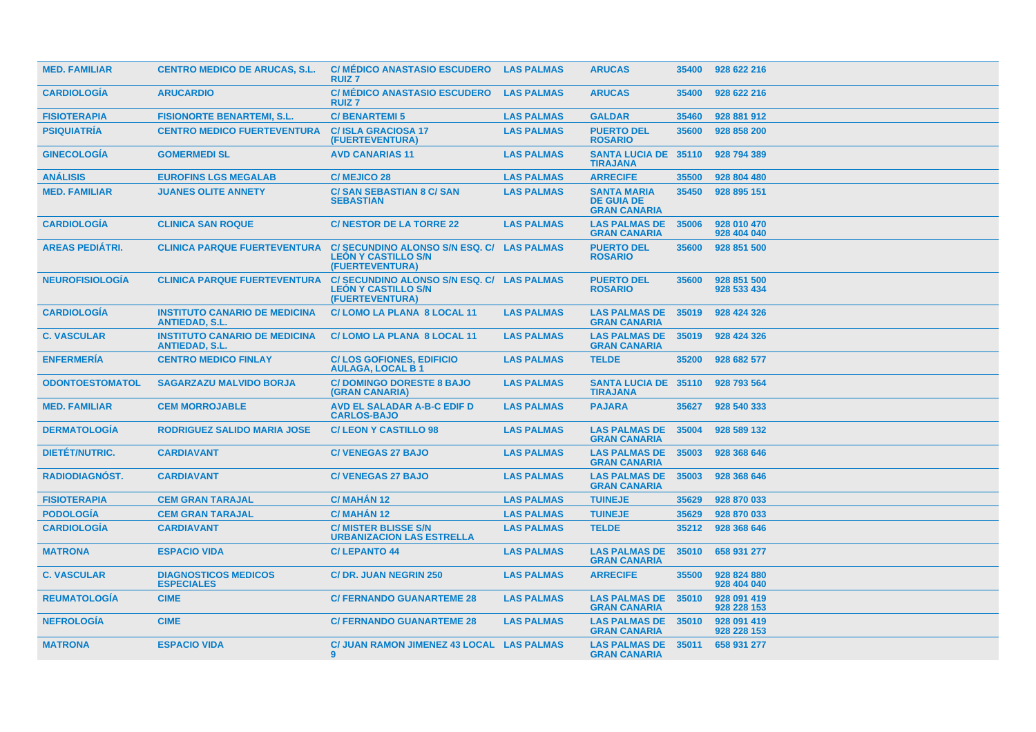| MED. FAMILIAR | CENTRO MEDICO DE ARUCAS, S.L. | C/ MÉDICO ANASTASIO ESCUDERO RUIZ 7 | LAS PALMAS | ARUCAS | 35400 | 928 622 216 |
|---|---|---|---|---|---|---|
| CARDIOLOGÍA | ARUCARDIO | C/ MÉDICO ANASTASIO ESCUDERO RUIZ 7 | LAS PALMAS | ARUCAS | 35400 | 928 622 216 |
| FISIOTERAPIA | FISIONORTE BENARTEMI, S.L. | C/ BENARTEMI 5 | LAS PALMAS | GALDAR | 35460 | 928 881 912 |
| PSIQUIATRÍA | CENTRO MEDICO FUERTEVENTURA | C/ ISLA GRACIOSA 17 (FUERTEVENTURA) | LAS PALMAS | PUERTO DEL ROSARIO | 35600 | 928 858 200 |
| GINECOLOGÍA | GOMERMEDI SL | AVD CANARIAS 11 | LAS PALMAS | SANTA LUCIA DE TIRAJANA | 35110 | 928 794 389 |
| ANÁLISIS | EUROFINS LGS MEGALAB | C/ MEJICO 28 | LAS PALMAS | ARRECIFE | 35500 | 928 804 480 |
| MED. FAMILIAR | JUANES OLITE ANNETY | C/ SAN SEBASTIAN 8 C/ SAN SEBASTIAN | LAS PALMAS | SANTA MARIA DE GUIA DE GRAN CANARIA | 35450 | 928 895 151 |
| CARDIOLOGÍA | CLINICA SAN ROQUE | C/ NESTOR DE LA TORRE 22 | LAS PALMAS | LAS PALMAS DE GRAN CANARIA | 35006 | 928 010 470 928 404 040 |
| AREAS PEDIÁTRI. | CLINICA PARQUE FUERTEVENTURA | C/ SECUNDINO ALONSO S/N ESQ. C/ LEÓN Y CASTILLO S/N (FUERTEVENTURA) | LAS PALMAS | PUERTO DEL ROSARIO | 35600 | 928 851 500 |
| NEUROFISIOLOGÍA | CLINICA PARQUE FUERTEVENTURA | C/ SECUNDINO ALONSO S/N ESQ. C/ LEÓN Y CASTILLO S/N (FUERTEVENTURA) | LAS PALMAS | PUERTO DEL ROSARIO | 35600 | 928 851 500 928 533 434 |
| CARDIOLOGÍA | INSTITUTO CANARIO DE MEDICINA ANTIEDAD, S.L. | C/ LOMO LA PLANA 8 LOCAL 11 | LAS PALMAS | LAS PALMAS DE GRAN CANARIA | 35019 | 928 424 326 |
| C. VASCULAR | INSTITUTO CANARIO DE MEDICINA ANTIEDAD, S.L. | C/ LOMO LA PLANA 8 LOCAL 11 | LAS PALMAS | LAS PALMAS DE GRAN CANARIA | 35019 | 928 424 326 |
| ENFERMERÍA | CENTRO MEDICO FINLAY | C/ LOS GOFIONES, EDIFICIO AULAGA, LOCAL B 1 | LAS PALMAS | TELDE | 35200 | 928 682 577 |
| ODONTOESTOMATOL | SAGARZAZU MALVIDO BORJA | C/ DOMINGO DORESTE 8 BAJO (GRAN CANARIA) | LAS PALMAS | SANTA LUCIA DE TIRAJANA | 35110 | 928 793 564 |
| MED. FAMILIAR | CEM MORROJABLE | AVD EL SALADAR A-B-C EDIF D CARLOS-BAJO | LAS PALMAS | PAJARA | 35627 | 928 540 333 |
| DERMATOLOGÍA | RODRIGUEZ SALIDO MARIA JOSE | C/ LEON Y CASTILLO 98 | LAS PALMAS | LAS PALMAS DE GRAN CANARIA | 35004 | 928 589 132 |
| DIETÉT/NUTRIC. | CARDIAVANT | C/ VENEGAS 27 BAJO | LAS PALMAS | LAS PALMAS DE GRAN CANARIA | 35003 | 928 368 646 |
| RADIODIAGNÓST. | CARDIAVANT | C/ VENEGAS 27 BAJO | LAS PALMAS | LAS PALMAS DE GRAN CANARIA | 35003 | 928 368 646 |
| FISIOTERAPIA | CEM GRAN TARAJAL | C/ MAHÁN 12 | LAS PALMAS | TUINEJE | 35629 | 928 870 033 |
| PODOLOGÍA | CEM GRAN TARAJAL | C/ MAHÁN 12 | LAS PALMAS | TUINEJE | 35629 | 928 870 033 |
| CARDIOLOGÍA | CARDIAVANT | C/ MISTER BLISSE S/N URBANIZACION LAS ESTRELLA | LAS PALMAS | TELDE | 35212 | 928 368 646 |
| MATRONA | ESPACIO VIDA | C/ LEPANTO 44 | LAS PALMAS | LAS PALMAS DE GRAN CANARIA | 35010 | 658 931 277 |
| C. VASCULAR | DIAGNOSTICOS MEDICOS ESPECIALES | C/ DR. JUAN NEGRIN 250 | LAS PALMAS | ARRECIFE | 35500 | 928 824 880 928 404 040 |
| REUMATOLOGÍA | CIME | C/ FERNANDO GUANARTEME 28 | LAS PALMAS | LAS PALMAS DE GRAN CANARIA | 35010 | 928 091 419 928 228 153 |
| NEFROLOGÍA | CIME | C/ FERNANDO GUANARTEME 28 | LAS PALMAS | LAS PALMAS DE GRAN CANARIA | 35010 | 928 091 419 928 228 153 |
| MATRONA | ESPACIO VIDA | C/ JUAN RAMON JIMENEZ 43 LOCAL 9 | LAS PALMAS | LAS PALMAS DE GRAN CANARIA | 35011 | 658 931 277 |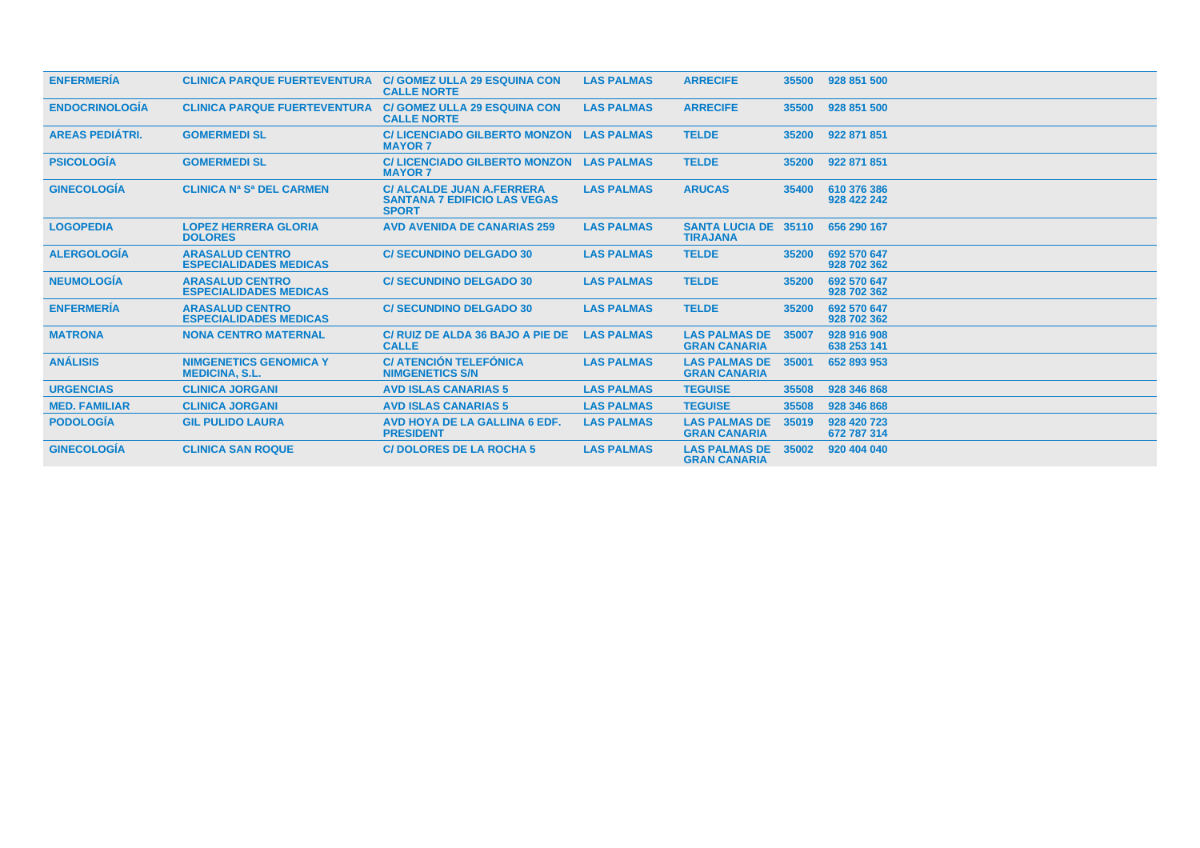| | | | | | | |
|---|---|---|---|---|---|---|
| ENFERMERÍA | CLINICA PARQUE FUERTEVENTURA | C/ GOMEZ ULLA 29 ESQUINA CON CALLE NORTE | LAS PALMAS | ARRECIFE | 35500 | 928 851 500 |
| ENDOCRINOLOGÍA | CLINICA PARQUE FUERTEVENTURA | C/ GOMEZ ULLA 29 ESQUINA CON CALLE NORTE | LAS PALMAS | ARRECIFE | 35500 | 928 851 500 |
| AREAS PEDIÁTRI. | GOMERMEDI SL | C/ LICENCIADO GILBERTO MONZON MAYOR 7 | LAS PALMAS | TELDE | 35200 | 922 871 851 |
| PSICOLOGÍA | GOMERMEDI SL | C/ LICENCIADO GILBERTO MONZON MAYOR 7 | LAS PALMAS | TELDE | 35200 | 922 871 851 |
| GINECOLOGÍA | CLINICA Nª Sª DEL CARMEN | C/ ALCALDE JUAN A.FERRERA SANTANA 7 EDIFICIO LAS VEGAS SPORT | LAS PALMAS | ARUCAS | 35400 | 610 376 386 928 422 242 |
| LOGOPEDIA | LOPEZ HERRERA GLORIA DOLORES | AVD AVENIDA DE CANARIAS 259 | LAS PALMAS | SANTA LUCIA DE TIRAJANA | 35110 | 656 290 167 |
| ALERGOLOGÍA | ARASALUD CENTRO ESPECIALIDADES MEDICAS | C/ SECUNDINO DELGADO 30 | LAS PALMAS | TELDE | 35200 | 692 570 647 928 702 362 |
| NEUMOLOGÍA | ARASALUD CENTRO ESPECIALIDADES MEDICAS | C/ SECUNDINO DELGADO 30 | LAS PALMAS | TELDE | 35200 | 692 570 647 928 702 362 |
| ENFERMERÍA | ARASALUD CENTRO ESPECIALIDADES MEDICAS | C/ SECUNDINO DELGADO 30 | LAS PALMAS | TELDE | 35200 | 692 570 647 928 702 362 |
| MATRONA | NONA CENTRO MATERNAL | C/ RUIZ DE ALDA 36 BAJO A PIE DE CALLE | LAS PALMAS | LAS PALMAS DE GRAN CANARIA | 35007 | 928 916 908 638 253 141 |
| ANÁLISIS | NIMGENETICS GENOMICA Y MEDICINA, S.L. | C/ ATENCIÓN TELEFÓNICA NIMGENETICS S/N | LAS PALMAS | LAS PALMAS DE GRAN CANARIA | 35001 | 652 893 953 |
| URGENCIAS | CLINICA JORGANI | AVD ISLAS CANARIAS 5 | LAS PALMAS | TEGUISE | 35508 | 928 346 868 |
| MED. FAMILIAR | CLINICA JORGANI | AVD ISLAS CANARIAS 5 | LAS PALMAS | TEGUISE | 35508 | 928 346 868 |
| PODOLOGÍA | GIL PULIDO LAURA | AVD HOYA DE LA GALLINA 6 EDF. PRESIDENT | LAS PALMAS | LAS PALMAS DE GRAN CANARIA | 35019 | 928 420 723 672 787 314 |
| GINECOLOGÍA | CLINICA SAN ROQUE | C/ DOLORES DE LA ROCHA 5 | LAS PALMAS | LAS PALMAS DE GRAN CANARIA | 35002 | 920 404 040 |